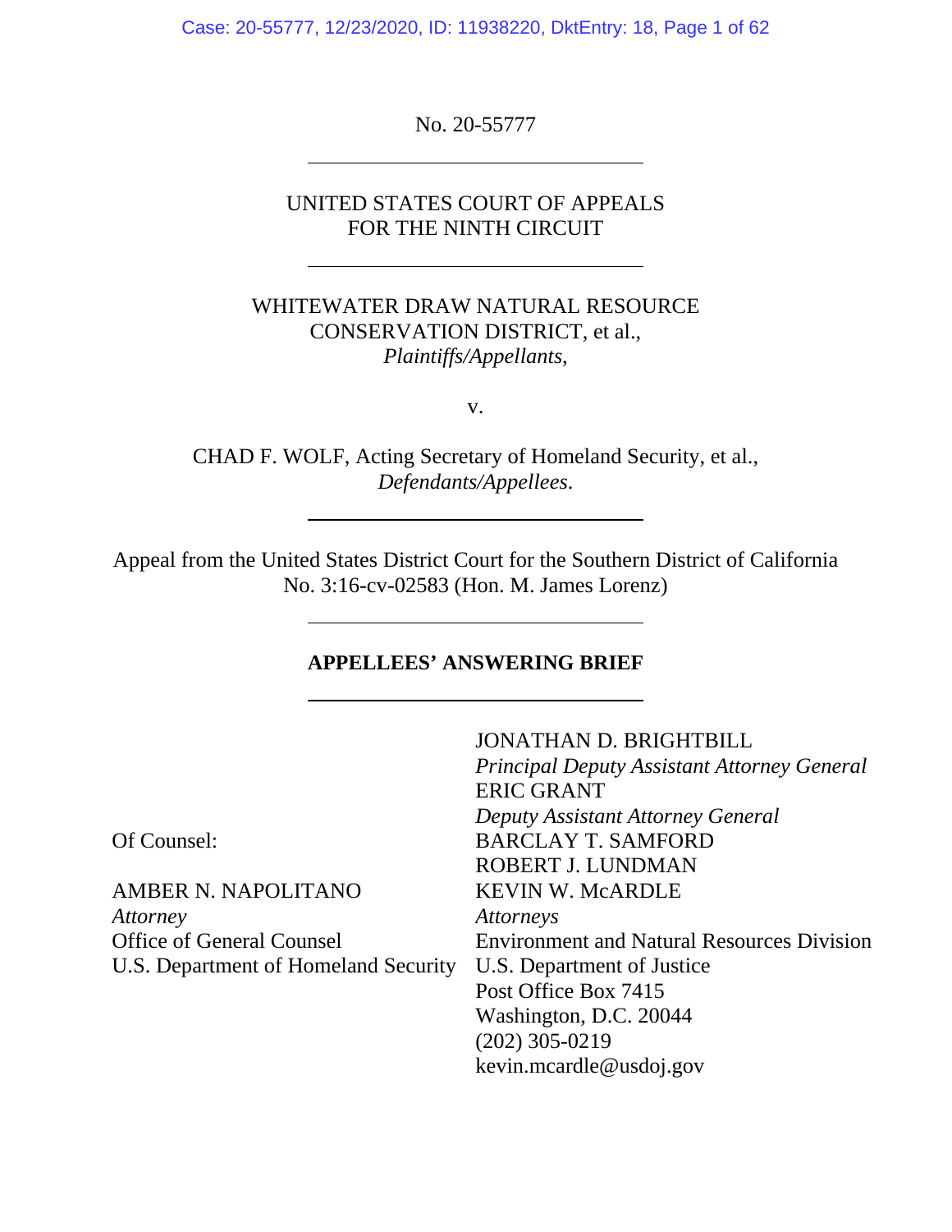No. 20-55777

---

UNITED STATES COURT OF APPEALS
FOR THE NINTH CIRCUIT

---

WHITEWATER DRAW NATURAL RESOURCE CONSERVATION DISTRICT, et al.,
*Plaintiffs/Appellants*,

v.

CHAD F. WOLF, Acting Secretary of Homeland Security, et al.,
*Defendants/Appellees*.

---

Appeal from the United States District Court for the Southern District of California
No. 3:16-cv-02583 (Hon. M. James Lorenz)

---

**APPELLEES' ANSWERING BRIEF**

---

JONATHAN D. BRIGHTBILL
*Principal Deputy Assistant Attorney General*
ERIC GRANT
*Deputy Assistant Attorney General*
BARCLAY T. SAMFORD
ROBERT J. LUNDMAN
KEVIN W. McARDLE
*Attorneys*
Environment and Natural Resources Division
U.S. Department of Justice
Post Office Box 7415
Washington, D.C. 20044
(202) 305-0219
kevin.mcardle@usdoj.gov

Of Counsel:

AMBER N. NAPOLITANO
*Attorney*
Office of General Counsel
U.S. Department of Homeland Security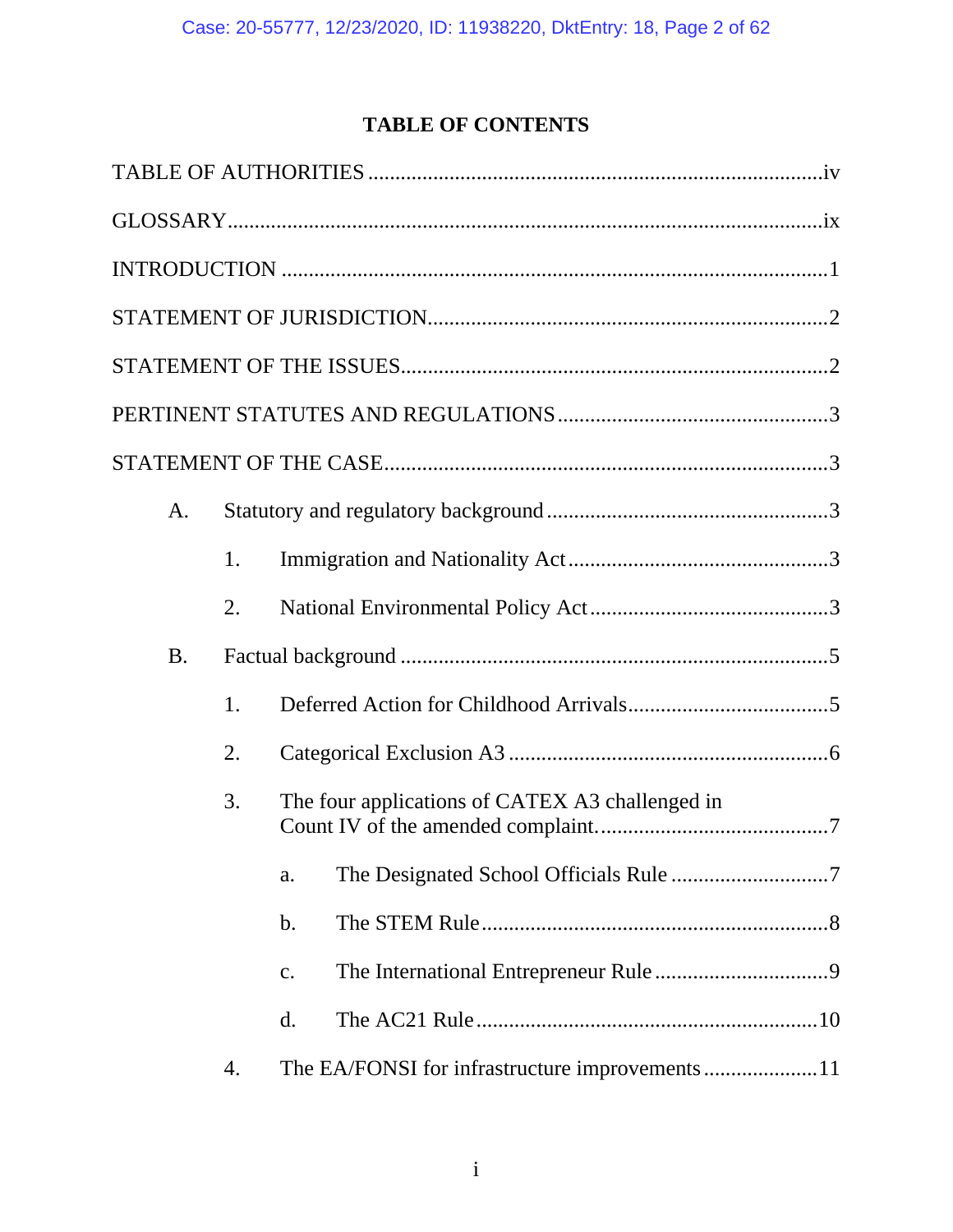## TABLE OF CONTENTS

TABLE OF AUTHORITIES .......... iv

GLOSSARY .......... ix

INTRODUCTION .......... 1

STATEMENT OF JURISDICTION .......... 2

STATEMENT OF THE ISSUES .......... 2

PERTINENT STATUTES AND REGULATIONS .......... 3

STATEMENT OF THE CASE .......... 3

- A. Statutory and regulatory background .......... 3
  - 1. Immigration and Nationality Act .......... 3
  - 2. National Environmental Policy Act .......... 3
- B. Factual background .......... 5
  - 1. Deferred Action for Childhood Arrivals .......... 5
  - 2. Categorical Exclusion A3 .......... 6
  - 3. The four applications of CATEX A3 challenged in Count IV of the amended complaint. .......... 7
    - a. The Designated School Officials Rule .......... 7
    - b. The STEM Rule .......... 8
    - c. The International Entrepreneur Rule .......... 9
    - d. The AC21 Rule .......... 10
  - 4. The EA/FONSI for infrastructure improvements .......... 11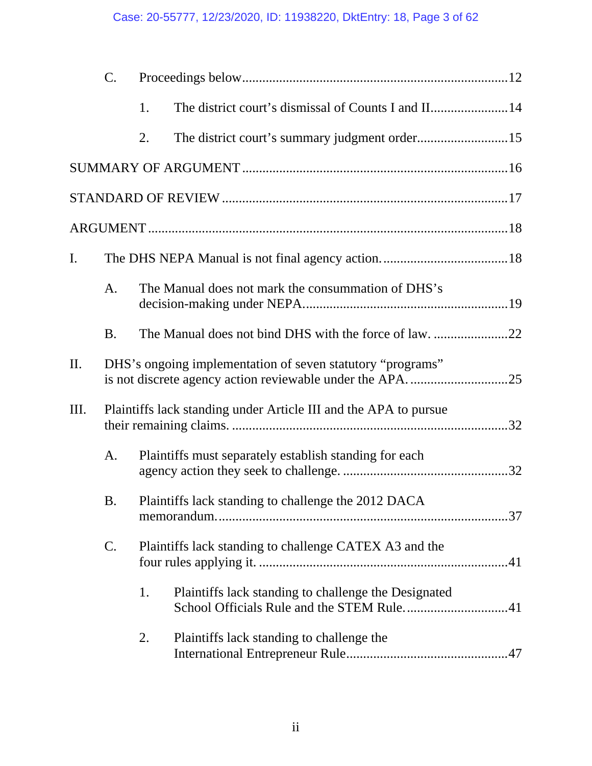C. Proceedings below .......... 12

1. The district court's dismissal of Counts I and II .......... 14

2. The district court's summary judgment order .......... 15

SUMMARY OF ARGUMENT .......... 16

STANDARD OF REVIEW .......... 17

ARGUMENT .......... 18

I. The DHS NEPA Manual is not final agency action. .......... 18

A. The Manual does not mark the consummation of DHS's decision-making under NEPA. .......... 19

B. The Manual does not bind DHS with the force of law. .......... 22

II. DHS's ongoing implementation of seven statutory "programs" is not discrete agency action reviewable under the APA. .......... 25

III. Plaintiffs lack standing under Article III and the APA to pursue their remaining claims. .......... 32

A. Plaintiffs must separately establish standing for each agency action they seek to challenge. .......... 32

B. Plaintiffs lack standing to challenge the 2012 DACA memorandum. .......... 37

C. Plaintiffs lack standing to challenge CATEX A3 and the four rules applying it. .......... 41

1. Plaintiffs lack standing to challenge the Designated School Officials Rule and the STEM Rule. .......... 41

2. Plaintiffs lack standing to challenge the International Entrepreneur Rule .......... 47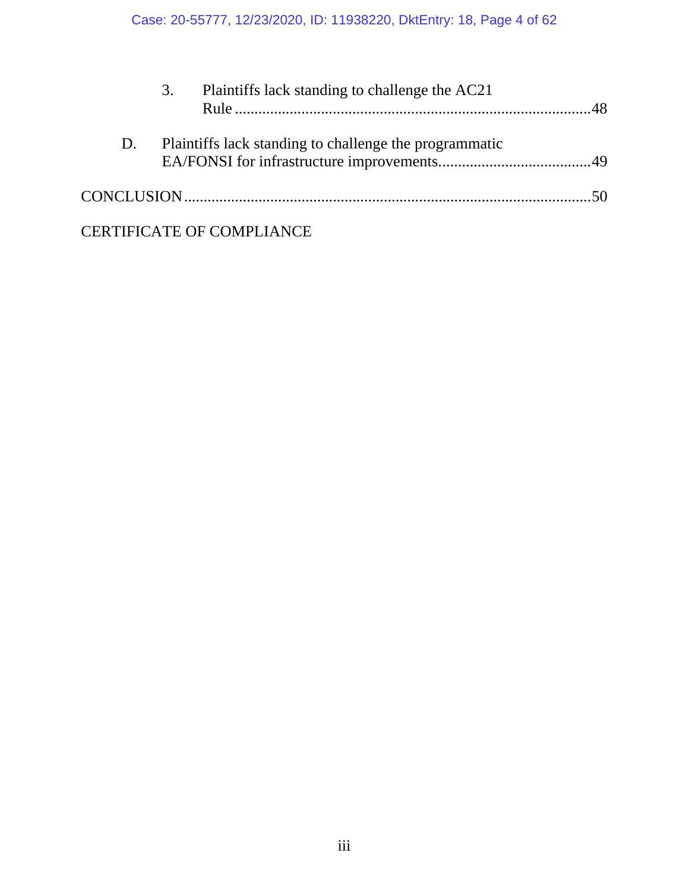3. Plaintiffs lack standing to challenge the AC21 Rule ....................................................................................48

D. Plaintiffs lack standing to challenge the programmatic EA/FONSI for infrastructure improvements......................................49

CONCLUSION .......................................................................................................50

CERTIFICATE OF COMPLIANCE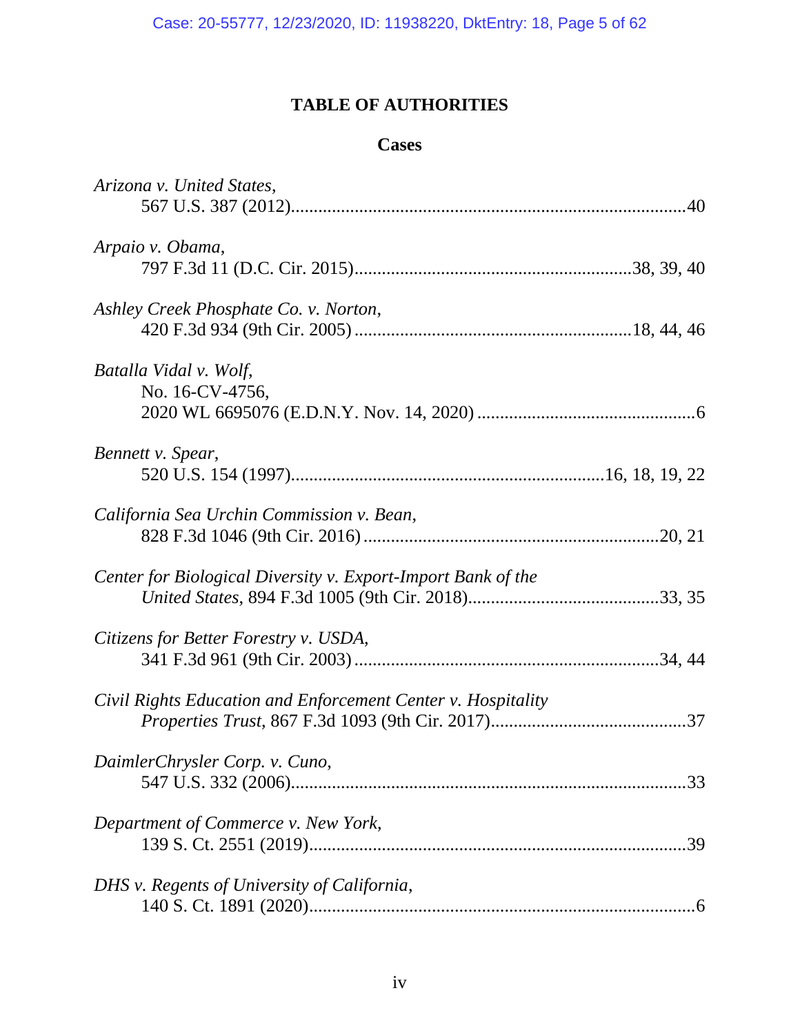# TABLE OF AUTHORITIES

## Cases

*Arizona v. United States*,
567 U.S. 387 (2012)....................................................................................40

*Arpaio v. Obama*,
797 F.3d 11 (D.C. Cir. 2015)............................................................38, 39, 40

*Ashley Creek Phosphate Co. v. Norton*,
420 F.3d 934 (9th Cir. 2005) ............................................................18, 44, 46

*Batalla Vidal v. Wolf*,
No. 16-CV-4756,
2020 WL 6695076 (E.D.N.Y. Nov. 14, 2020) ................................................6

*Bennett v. Spear*,
520 U.S. 154 (1997)....................................................................16, 18, 19, 22

*California Sea Urchin Commission v. Bean*,
828 F.3d 1046 (9th Cir. 2016) .................................................................20, 21

*Center for Biological Diversity v. Export-Import Bank of the United States*, 894 F.3d 1005 (9th Cir. 2018)..........................................33, 35

*Citizens for Better Forestry v. USDA*,
341 F.3d 961 (9th Cir. 2003) ..................................................................34, 44

*Civil Rights Education and Enforcement Center v. Hospitality Properties Trust*, 867 F.3d 1093 (9th Cir. 2017)...........................................37

*DaimlerChrysler Corp. v. Cuno*,
547 U.S. 332 (2006)....................................................................................33

*Department of Commerce v. New York*,
139 S. Ct. 2551 (2019)..................................................................................39

*DHS v. Regents of University of California*,
140 S. Ct. 1891 (2020)....................................................................................6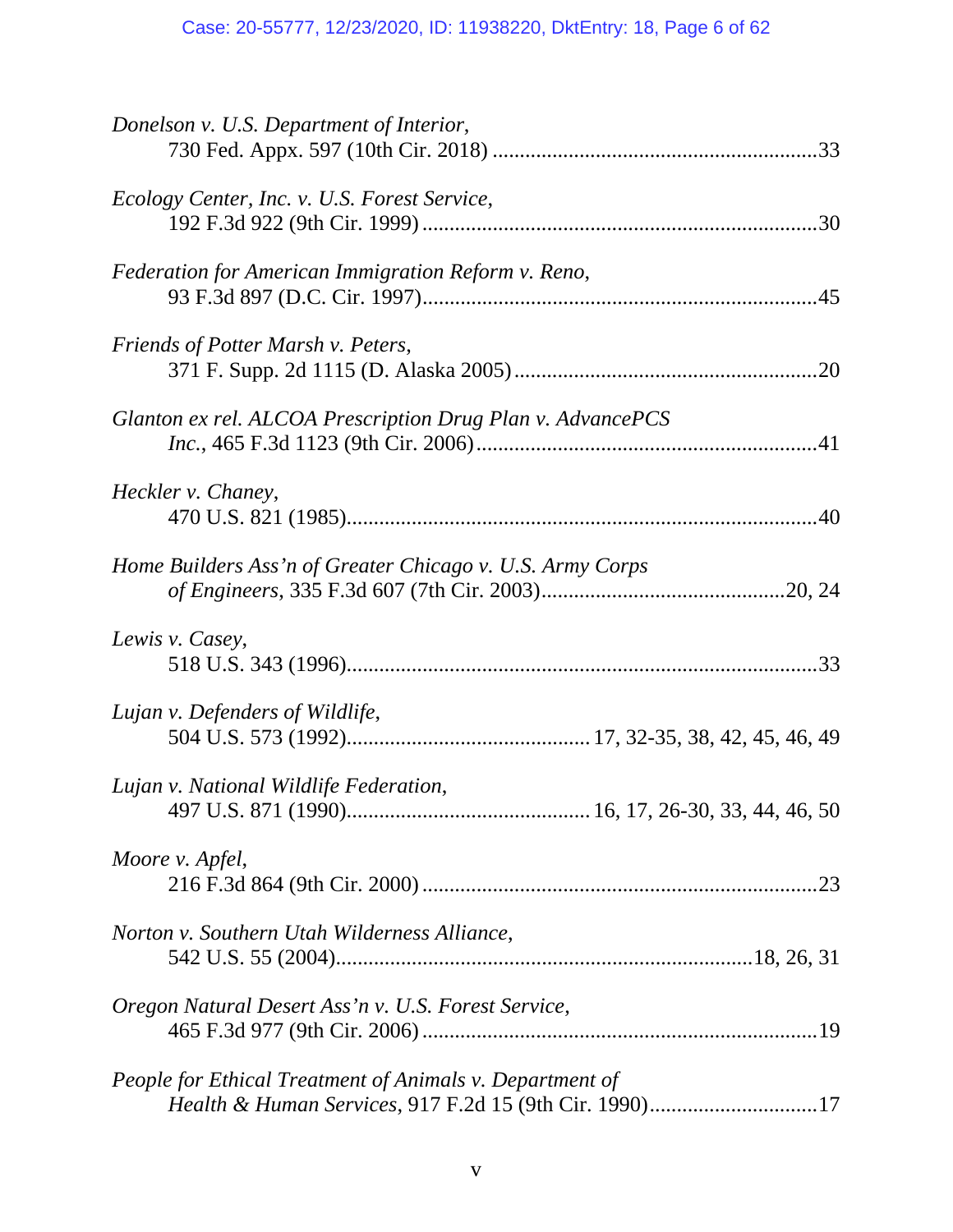*Donelson v. U.S. Department of Interior*,
730 Fed. Appx. 597 (10th Cir. 2018) ............................................................33

*Ecology Center, Inc. v. U.S. Forest Service*,
192 F.3d 922 (9th Cir. 1999) ........................................................................30

*Federation for American Immigration Reform v. Reno*,
93 F.3d 897 (D.C. Cir. 1997)........................................................................45

*Friends of Potter Marsh v. Peters*,
371 F. Supp. 2d 1115 (D. Alaska 2005) .......................................................20

*Glanton ex rel. ALCOA Prescription Drug Plan v. AdvancePCS Inc.*, 465 F.3d 1123 (9th Cir. 2006)..............................................................41

*Heckler v. Chaney*,
470 U.S. 821 (1985)......................................................................................40

*Home Builders Ass'n of Greater Chicago v. U.S. Army Corps of Engineers*, 335 F.3d 607 (7th Cir. 2003).............................................20, 24

*Lewis v. Casey*,
518 U.S. 343 (1996)......................................................................................33

*Lujan v. Defenders of Wildlife*,
504 U.S. 573 (1992)........................................... 17, 32-35, 38, 42, 45, 46, 49

*Lujan v. National Wildlife Federation*,
497 U.S. 871 (1990)........................................... 16, 17, 26-30, 33, 44, 46, 50

*Moore v. Apfel*,
216 F.3d 864 (9th Cir. 2000) ........................................................................23

*Norton v. Southern Utah Wilderness Alliance*,
542 U.S. 55 (2004)...........................................................................18, 26, 31

*Oregon Natural Desert Ass'n v. U.S. Forest Service*,
465 F.3d 977 (9th Cir. 2006) ........................................................................19

*People for Ethical Treatment of Animals v. Department of Health & Human Services*, 917 F.2d 15 (9th Cir. 1990)...............................17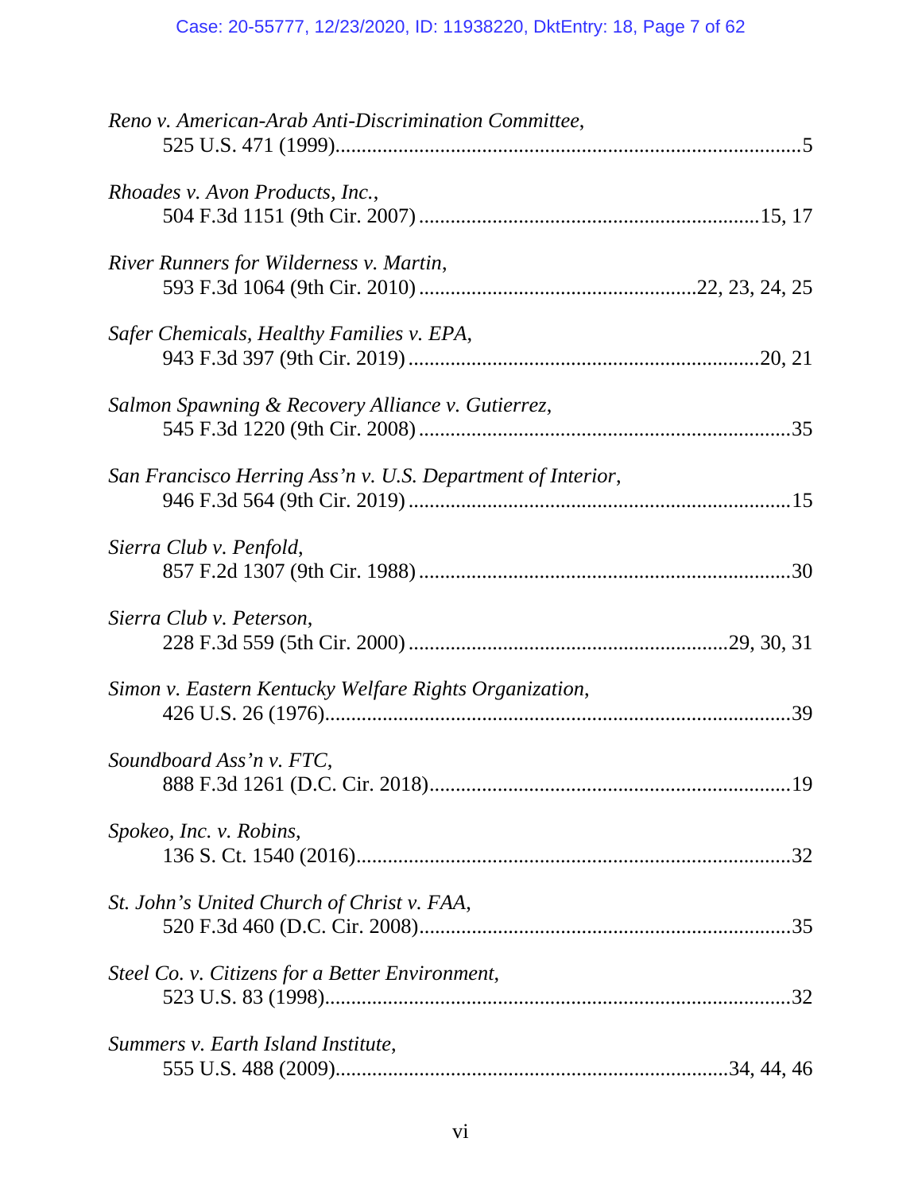*Reno v. American-Arab Anti-Discrimination Committee*,
525 U.S. 471 (1999)........................................................................................5

*Rhoades v. Avon Products, Inc.*,
504 F.3d 1151 (9th Cir. 2007)................................................................15, 17

*River Runners for Wilderness v. Martin*,
593 F.3d 1064 (9th Cir. 2010)....................................................22, 23, 24, 25

*Safer Chemicals, Healthy Families v. EPA*,
943 F.3d 397 (9th Cir. 2019)..................................................................20, 21

*Salmon Spawning & Recovery Alliance v. Gutierrez*,
545 F.3d 1220 (9th Cir. 2008).......................................................................35

*San Francisco Herring Ass'n v. U.S. Department of Interior*,
946 F.3d 564 (9th Cir. 2019).........................................................................15

*Sierra Club v. Penfold*,
857 F.2d 1307 (9th Cir. 1988).......................................................................30

*Sierra Club v. Peterson*,
228 F.3d 559 (5th Cir. 2000)...........................................................29, 30, 31

*Simon v. Eastern Kentucky Welfare Rights Organization*,
426 U.S. 26 (1976)........................................................................................39

*Soundboard Ass'n v. FTC*,
888 F.3d 1261 (D.C. Cir. 2018).....................................................................19

*Spokeo, Inc. v. Robins*,
136 S. Ct. 1540 (2016)..................................................................................32

*St. John's United Church of Christ v. FAA*,
520 F.3d 460 (D.C. Cir. 2008).......................................................................35

*Steel Co. v. Citizens for a Better Environment*,
523 U.S. 83 (1998)........................................................................................32

*Summers v. Earth Island Institute*,
555 U.S. 488 (2009).........................................................................34, 44, 46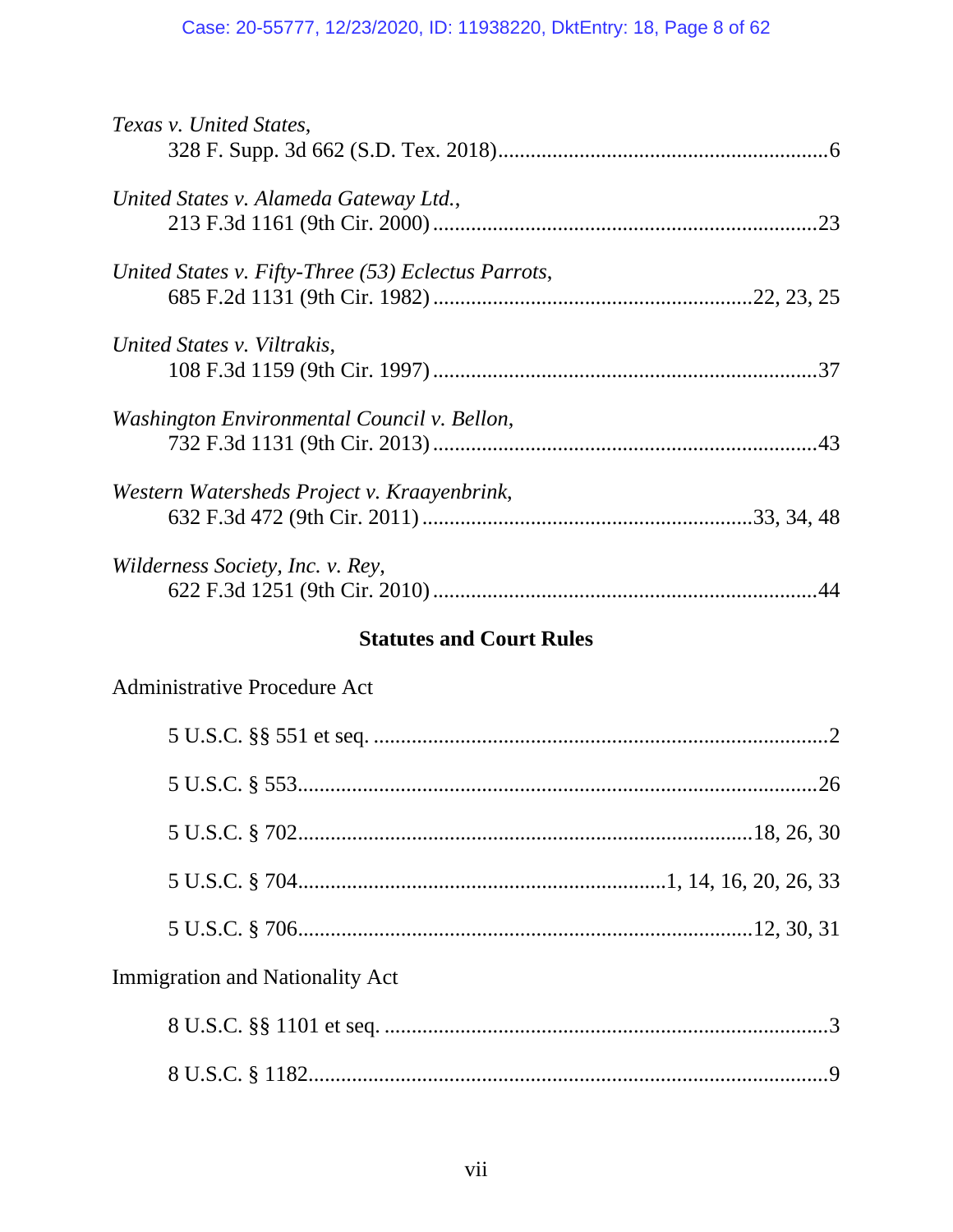*Texas v. United States*,
328 F. Supp. 3d 662 (S.D. Tex. 2018) ............................................................. 6

*United States v. Alameda Gateway Ltd.*,
213 F.3d 1161 (9th Cir. 2000) ...................................................................... 23

*United States v. Fifty-Three (53) Eclectus Parrots*,
685 F.2d 1131 (9th Cir. 1982) ......................................................... 22, 23, 25

*United States v. Viltrakis*,
108 F.3d 1159 (9th Cir. 1997) ...................................................................... 37

*Washington Environmental Council v. Bellon*,
732 F.3d 1131 (9th Cir. 2013) ...................................................................... 43

*Western Watersheds Project v. Kraayenbrink*,
632 F.3d 472 (9th Cir. 2011) ........................................................... 33, 34, 48

*Wilderness Society, Inc. v. Rey*,
622 F.3d 1251 (9th Cir. 2010) ...................................................................... 44

## Statutes and Court Rules

Administrative Procedure Act

5 U.S.C. §§ 551 et seq. .................................................................................... 2

5 U.S.C. § 553 ................................................................................................ 26

5 U.S.C. § 702 ...................................................................................18, 26, 30

5 U.S.C. § 704 ...................................................................1, 14, 16, 20, 26, 33

5 U.S.C. § 706 ...................................................................................12, 30, 31

Immigration and Nationality Act

8 U.S.C. §§ 1101 et seq. .................................................................................. 3

8 U.S.C. § 1182 ................................................................................................ 9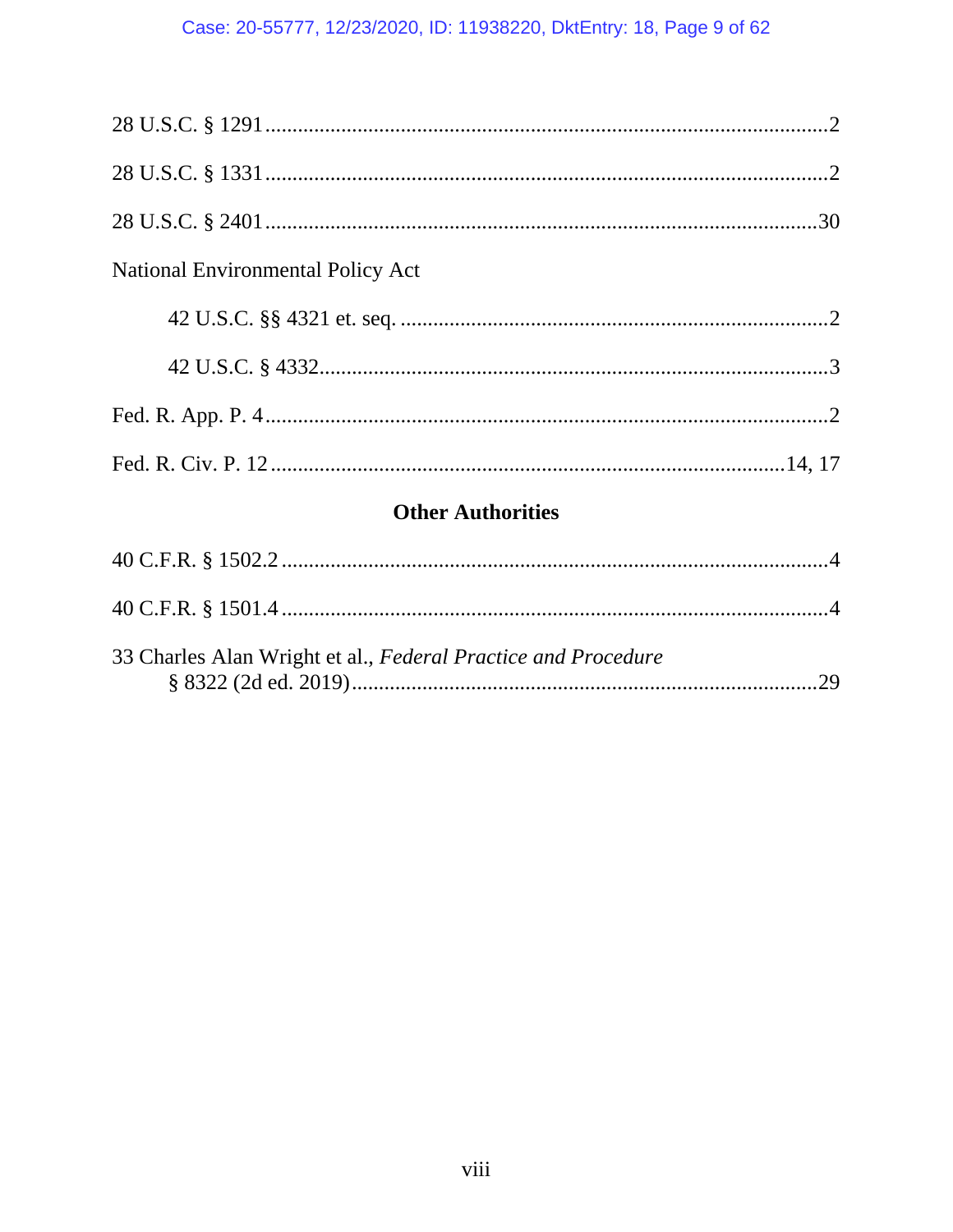28 U.S.C. § 1291 .......................................................................................................2

28 U.S.C. § 1331 .......................................................................................................2

28 U.S.C. § 2401 .....................................................................................................30

National Environmental Policy Act

  42 U.S.C. §§ 4321 et. seq. ..............................................................................2

  42 U.S.C. § 4332...............................................................................................3

Fed. R. App. P. 4 ........................................................................................................2

Fed. R. Civ. P. 12 ...............................................................................................14, 17

## Other Authorities

40 C.F.R. § 1502.2 .....................................................................................................4

40 C.F.R. § 1501.4 .....................................................................................................4

33 Charles Alan Wright et al., *Federal Practice and Procedure* § 8322 (2d ed. 2019)......................................................................................29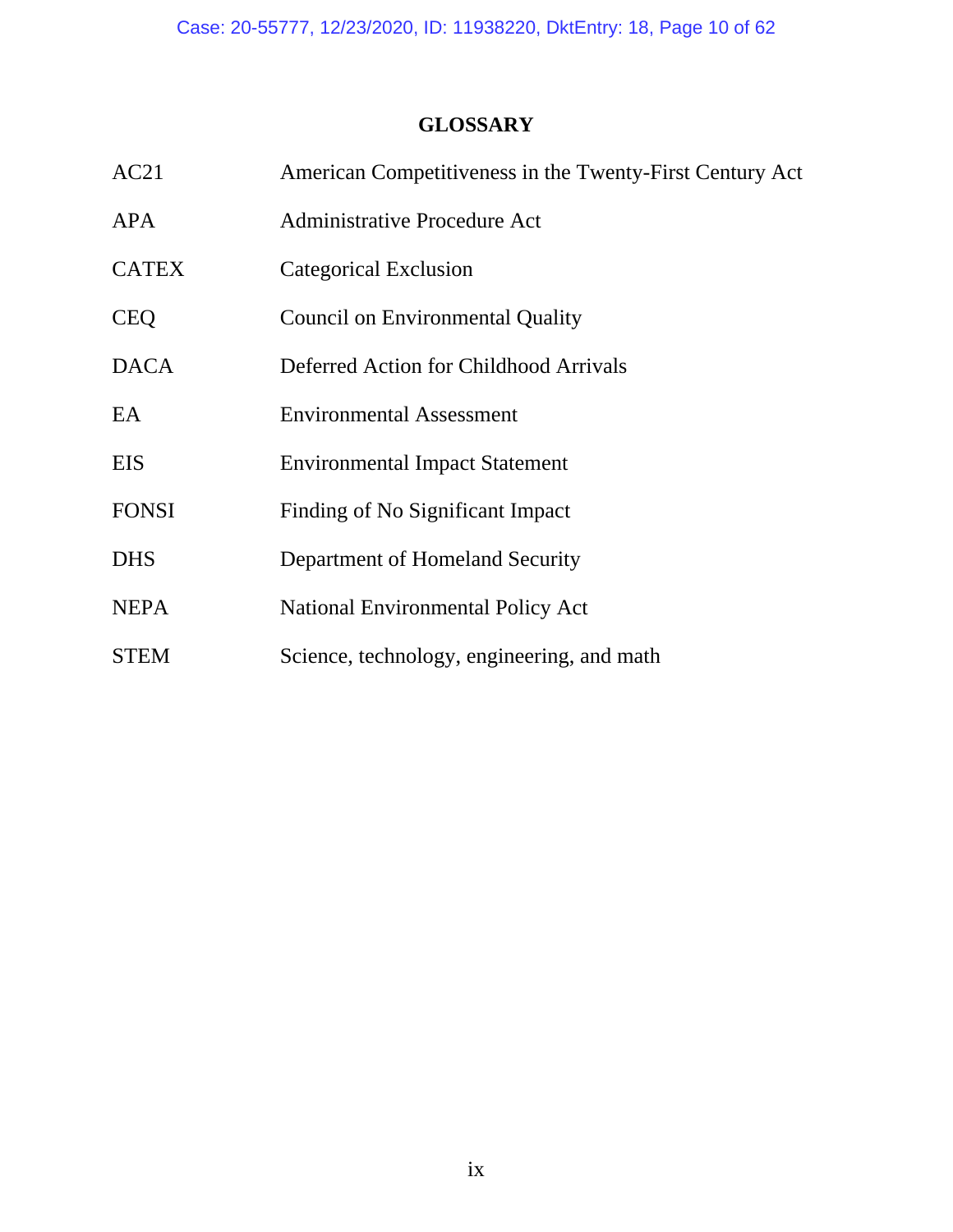## GLOSSARY

| | |
|---|---|
| AC21 | American Competitiveness in the Twenty-First Century Act |
| APA | Administrative Procedure Act |
| CATEX | Categorical Exclusion |
| CEQ | Council on Environmental Quality |
| DACA | Deferred Action for Childhood Arrivals |
| EA | Environmental Assessment |
| EIS | Environmental Impact Statement |
| FONSI | Finding of No Significant Impact |
| DHS | Department of Homeland Security |
| NEPA | National Environmental Policy Act |
| STEM | Science, technology, engineering, and math |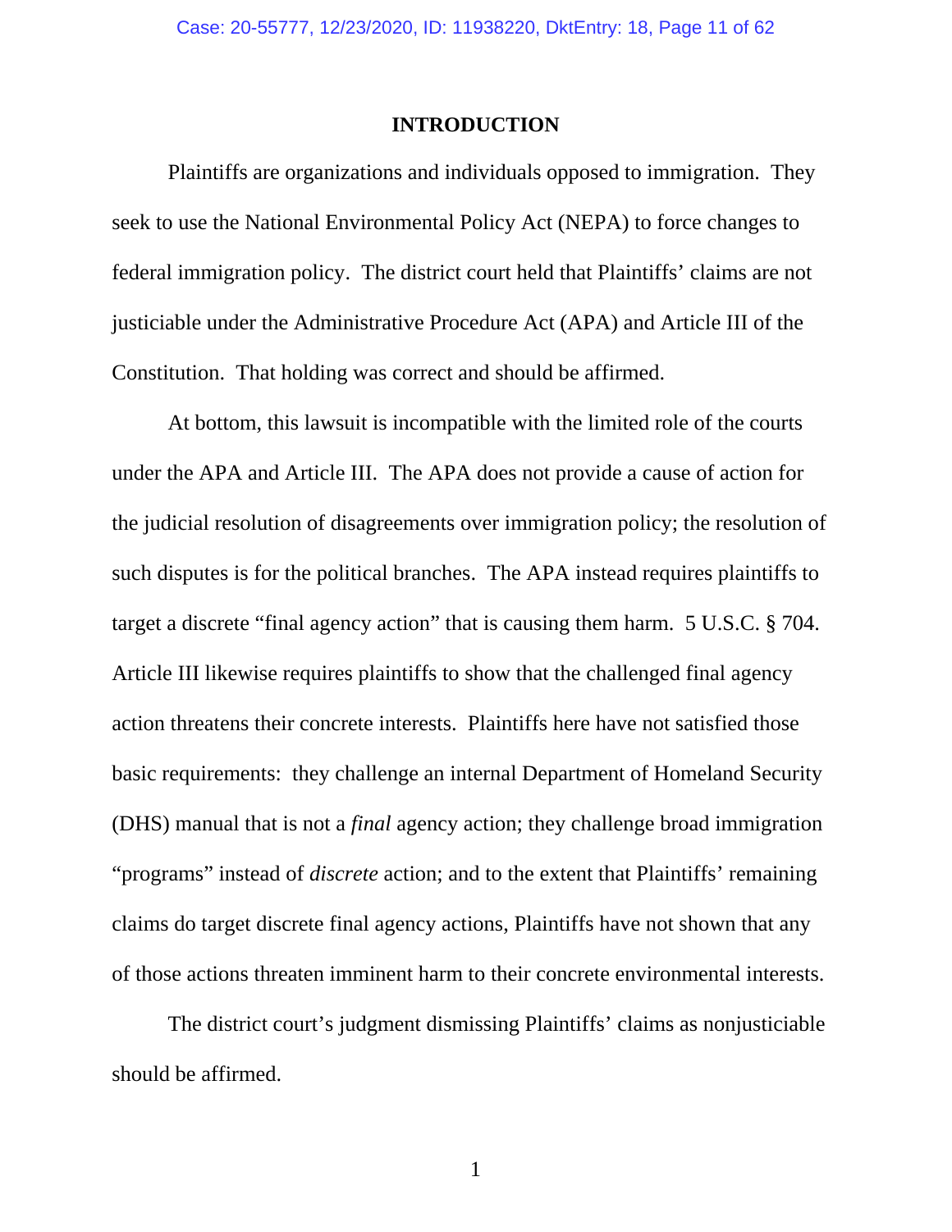## INTRODUCTION

Plaintiffs are organizations and individuals opposed to immigration. They seek to use the National Environmental Policy Act (NEPA) to force changes to federal immigration policy. The district court held that Plaintiffs' claims are not justiciable under the Administrative Procedure Act (APA) and Article III of the Constitution. That holding was correct and should be affirmed.

At bottom, this lawsuit is incompatible with the limited role of the courts under the APA and Article III. The APA does not provide a cause of action for the judicial resolution of disagreements over immigration policy; the resolution of such disputes is for the political branches. The APA instead requires plaintiffs to target a discrete "final agency action" that is causing them harm. 5 U.S.C. § 704. Article III likewise requires plaintiffs to show that the challenged final agency action threatens their concrete interests. Plaintiffs here have not satisfied those basic requirements: they challenge an internal Department of Homeland Security (DHS) manual that is not a *final* agency action; they challenge broad immigration "programs" instead of *discrete* action; and to the extent that Plaintiffs' remaining claims do target discrete final agency actions, Plaintiffs have not shown that any of those actions threaten imminent harm to their concrete environmental interests.

The district court's judgment dismissing Plaintiffs' claims as nonjusticiable should be affirmed.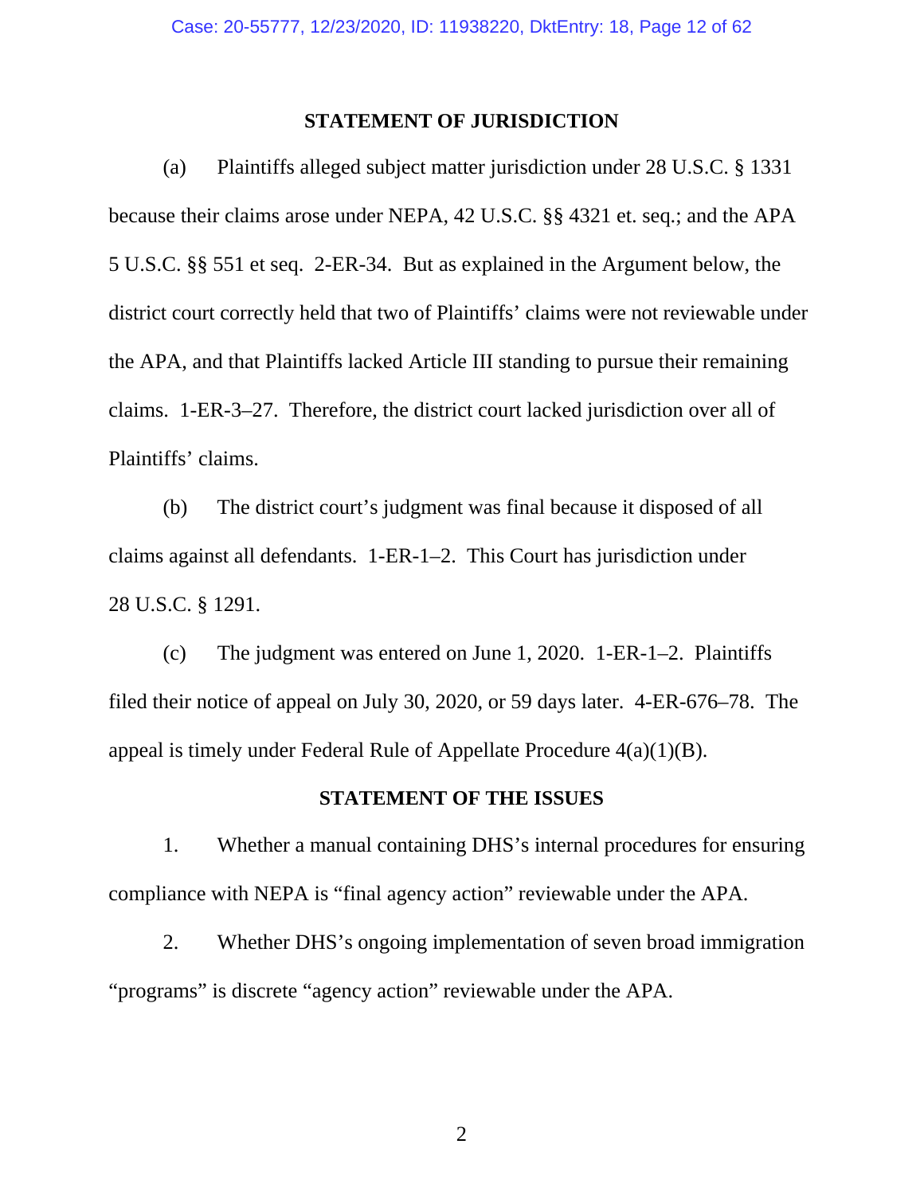## STATEMENT OF JURISDICTION

(a) Plaintiffs alleged subject matter jurisdiction under 28 U.S.C. § 1331 because their claims arose under NEPA, 42 U.S.C. §§ 4321 et. seq.; and the APA 5 U.S.C. §§ 551 et seq. 2-ER-34. But as explained in the Argument below, the district court correctly held that two of Plaintiffs' claims were not reviewable under the APA, and that Plaintiffs lacked Article III standing to pursue their remaining claims. 1-ER-3–27. Therefore, the district court lacked jurisdiction over all of Plaintiffs' claims.

(b) The district court's judgment was final because it disposed of all claims against all defendants. 1-ER-1–2. This Court has jurisdiction under 28 U.S.C. § 1291.

(c) The judgment was entered on June 1, 2020. 1-ER-1–2. Plaintiffs filed their notice of appeal on July 30, 2020, or 59 days later. 4-ER-676–78. The appeal is timely under Federal Rule of Appellate Procedure 4(a)(1)(B).

## STATEMENT OF THE ISSUES

1. Whether a manual containing DHS's internal procedures for ensuring compliance with NEPA is "final agency action" reviewable under the APA.

2. Whether DHS's ongoing implementation of seven broad immigration "programs" is discrete "agency action" reviewable under the APA.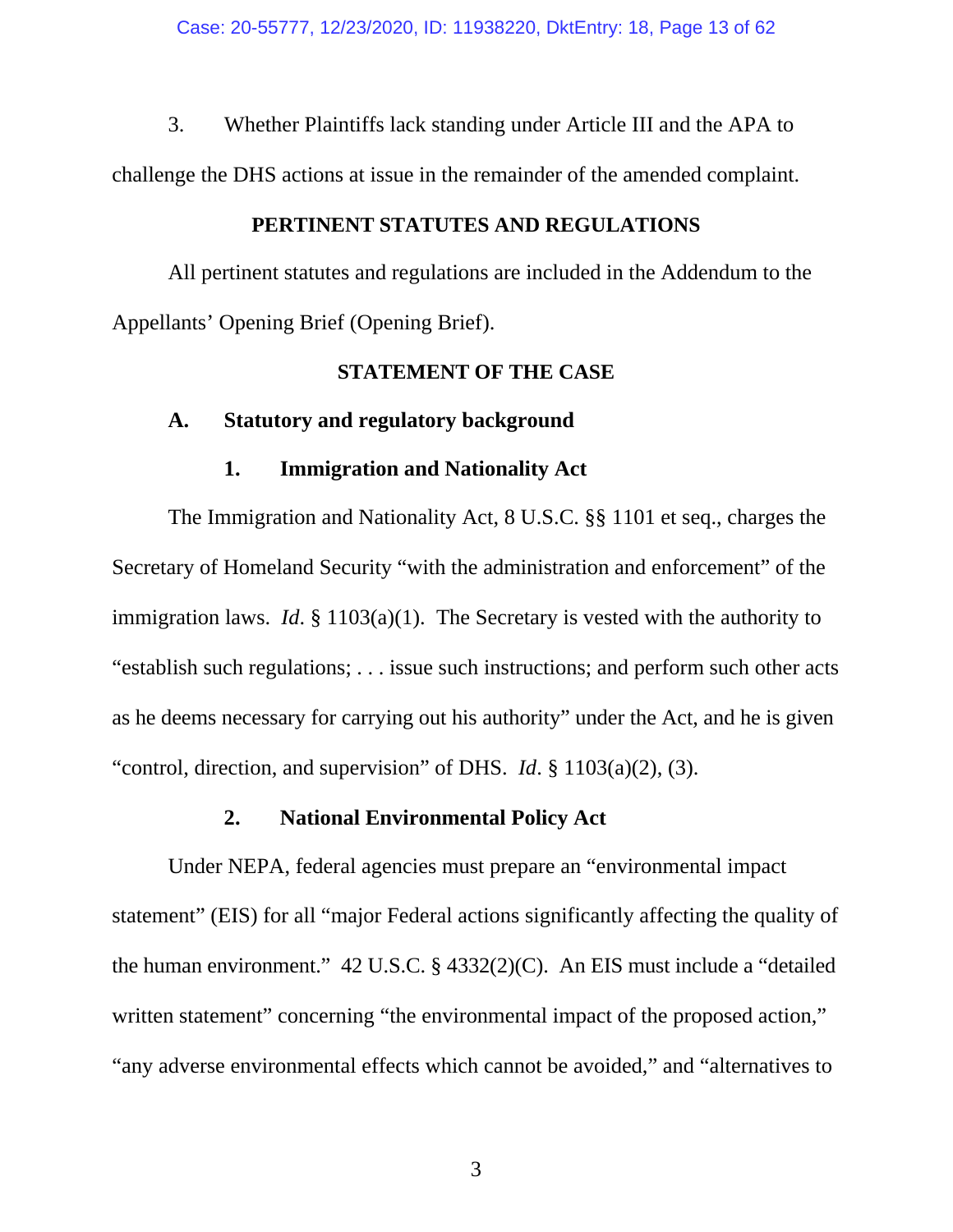3. Whether Plaintiffs lack standing under Article III and the APA to challenge the DHS actions at issue in the remainder of the amended complaint.

## PERTINENT STATUTES AND REGULATIONS

All pertinent statutes and regulations are included in the Addendum to the Appellants' Opening Brief (Opening Brief).

## STATEMENT OF THE CASE

### A. Statutory and regulatory background

#### 1. Immigration and Nationality Act

The Immigration and Nationality Act, 8 U.S.C. §§ 1101 et seq., charges the Secretary of Homeland Security "with the administration and enforcement" of the immigration laws. *Id*. § 1103(a)(1). The Secretary is vested with the authority to "establish such regulations; . . . issue such instructions; and perform such other acts as he deems necessary for carrying out his authority" under the Act, and he is given "control, direction, and supervision" of DHS. *Id*. § 1103(a)(2), (3).

#### 2. National Environmental Policy Act

Under NEPA, federal agencies must prepare an "environmental impact statement" (EIS) for all "major Federal actions significantly affecting the quality of the human environment." 42 U.S.C. § 4332(2)(C). An EIS must include a "detailed written statement" concerning "the environmental impact of the proposed action," "any adverse environmental effects which cannot be avoided," and "alternatives to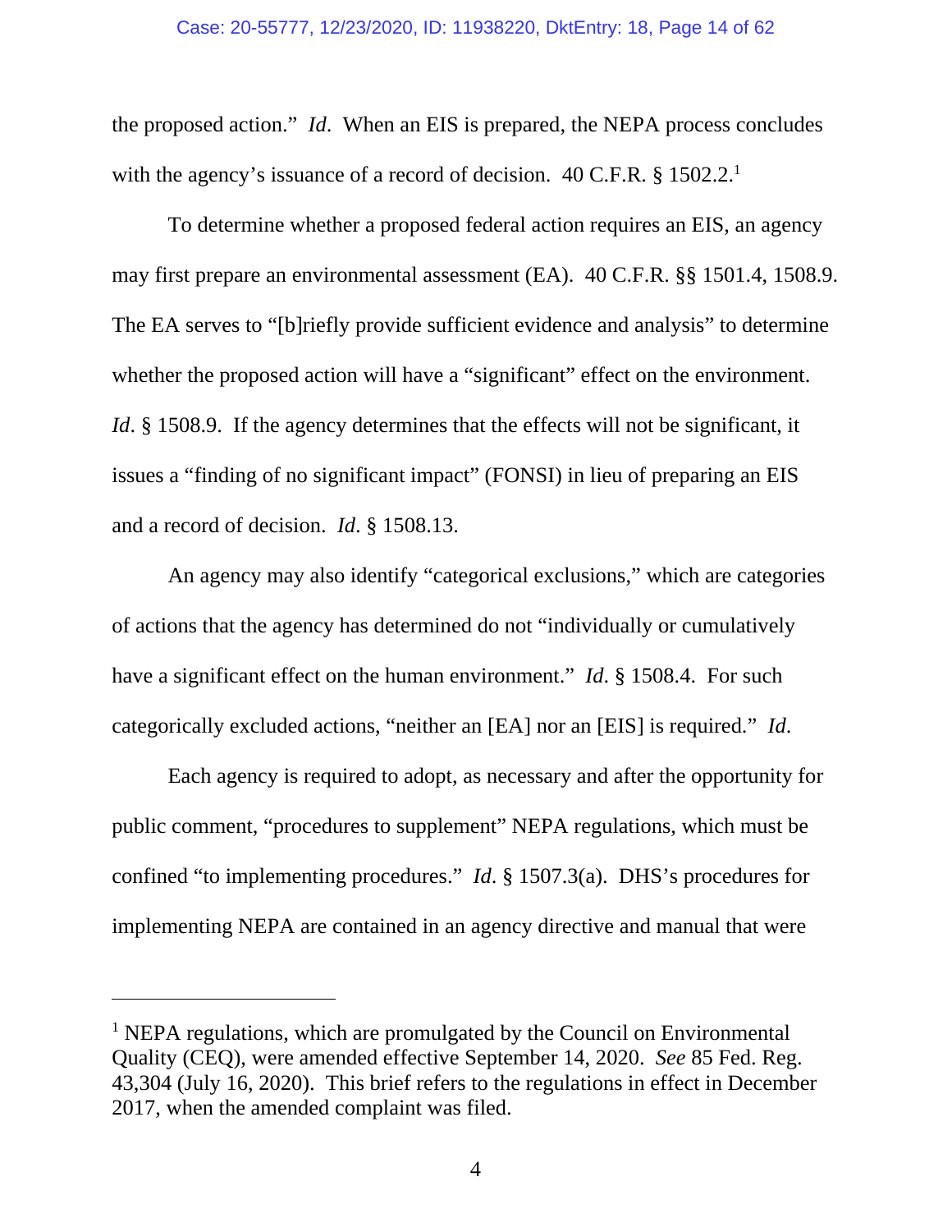the proposed action." *Id*. When an EIS is prepared, the NEPA process concludes with the agency's issuance of a record of decision. 40 C.F.R. § 1502.2.[1]

To determine whether a proposed federal action requires an EIS, an agency may first prepare an environmental assessment (EA). 40 C.F.R. §§ 1501.4, 1508.9. The EA serves to "[b]riefly provide sufficient evidence and analysis" to determine whether the proposed action will have a "significant" effect on the environment. *Id*. § 1508.9. If the agency determines that the effects will not be significant, it issues a "finding of no significant impact" (FONSI) in lieu of preparing an EIS and a record of decision. *Id*. § 1508.13.

An agency may also identify "categorical exclusions," which are categories of actions that the agency has determined do not "individually or cumulatively have a significant effect on the human environment." *Id*. § 1508.4. For such categorically excluded actions, "neither an [EA] nor an [EIS] is required." *Id*.

Each agency is required to adopt, as necessary and after the opportunity for public comment, "procedures to supplement" NEPA regulations, which must be confined "to implementing procedures." *Id*. § 1507.3(a). DHS's procedures for implementing NEPA are contained in an agency directive and manual that were

---

[1] NEPA regulations, which are promulgated by the Council on Environmental Quality (CEQ), were amended effective September 14, 2020. *See* 85 Fed. Reg. 43,304 (July 16, 2020). This brief refers to the regulations in effect in December 2017, when the amended complaint was filed.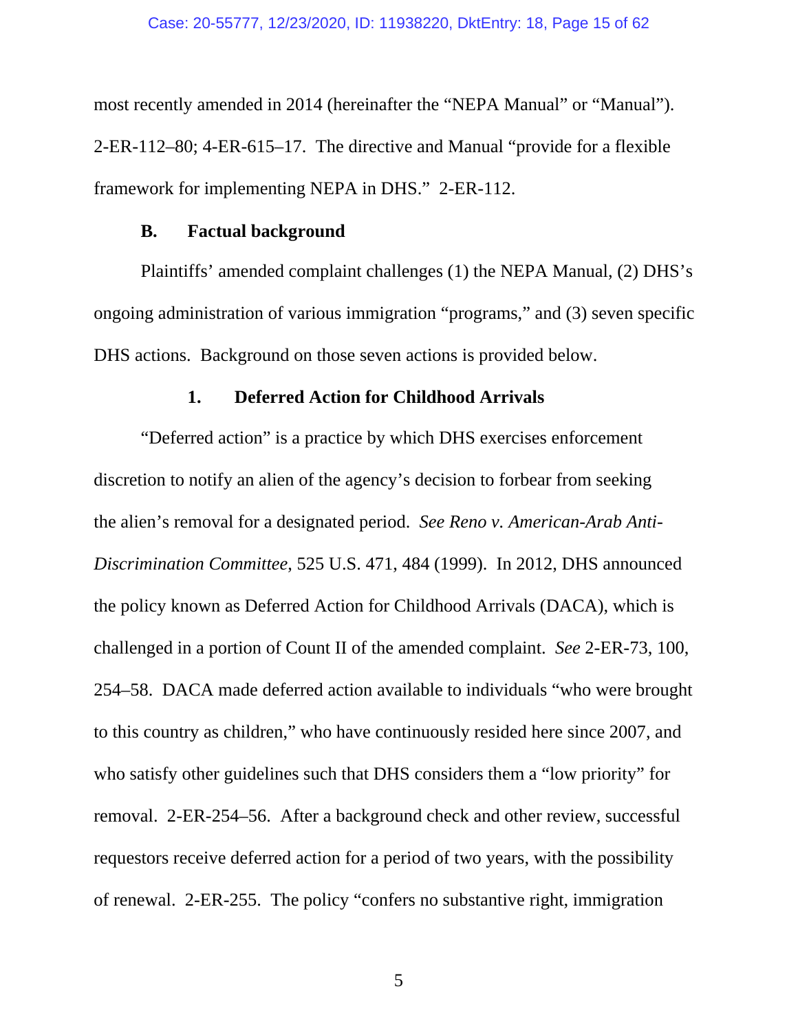most recently amended in 2014 (hereinafter the "NEPA Manual" or "Manual"). 2-ER-112–80; 4-ER-615–17. The directive and Manual "provide for a flexible framework for implementing NEPA in DHS." 2-ER-112.

### B. Factual background

Plaintiffs' amended complaint challenges (1) the NEPA Manual, (2) DHS's ongoing administration of various immigration "programs," and (3) seven specific DHS actions. Background on those seven actions is provided below.

#### 1. Deferred Action for Childhood Arrivals

"Deferred action" is a practice by which DHS exercises enforcement discretion to notify an alien of the agency's decision to forbear from seeking the alien's removal for a designated period. *See Reno v. American-Arab Anti-Discrimination Committee*, 525 U.S. 471, 484 (1999). In 2012, DHS announced the policy known as Deferred Action for Childhood Arrivals (DACA), which is challenged in a portion of Count II of the amended complaint. *See* 2-ER-73, 100, 254–58. DACA made deferred action available to individuals "who were brought to this country as children," who have continuously resided here since 2007, and who satisfy other guidelines such that DHS considers them a "low priority" for removal. 2-ER-254–56. After a background check and other review, successful requestors receive deferred action for a period of two years, with the possibility of renewal. 2-ER-255. The policy "confers no substantive right, immigration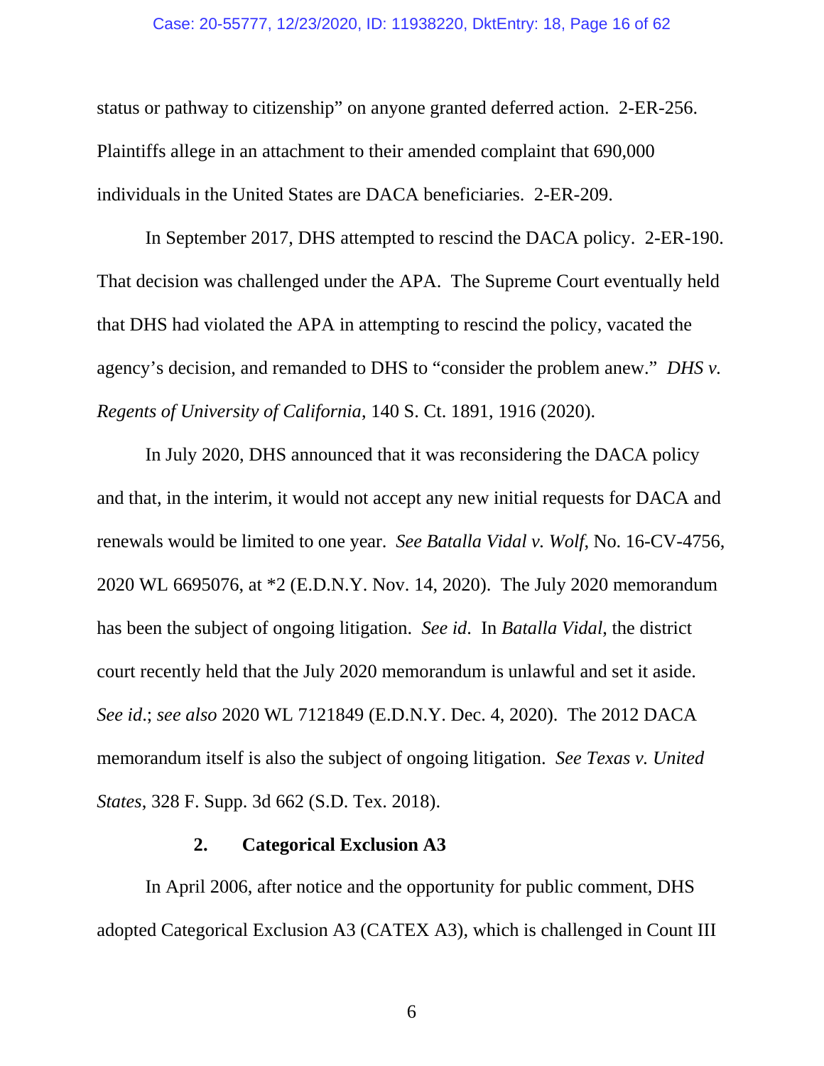status or pathway to citizenship" on anyone granted deferred action. 2-ER-256. Plaintiffs allege in an attachment to their amended complaint that 690,000 individuals in the United States are DACA beneficiaries. 2-ER-209.

In September 2017, DHS attempted to rescind the DACA policy. 2-ER-190. That decision was challenged under the APA. The Supreme Court eventually held that DHS had violated the APA in attempting to rescind the policy, vacated the agency's decision, and remanded to DHS to "consider the problem anew." *DHS v. Regents of University of California*, 140 S. Ct. 1891, 1916 (2020).

In July 2020, DHS announced that it was reconsidering the DACA policy and that, in the interim, it would not accept any new initial requests for DACA and renewals would be limited to one year. *See Batalla Vidal v. Wolf*, No. 16-CV-4756, 2020 WL 6695076, at *2 (E.D.N.Y. Nov. 14, 2020). The July 2020 memorandum has been the subject of ongoing litigation. *See id*. In *Batalla Vidal*, the district court recently held that the July 2020 memorandum is unlawful and set it aside. *See id*.; *see also* 2020 WL 7121849 (E.D.N.Y. Dec. 4, 2020). The 2012 DACA memorandum itself is also the subject of ongoing litigation. *See Texas v. United States*, 328 F. Supp. 3d 662 (S.D. Tex. 2018).

### 2. Categorical Exclusion A3

In April 2006, after notice and the opportunity for public comment, DHS adopted Categorical Exclusion A3 (CATEX A3), which is challenged in Count III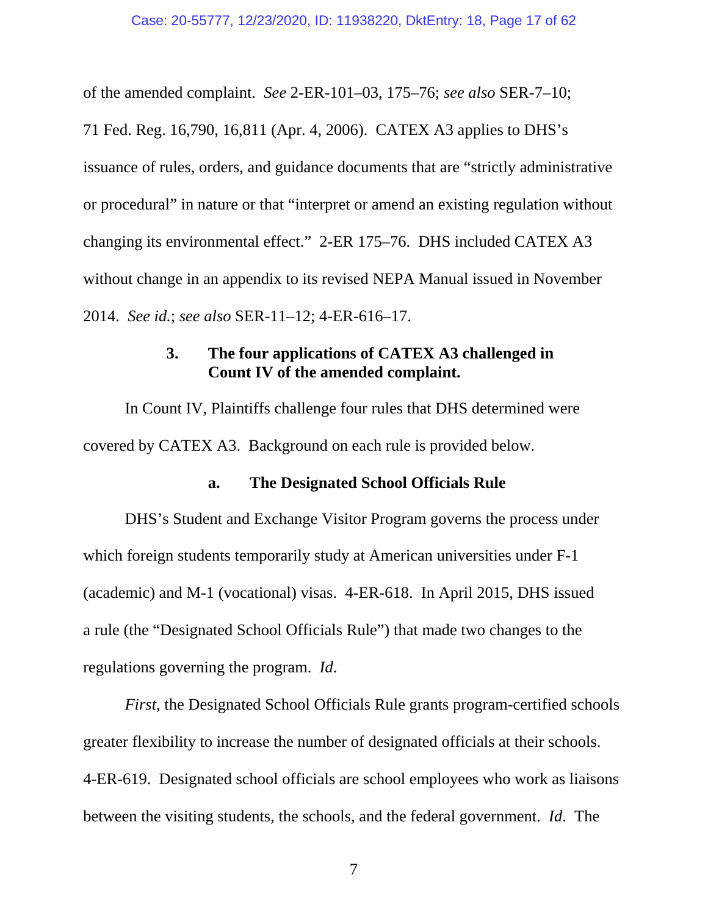of the amended complaint. *See* 2-ER-101–03, 175–76; *see also* SER-7–10; 71 Fed. Reg. 16,790, 16,811 (Apr. 4, 2006). CATEX A3 applies to DHS's issuance of rules, orders, and guidance documents that are "strictly administrative or procedural" in nature or that "interpret or amend an existing regulation without changing its environmental effect." 2-ER 175–76. DHS included CATEX A3 without change in an appendix to its revised NEPA Manual issued in November 2014. *See id.*; *see also* SER-11–12; 4-ER-616–17.

### 3. The four applications of CATEX A3 challenged in Count IV of the amended complaint.

In Count IV, Plaintiffs challenge four rules that DHS determined were covered by CATEX A3. Background on each rule is provided below.

#### a. The Designated School Officials Rule

DHS's Student and Exchange Visitor Program governs the process under which foreign students temporarily study at American universities under F-1 (academic) and M-1 (vocational) visas. 4-ER-618. In April 2015, DHS issued a rule (the "Designated School Officials Rule") that made two changes to the regulations governing the program. *Id*.

*First*, the Designated School Officials Rule grants program-certified schools greater flexibility to increase the number of designated officials at their schools. 4-ER-619. Designated school officials are school employees who work as liaisons between the visiting students, the schools, and the federal government. *Id*. The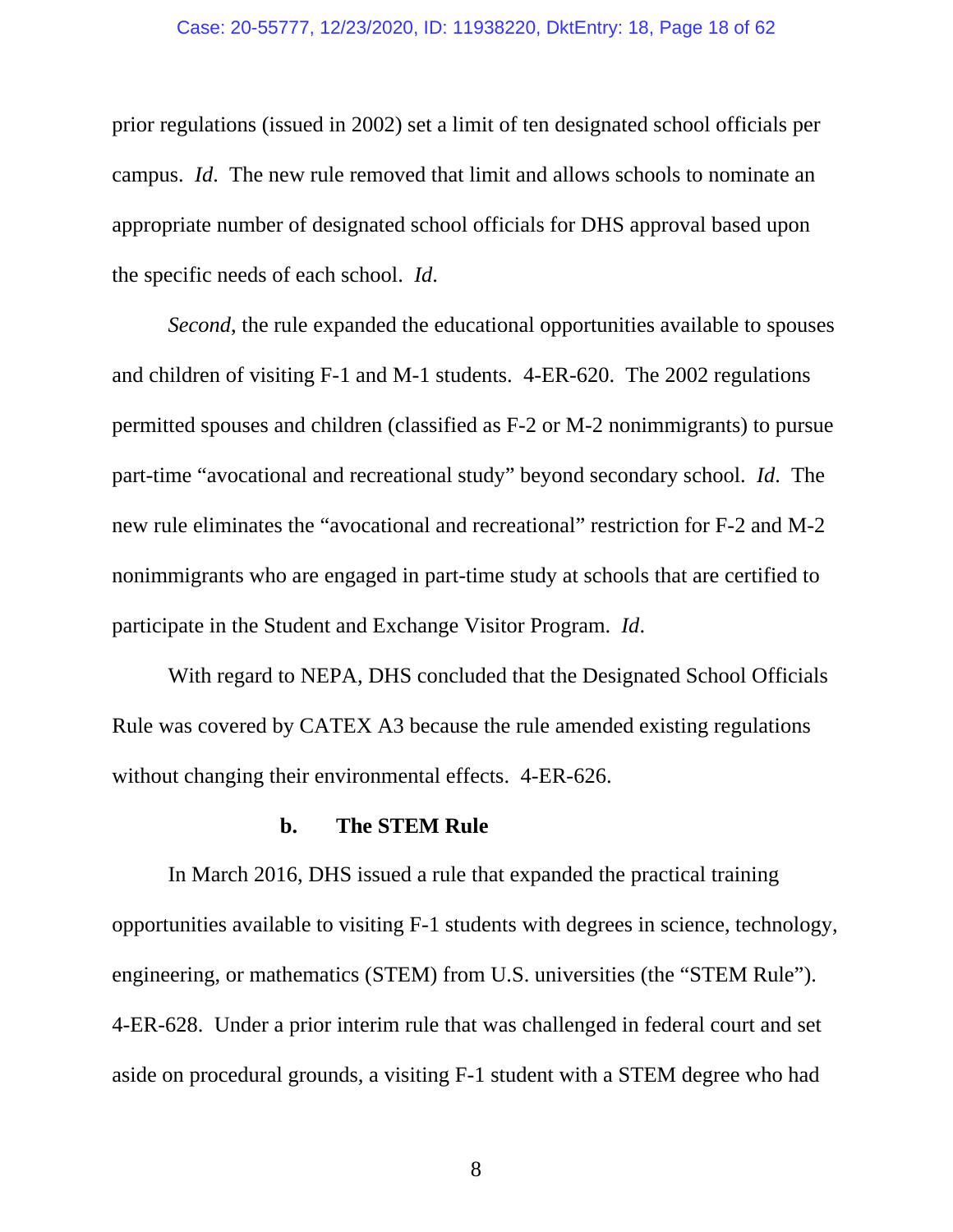prior regulations (issued in 2002) set a limit of ten designated school officials per campus. *Id*. The new rule removed that limit and allows schools to nominate an appropriate number of designated school officials for DHS approval based upon the specific needs of each school. *Id*.

*Second*, the rule expanded the educational opportunities available to spouses and children of visiting F-1 and M-1 students. 4-ER-620. The 2002 regulations permitted spouses and children (classified as F-2 or M-2 nonimmigrants) to pursue part-time "avocational and recreational study" beyond secondary school. *Id*. The new rule eliminates the "avocational and recreational" restriction for F-2 and M-2 nonimmigrants who are engaged in part-time study at schools that are certified to participate in the Student and Exchange Visitor Program. *Id*.

With regard to NEPA, DHS concluded that the Designated School Officials Rule was covered by CATEX A3 because the rule amended existing regulations without changing their environmental effects. 4-ER-626.

#### b. The STEM Rule

In March 2016, DHS issued a rule that expanded the practical training opportunities available to visiting F-1 students with degrees in science, technology, engineering, or mathematics (STEM) from U.S. universities (the "STEM Rule"). 4-ER-628. Under a prior interim rule that was challenged in federal court and set aside on procedural grounds, a visiting F-1 student with a STEM degree who had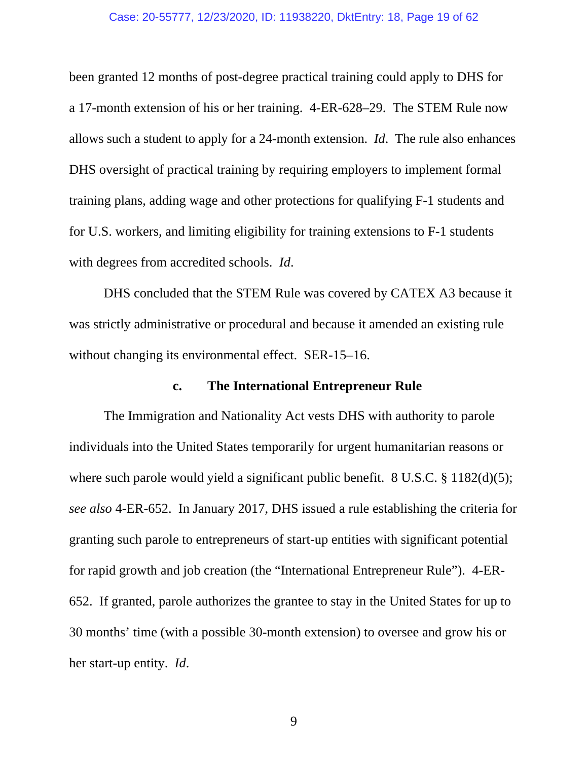been granted 12 months of post-degree practical training could apply to DHS for a 17-month extension of his or her training. 4-ER-628–29. The STEM Rule now allows such a student to apply for a 24-month extension. *Id*. The rule also enhances DHS oversight of practical training by requiring employers to implement formal training plans, adding wage and other protections for qualifying F-1 students and for U.S. workers, and limiting eligibility for training extensions to F-1 students with degrees from accredited schools. *Id*.

DHS concluded that the STEM Rule was covered by CATEX A3 because it was strictly administrative or procedural and because it amended an existing rule without changing its environmental effect. SER-15–16.

#### c. The International Entrepreneur Rule

The Immigration and Nationality Act vests DHS with authority to parole individuals into the United States temporarily for urgent humanitarian reasons or where such parole would yield a significant public benefit. 8 U.S.C. § 1182(d)(5); *see also* 4-ER-652. In January 2017, DHS issued a rule establishing the criteria for granting such parole to entrepreneurs of start-up entities with significant potential for rapid growth and job creation (the "International Entrepreneur Rule"). 4-ER-652. If granted, parole authorizes the grantee to stay in the United States for up to 30 months' time (with a possible 30-month extension) to oversee and grow his or her start-up entity. *Id*.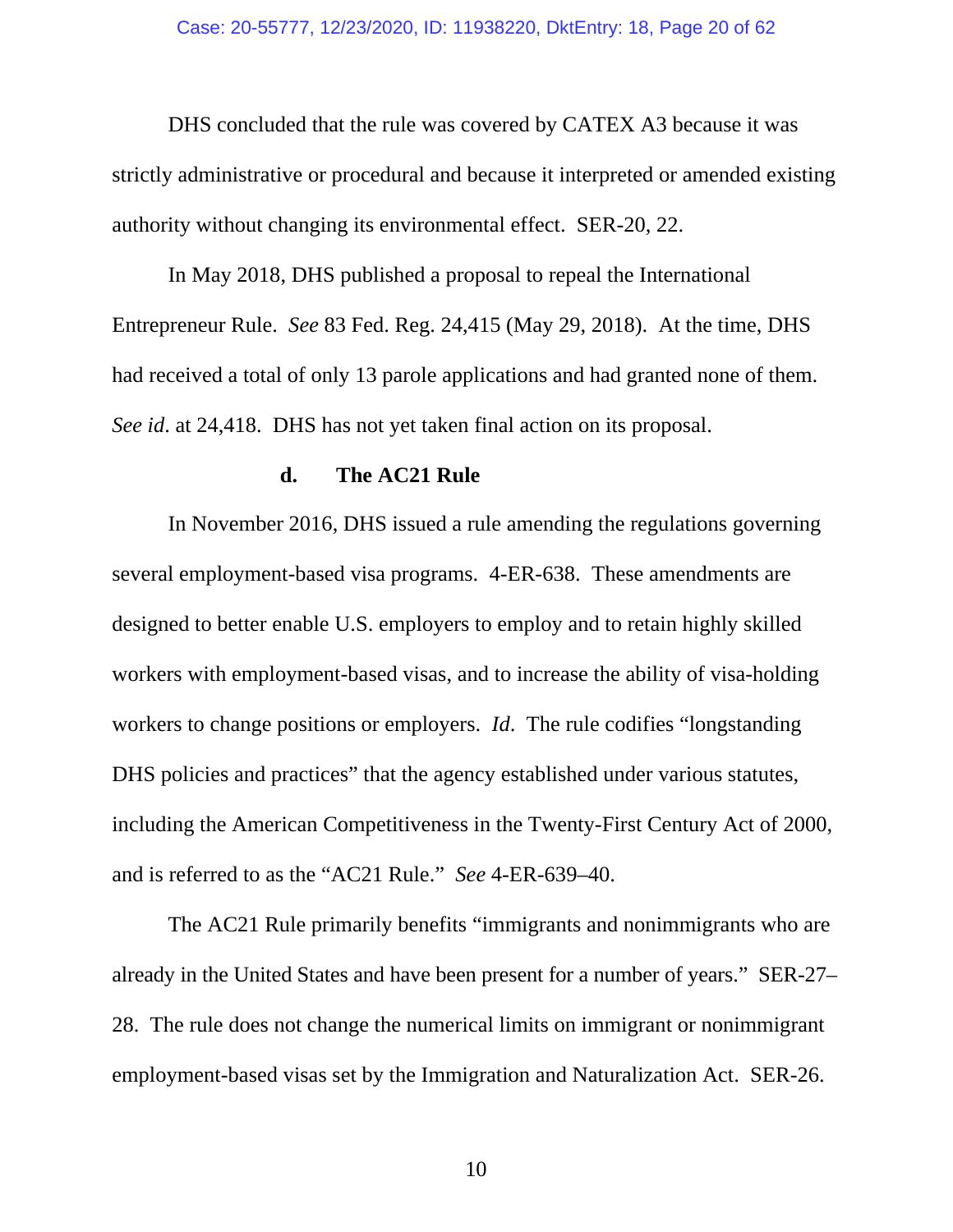DHS concluded that the rule was covered by CATEX A3 because it was strictly administrative or procedural and because it interpreted or amended existing authority without changing its environmental effect. SER-20, 22.

In May 2018, DHS published a proposal to repeal the International Entrepreneur Rule. *See* 83 Fed. Reg. 24,415 (May 29, 2018). At the time, DHS had received a total of only 13 parole applications and had granted none of them. *See id*. at 24,418. DHS has not yet taken final action on its proposal.

#### d. The AC21 Rule

In November 2016, DHS issued a rule amending the regulations governing several employment-based visa programs. 4-ER-638. These amendments are designed to better enable U.S. employers to employ and to retain highly skilled workers with employment-based visas, and to increase the ability of visa-holding workers to change positions or employers. *Id*. The rule codifies "longstanding DHS policies and practices" that the agency established under various statutes, including the American Competitiveness in the Twenty-First Century Act of 2000, and is referred to as the "AC21 Rule." *See* 4-ER-639–40.

The AC21 Rule primarily benefits "immigrants and nonimmigrants who are already in the United States and have been present for a number of years." SER-27–28. The rule does not change the numerical limits on immigrant or nonimmigrant employment-based visas set by the Immigration and Naturalization Act. SER-26.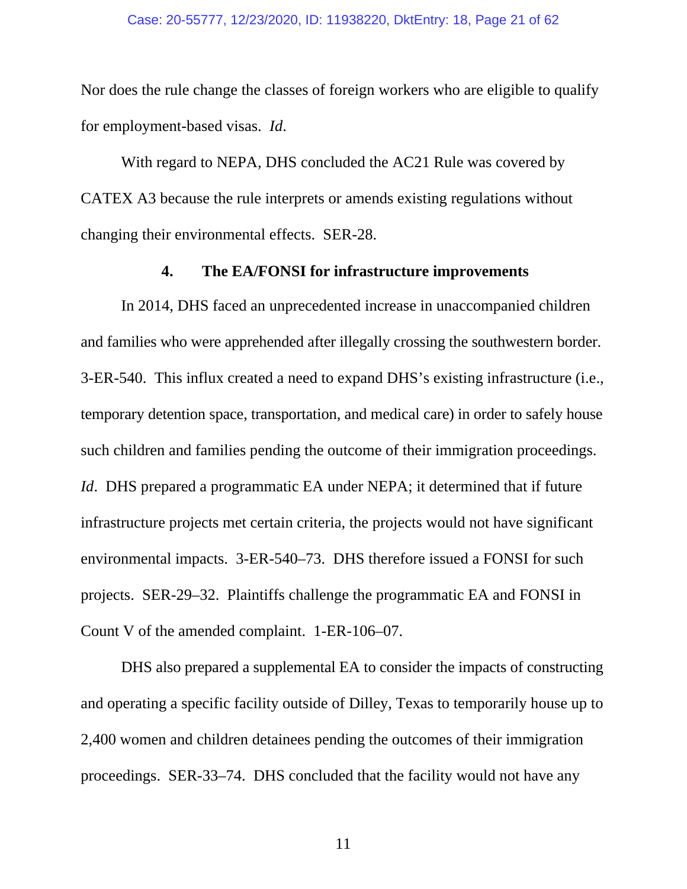Nor does the rule change the classes of foreign workers who are eligible to qualify for employment-based visas. *Id.*

With regard to NEPA, DHS concluded the AC21 Rule was covered by CATEX A3 because the rule interprets or amends existing regulations without changing their environmental effects. SER-28.

#### 4. The EA/FONSI for infrastructure improvements

In 2014, DHS faced an unprecedented increase in unaccompanied children and families who were apprehended after illegally crossing the southwestern border. 3-ER-540. This influx created a need to expand DHS's existing infrastructure (i.e., temporary detention space, transportation, and medical care) in order to safely house such children and families pending the outcome of their immigration proceedings. *Id*. DHS prepared a programmatic EA under NEPA; it determined that if future infrastructure projects met certain criteria, the projects would not have significant environmental impacts. 3-ER-540–73. DHS therefore issued a FONSI for such projects. SER-29–32. Plaintiffs challenge the programmatic EA and FONSI in Count V of the amended complaint. 1-ER-106–07.

DHS also prepared a supplemental EA to consider the impacts of constructing and operating a specific facility outside of Dilley, Texas to temporarily house up to 2,400 women and children detainees pending the outcomes of their immigration proceedings. SER-33–74. DHS concluded that the facility would not have any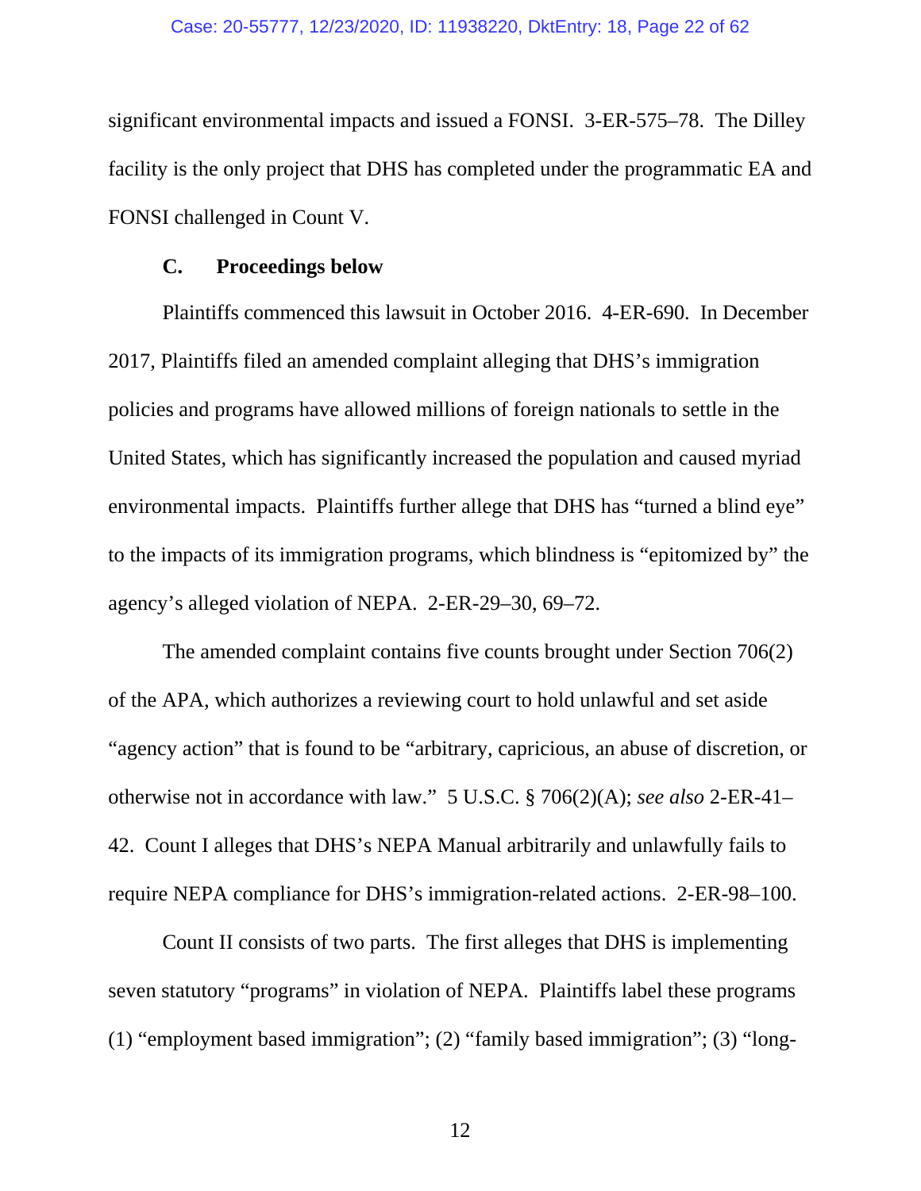significant environmental impacts and issued a FONSI. 3-ER-575–78. The Dilley facility is the only project that DHS has completed under the programmatic EA and FONSI challenged in Count V.

### C. Proceedings below

Plaintiffs commenced this lawsuit in October 2016. 4-ER-690. In December 2017, Plaintiffs filed an amended complaint alleging that DHS's immigration policies and programs have allowed millions of foreign nationals to settle in the United States, which has significantly increased the population and caused myriad environmental impacts. Plaintiffs further allege that DHS has "turned a blind eye" to the impacts of its immigration programs, which blindness is "epitomized by" the agency's alleged violation of NEPA. 2-ER-29–30, 69–72.

The amended complaint contains five counts brought under Section 706(2) of the APA, which authorizes a reviewing court to hold unlawful and set aside "agency action" that is found to be "arbitrary, capricious, an abuse of discretion, or otherwise not in accordance with law." 5 U.S.C. § 706(2)(A); *see also* 2-ER-41–42. Count I alleges that DHS's NEPA Manual arbitrarily and unlawfully fails to require NEPA compliance for DHS's immigration-related actions. 2-ER-98–100.

Count II consists of two parts. The first alleges that DHS is implementing seven statutory "programs" in violation of NEPA. Plaintiffs label these programs (1) "employment based immigration"; (2) "family based immigration"; (3) "long-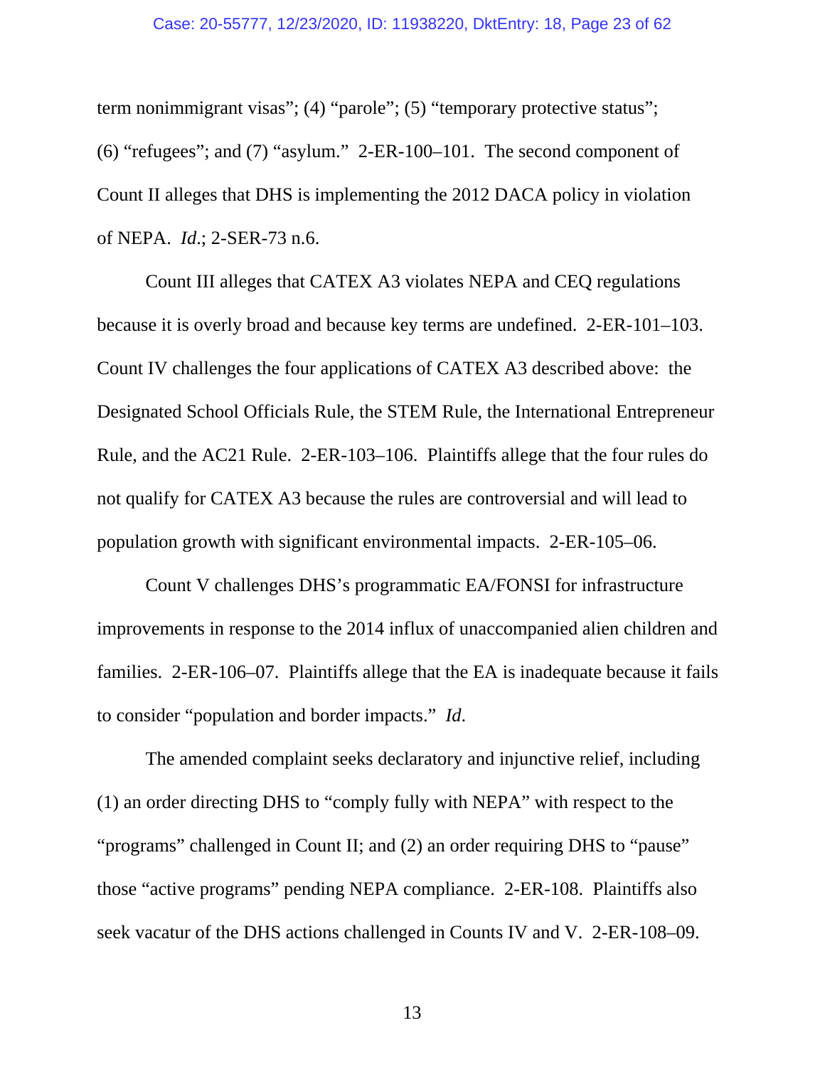term nonimmigrant visas"; (4) "parole"; (5) "temporary protective status"; (6) "refugees"; and (7) "asylum." 2-ER-100–101. The second component of Count II alleges that DHS is implementing the 2012 DACA policy in violation of NEPA. *Id.*; 2-SER-73 n.6.

Count III alleges that CATEX A3 violates NEPA and CEQ regulations because it is overly broad and because key terms are undefined. 2-ER-101–103. Count IV challenges the four applications of CATEX A3 described above: the Designated School Officials Rule, the STEM Rule, the International Entrepreneur Rule, and the AC21 Rule. 2-ER-103–106. Plaintiffs allege that the four rules do not qualify for CATEX A3 because the rules are controversial and will lead to population growth with significant environmental impacts. 2-ER-105–06.

Count V challenges DHS's programmatic EA/FONSI for infrastructure improvements in response to the 2014 influx of unaccompanied alien children and families. 2-ER-106–07. Plaintiffs allege that the EA is inadequate because it fails to consider "population and border impacts." *Id.*

The amended complaint seeks declaratory and injunctive relief, including (1) an order directing DHS to "comply fully with NEPA" with respect to the "programs" challenged in Count II; and (2) an order requiring DHS to "pause" those "active programs" pending NEPA compliance. 2-ER-108. Plaintiffs also seek vacatur of the DHS actions challenged in Counts IV and V. 2-ER-108–09.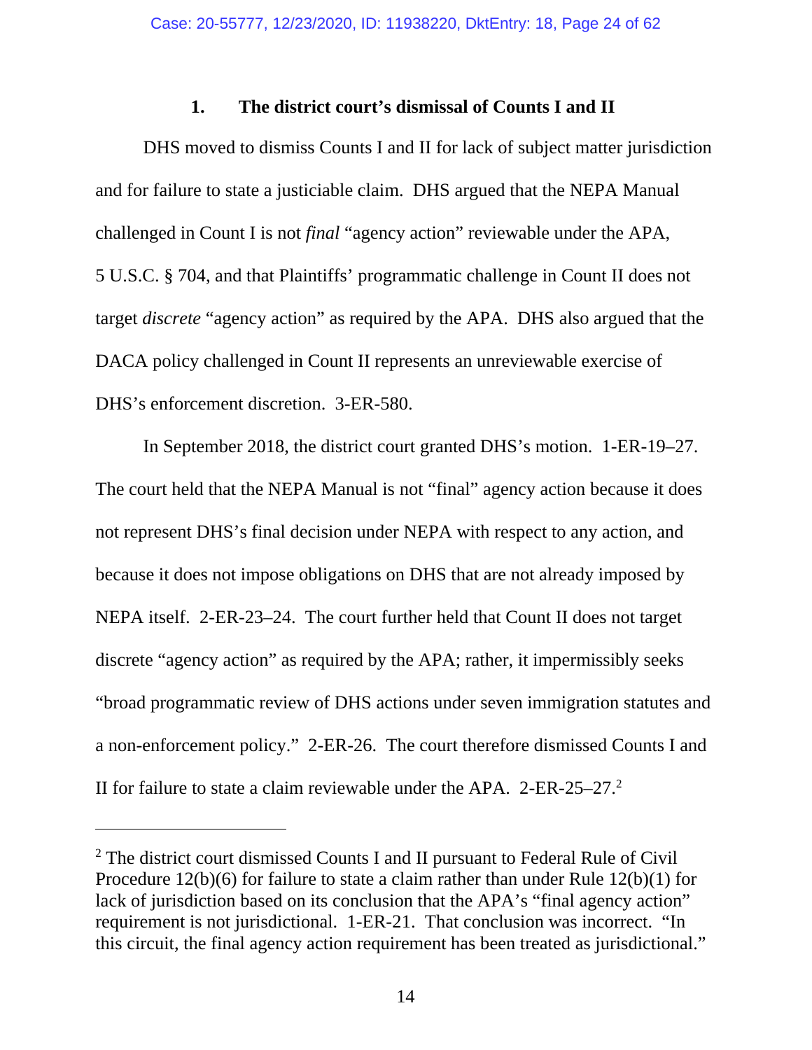### 1. The district court's dismissal of Counts I and II

DHS moved to dismiss Counts I and II for lack of subject matter jurisdiction and for failure to state a justiciable claim. DHS argued that the NEPA Manual challenged in Count I is not *final* "agency action" reviewable under the APA, 5 U.S.C. § 704, and that Plaintiffs' programmatic challenge in Count II does not target *discrete* "agency action" as required by the APA. DHS also argued that the DACA policy challenged in Count II represents an unreviewable exercise of DHS's enforcement discretion. 3-ER-580.

In September 2018, the district court granted DHS's motion. 1-ER-19–27. The court held that the NEPA Manual is not "final" agency action because it does not represent DHS's final decision under NEPA with respect to any action, and because it does not impose obligations on DHS that are not already imposed by NEPA itself. 2-ER-23–24. The court further held that Count II does not target discrete "agency action" as required by the APA; rather, it impermissibly seeks "broad programmatic review of DHS actions under seven immigration statutes and a non-enforcement policy." 2-ER-26. The court therefore dismissed Counts I and II for failure to state a claim reviewable under the APA. 2-ER-25–27.[2]

---

[2] The district court dismissed Counts I and II pursuant to Federal Rule of Civil Procedure 12(b)(6) for failure to state a claim rather than under Rule 12(b)(1) for lack of jurisdiction based on its conclusion that the APA's "final agency action" requirement is not jurisdictional. 1-ER-21. That conclusion was incorrect. "In this circuit, the final agency action requirement has been treated as jurisdictional."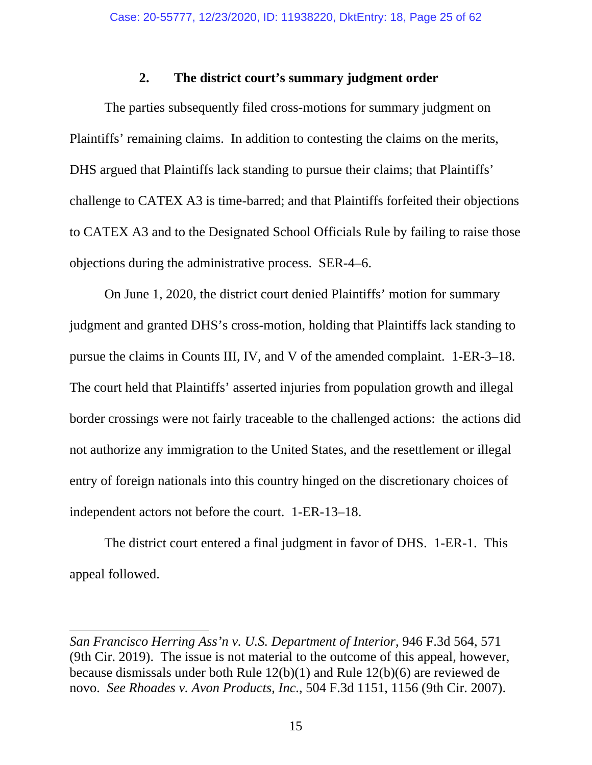### 2. The district court's summary judgment order

The parties subsequently filed cross-motions for summary judgment on Plaintiffs' remaining claims. In addition to contesting the claims on the merits, DHS argued that Plaintiffs lack standing to pursue their claims; that Plaintiffs' challenge to CATEX A3 is time-barred; and that Plaintiffs forfeited their objections to CATEX A3 and to the Designated School Officials Rule by failing to raise those objections during the administrative process. SER-4–6.

On June 1, 2020, the district court denied Plaintiffs' motion for summary judgment and granted DHS's cross-motion, holding that Plaintiffs lack standing to pursue the claims in Counts III, IV, and V of the amended complaint. 1-ER-3–18. The court held that Plaintiffs' asserted injuries from population growth and illegal border crossings were not fairly traceable to the challenged actions: the actions did not authorize any immigration to the United States, and the resettlement or illegal entry of foreign nationals into this country hinged on the discretionary choices of independent actors not before the court. 1-ER-13–18.

The district court entered a final judgment in favor of DHS. 1-ER-1. This appeal followed.

---

*San Francisco Herring Ass'n v. U.S. Department of Interior*, 946 F.3d 564, 571 (9th Cir. 2019). The issue is not material to the outcome of this appeal, however, because dismissals under both Rule 12(b)(1) and Rule 12(b)(6) are reviewed de novo. *See Rhoades v. Avon Products, Inc.*, 504 F.3d 1151, 1156 (9th Cir. 2007).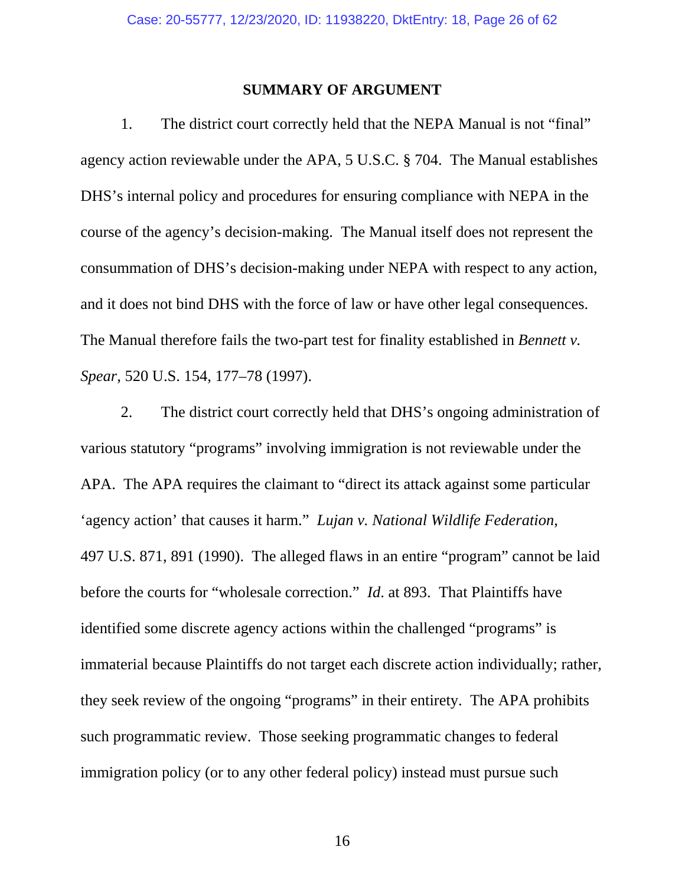## SUMMARY OF ARGUMENT

1. The district court correctly held that the NEPA Manual is not "final" agency action reviewable under the APA, 5 U.S.C. § 704. The Manual establishes DHS's internal policy and procedures for ensuring compliance with NEPA in the course of the agency's decision-making. The Manual itself does not represent the consummation of DHS's decision-making under NEPA with respect to any action, and it does not bind DHS with the force of law or have other legal consequences. The Manual therefore fails the two-part test for finality established in *Bennett v. Spear*, 520 U.S. 154, 177–78 (1997).

2. The district court correctly held that DHS's ongoing administration of various statutory "programs" involving immigration is not reviewable under the APA. The APA requires the claimant to "direct its attack against some particular 'agency action' that causes it harm." *Lujan v. National Wildlife Federation*, 497 U.S. 871, 891 (1990). The alleged flaws in an entire "program" cannot be laid before the courts for "wholesale correction." *Id*. at 893. That Plaintiffs have identified some discrete agency actions within the challenged "programs" is immaterial because Plaintiffs do not target each discrete action individually; rather, they seek review of the ongoing "programs" in their entirety. The APA prohibits such programmatic review. Those seeking programmatic changes to federal immigration policy (or to any other federal policy) instead must pursue such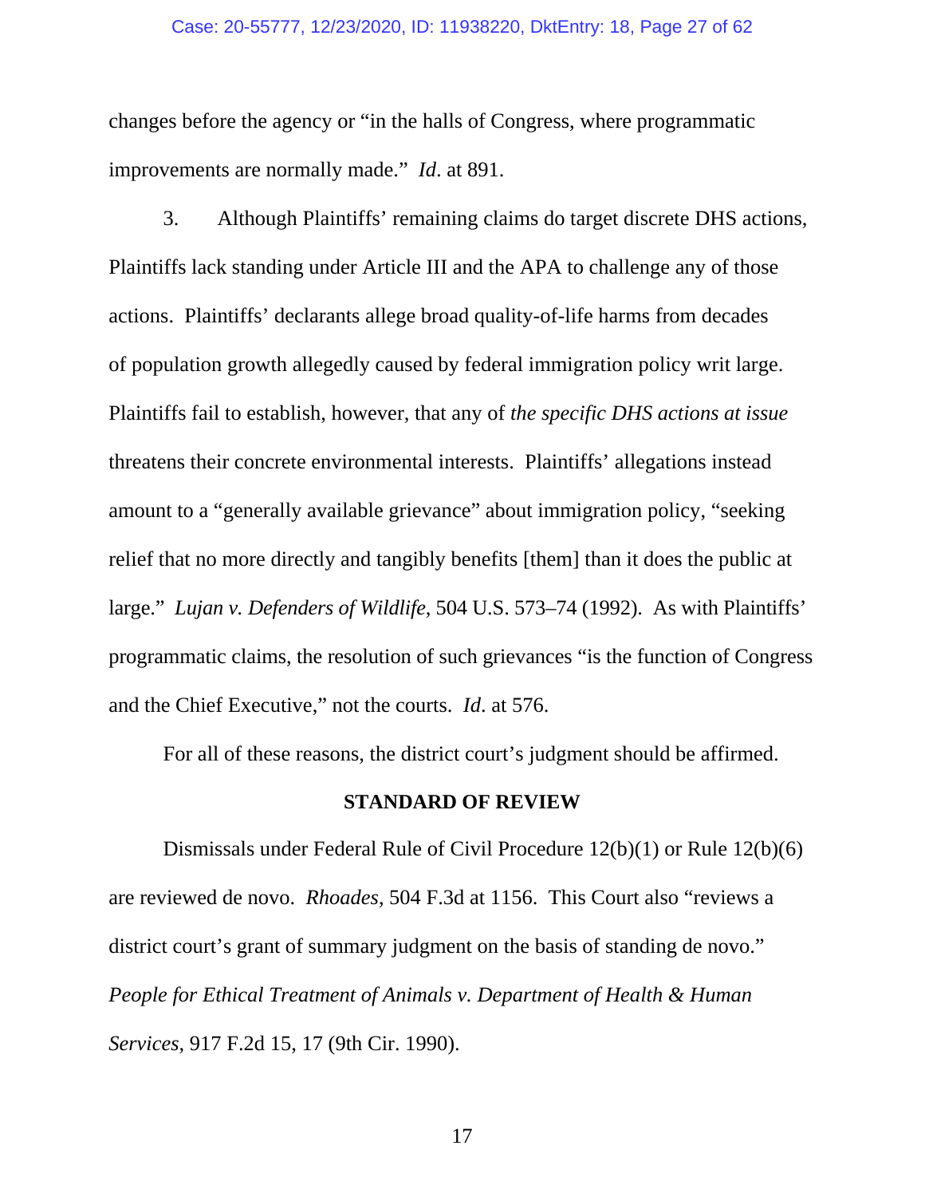changes before the agency or "in the halls of Congress, where programmatic improvements are normally made." *Id*. at 891.

3. Although Plaintiffs' remaining claims do target discrete DHS actions, Plaintiffs lack standing under Article III and the APA to challenge any of those actions. Plaintiffs' declarants allege broad quality-of-life harms from decades of population growth allegedly caused by federal immigration policy writ large. Plaintiffs fail to establish, however, that any of *the specific DHS actions at issue* threatens their concrete environmental interests. Plaintiffs' allegations instead amount to a "generally available grievance" about immigration policy, "seeking relief that no more directly and tangibly benefits [them] than it does the public at large." *Lujan v. Defenders of Wildlife*, 504 U.S. 573–74 (1992). As with Plaintiffs' programmatic claims, the resolution of such grievances "is the function of Congress and the Chief Executive," not the courts. *Id*. at 576.

For all of these reasons, the district court's judgment should be affirmed.

## STANDARD OF REVIEW

Dismissals under Federal Rule of Civil Procedure 12(b)(1) or Rule 12(b)(6) are reviewed de novo. *Rhoades*, 504 F.3d at 1156. This Court also "reviews a district court's grant of summary judgment on the basis of standing de novo." *People for Ethical Treatment of Animals v. Department of Health & Human Services*, 917 F.2d 15, 17 (9th Cir. 1990).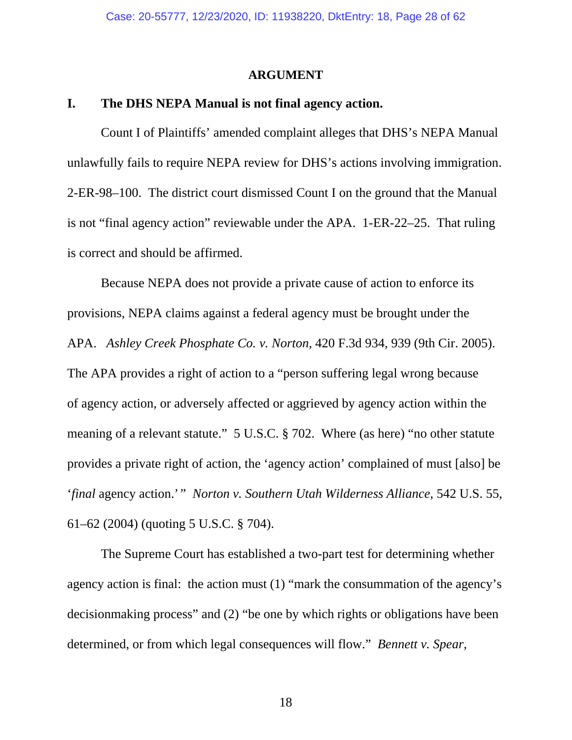**ARGUMENT**

**I. The DHS NEPA Manual is not final agency action.**

Count I of Plaintiffs' amended complaint alleges that DHS's NEPA Manual unlawfully fails to require NEPA review for DHS's actions involving immigration. 2-ER-98–100. The district court dismissed Count I on the ground that the Manual is not "final agency action" reviewable under the APA. 1-ER-22–25. That ruling is correct and should be affirmed.

Because NEPA does not provide a private cause of action to enforce its provisions, NEPA claims against a federal agency must be brought under the APA. *Ashley Creek Phosphate Co. v. Norton*, 420 F.3d 934, 939 (9th Cir. 2005). The APA provides a right of action to a "person suffering legal wrong because of agency action, or adversely affected or aggrieved by agency action within the meaning of a relevant statute." 5 U.S.C. § 702. Where (as here) "no other statute provides a private right of action, the 'agency action' complained of must [also] be '*final* agency action.'" *Norton v. Southern Utah Wilderness Alliance*, 542 U.S. 55, 61–62 (2004) (quoting 5 U.S.C. § 704).

The Supreme Court has established a two-part test for determining whether agency action is final: the action must (1) "mark the consummation of the agency's decisionmaking process" and (2) "be one by which rights or obligations have been determined, or from which legal consequences will flow." *Bennett v. Spear*,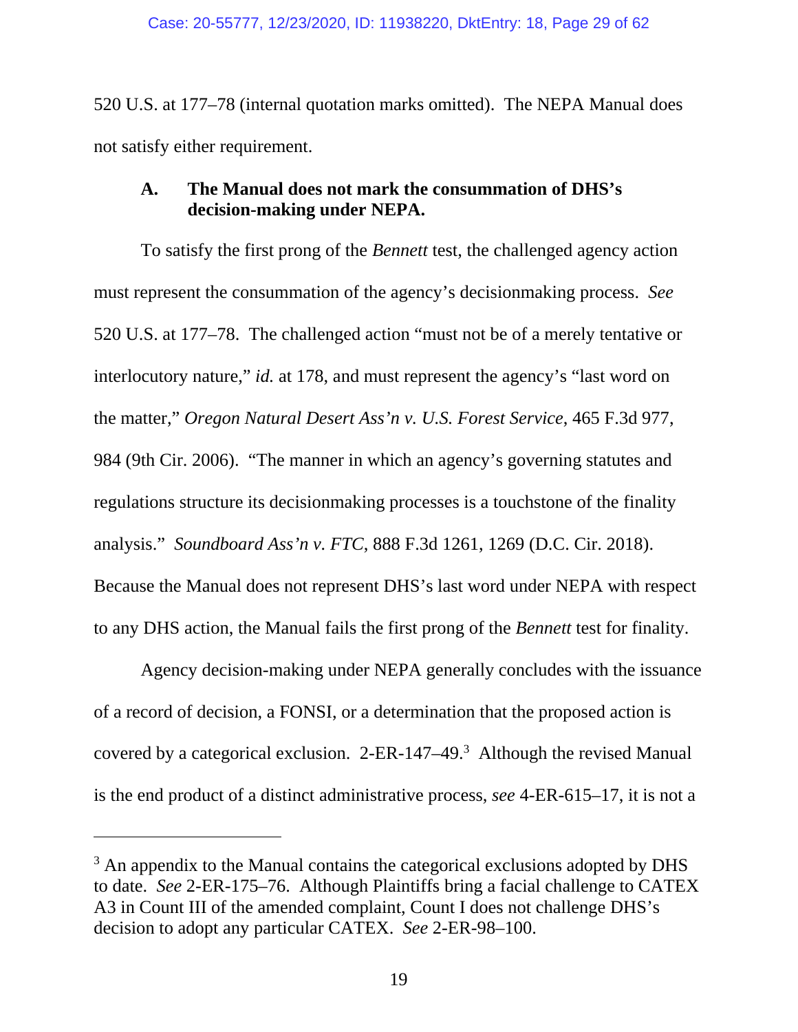520 U.S. at 177–78 (internal quotation marks omitted). The NEPA Manual does not satisfy either requirement.

### A. The Manual does not mark the consummation of DHS's decision-making under NEPA.

To satisfy the first prong of the *Bennett* test, the challenged agency action must represent the consummation of the agency's decisionmaking process. *See* 520 U.S. at 177–78. The challenged action "must not be of a merely tentative or interlocutory nature," *id.* at 178, and must represent the agency's "last word on the matter," *Oregon Natural Desert Ass'n v. U.S. Forest Service*, 465 F.3d 977, 984 (9th Cir. 2006). "The manner in which an agency's governing statutes and regulations structure its decisionmaking processes is a touchstone of the finality analysis." *Soundboard Ass'n v. FTC*, 888 F.3d 1261, 1269 (D.C. Cir. 2018). Because the Manual does not represent DHS's last word under NEPA with respect to any DHS action, the Manual fails the first prong of the *Bennett* test for finality.

Agency decision-making under NEPA generally concludes with the issuance of a record of decision, a FONSI, or a determination that the proposed action is covered by a categorical exclusion. 2-ER-147–49.[3] Although the revised Manual is the end product of a distinct administrative process, *see* 4-ER-615–17, it is not a

---

[3] An appendix to the Manual contains the categorical exclusions adopted by DHS to date. *See* 2-ER-175–76. Although Plaintiffs bring a facial challenge to CATEX A3 in Count III of the amended complaint, Count I does not challenge DHS's decision to adopt any particular CATEX. *See* 2-ER-98–100.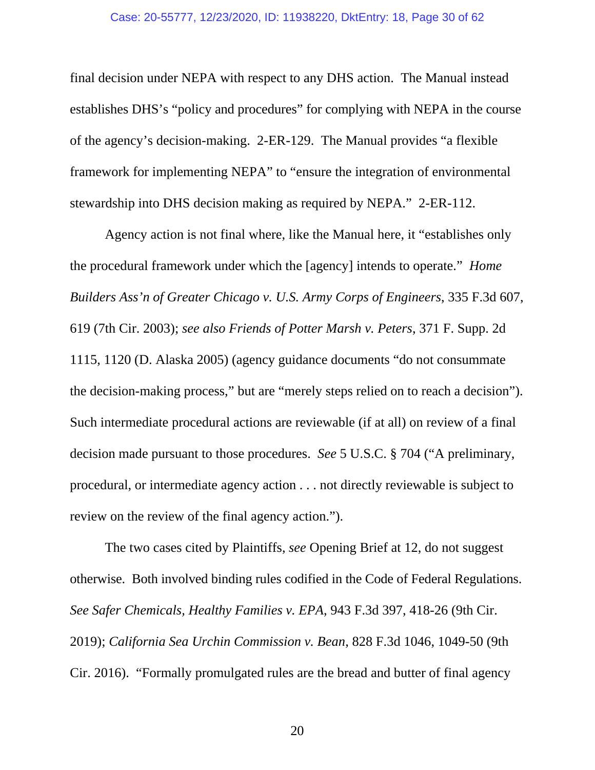final decision under NEPA with respect to any DHS action. The Manual instead establishes DHS's "policy and procedures" for complying with NEPA in the course of the agency's decision-making. 2-ER-129. The Manual provides "a flexible framework for implementing NEPA" to "ensure the integration of environmental stewardship into DHS decision making as required by NEPA." 2-ER-112.

Agency action is not final where, like the Manual here, it "establishes only the procedural framework under which the [agency] intends to operate." *Home Builders Ass'n of Greater Chicago v. U.S. Army Corps of Engineers*, 335 F.3d 607, 619 (7th Cir. 2003); *see also Friends of Potter Marsh v. Peters*, 371 F. Supp. 2d 1115, 1120 (D. Alaska 2005) (agency guidance documents "do not consummate the decision-making process," but are "merely steps relied on to reach a decision"). Such intermediate procedural actions are reviewable (if at all) on review of a final decision made pursuant to those procedures. *See* 5 U.S.C. § 704 ("A preliminary, procedural, or intermediate agency action . . . not directly reviewable is subject to review on the review of the final agency action.").

The two cases cited by Plaintiffs, *see* Opening Brief at 12, do not suggest otherwise. Both involved binding rules codified in the Code of Federal Regulations. *See Safer Chemicals, Healthy Families v. EPA*, 943 F.3d 397, 418-26 (9th Cir. 2019); *California Sea Urchin Commission v. Bean*, 828 F.3d 1046, 1049-50 (9th Cir. 2016). "Formally promulgated rules are the bread and butter of final agency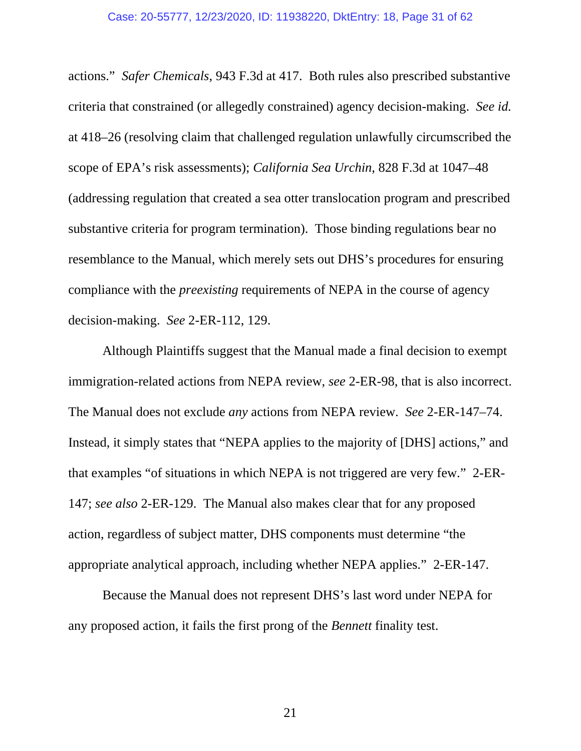actions." *Safer Chemicals*, 943 F.3d at 417. Both rules also prescribed substantive criteria that constrained (or allegedly constrained) agency decision-making. *See id.* at 418–26 (resolving claim that challenged regulation unlawfully circumscribed the scope of EPA's risk assessments); *California Sea Urchin*, 828 F.3d at 1047–48 (addressing regulation that created a sea otter translocation program and prescribed substantive criteria for program termination). Those binding regulations bear no resemblance to the Manual, which merely sets out DHS's procedures for ensuring compliance with the *preexisting* requirements of NEPA in the course of agency decision-making. *See* 2-ER-112, 129.

Although Plaintiffs suggest that the Manual made a final decision to exempt immigration-related actions from NEPA review, *see* 2-ER-98, that is also incorrect. The Manual does not exclude *any* actions from NEPA review. *See* 2-ER-147–74. Instead, it simply states that "NEPA applies to the majority of [DHS] actions," and that examples "of situations in which NEPA is not triggered are very few." 2-ER-147; *see also* 2-ER-129. The Manual also makes clear that for any proposed action, regardless of subject matter, DHS components must determine "the appropriate analytical approach, including whether NEPA applies." 2-ER-147.

Because the Manual does not represent DHS's last word under NEPA for any proposed action, it fails the first prong of the *Bennett* finality test.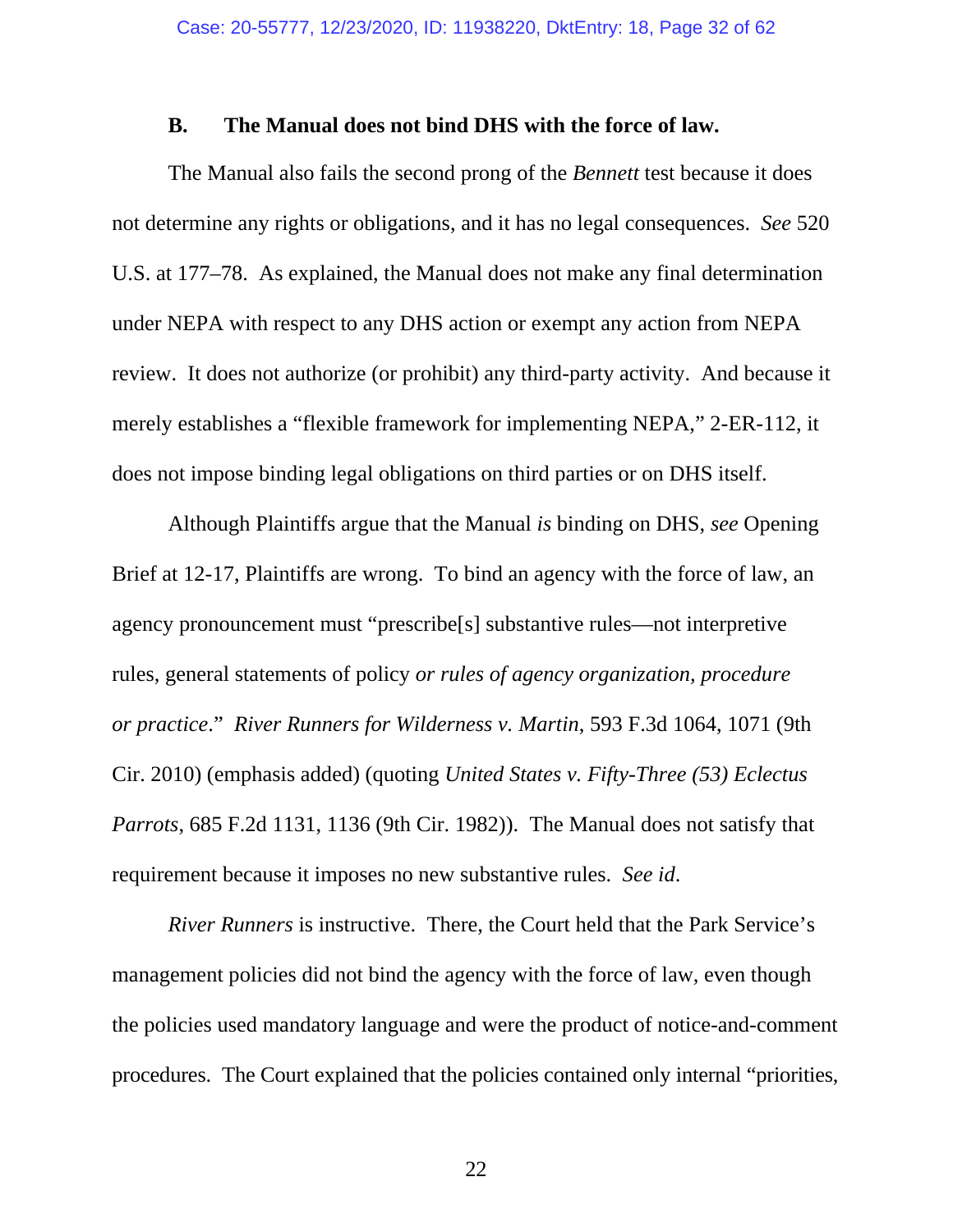### B. The Manual does not bind DHS with the force of law.

The Manual also fails the second prong of the *Bennett* test because it does not determine any rights or obligations, and it has no legal consequences. *See* 520 U.S. at 177–78. As explained, the Manual does not make any final determination under NEPA with respect to any DHS action or exempt any action from NEPA review. It does not authorize (or prohibit) any third-party activity. And because it merely establishes a "flexible framework for implementing NEPA," 2-ER-112, it does not impose binding legal obligations on third parties or on DHS itself.

Although Plaintiffs argue that the Manual *is* binding on DHS, *see* Opening Brief at 12-17, Plaintiffs are wrong. To bind an agency with the force of law, an agency pronouncement must "prescribe[s] substantive rules—not interpretive rules, general statements of policy *or rules of agency organization, procedure or practice*." *River Runners for Wilderness v. Martin*, 593 F.3d 1064, 1071 (9th Cir. 2010) (emphasis added) (quoting *United States v. Fifty-Three (53) Eclectus Parrots*, 685 F.2d 1131, 1136 (9th Cir. 1982)). The Manual does not satisfy that requirement because it imposes no new substantive rules. *See id.*

*River Runners* is instructive. There, the Court held that the Park Service's management policies did not bind the agency with the force of law, even though the policies used mandatory language and were the product of notice-and-comment procedures. The Court explained that the policies contained only internal "priorities,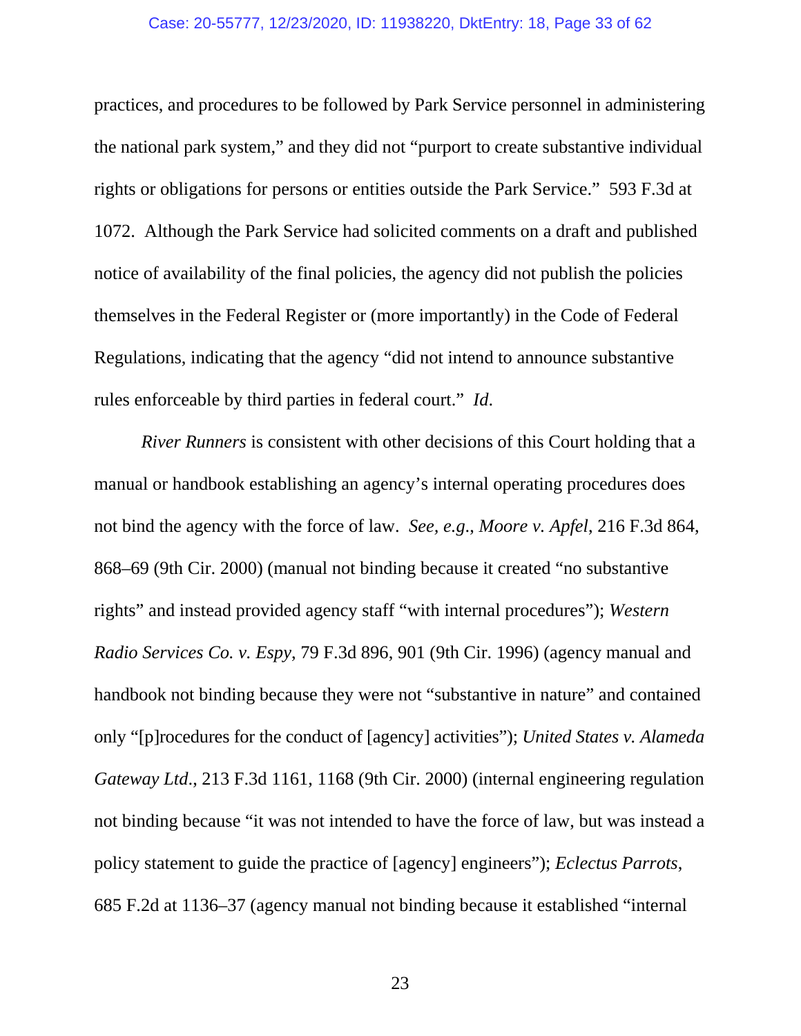practices, and procedures to be followed by Park Service personnel in administering the national park system," and they did not "purport to create substantive individual rights or obligations for persons or entities outside the Park Service." 593 F.3d at 1072. Although the Park Service had solicited comments on a draft and published notice of availability of the final policies, the agency did not publish the policies themselves in the Federal Register or (more importantly) in the Code of Federal Regulations, indicating that the agency "did not intend to announce substantive rules enforceable by third parties in federal court." *Id*.

*River Runners* is consistent with other decisions of this Court holding that a manual or handbook establishing an agency's internal operating procedures does not bind the agency with the force of law. *See, e.g.*, *Moore v. Apfel*, 216 F.3d 864, 868–69 (9th Cir. 2000) (manual not binding because it created "no substantive rights" and instead provided agency staff "with internal procedures"); *Western Radio Services Co. v. Espy*, 79 F.3d 896, 901 (9th Cir. 1996) (agency manual and handbook not binding because they were not "substantive in nature" and contained only "[p]rocedures for the conduct of [agency] activities"); *United States v. Alameda Gateway Ltd*., 213 F.3d 1161, 1168 (9th Cir. 2000) (internal engineering regulation not binding because "it was not intended to have the force of law, but was instead a policy statement to guide the practice of [agency] engineers"); *Eclectus Parrots*, 685 F.2d at 1136–37 (agency manual not binding because it established "internal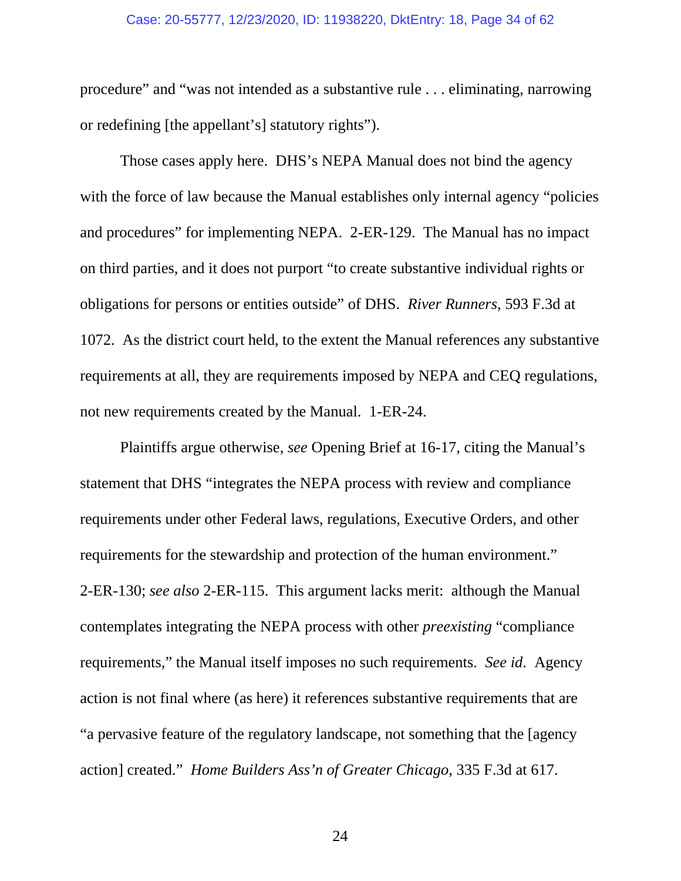procedure" and "was not intended as a substantive rule . . . eliminating, narrowing or redefining [the appellant's] statutory rights").

Those cases apply here. DHS's NEPA Manual does not bind the agency with the force of law because the Manual establishes only internal agency "policies and procedures" for implementing NEPA. 2-ER-129. The Manual has no impact on third parties, and it does not purport "to create substantive individual rights or obligations for persons or entities outside" of DHS. *River Runners*, 593 F.3d at 1072. As the district court held, to the extent the Manual references any substantive requirements at all, they are requirements imposed by NEPA and CEQ regulations, not new requirements created by the Manual. 1-ER-24.

Plaintiffs argue otherwise, *see* Opening Brief at 16-17, citing the Manual's statement that DHS "integrates the NEPA process with review and compliance requirements under other Federal laws, regulations, Executive Orders, and other requirements for the stewardship and protection of the human environment." 2-ER-130; *see also* 2-ER-115. This argument lacks merit: although the Manual contemplates integrating the NEPA process with other *preexisting* "compliance requirements," the Manual itself imposes no such requirements. *See id*. Agency action is not final where (as here) it references substantive requirements that are "a pervasive feature of the regulatory landscape, not something that the [agency action] created." *Home Builders Ass'n of Greater Chicago*, 335 F.3d at 617.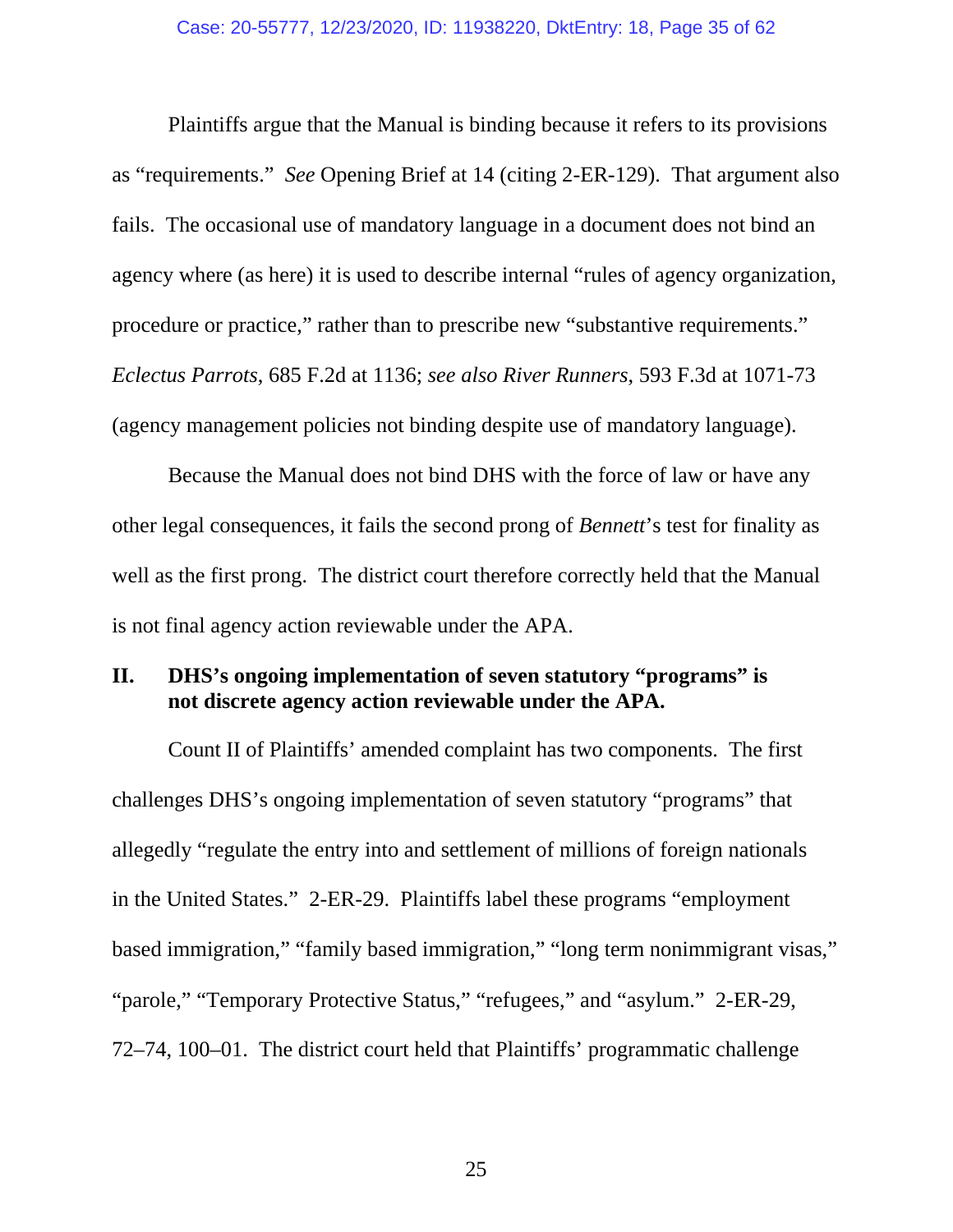Plaintiffs argue that the Manual is binding because it refers to its provisions as "requirements." *See* Opening Brief at 14 (citing 2-ER-129). That argument also fails. The occasional use of mandatory language in a document does not bind an agency where (as here) it is used to describe internal "rules of agency organization, procedure or practice," rather than to prescribe new "substantive requirements." *Eclectus Parrots*, 685 F.2d at 1136; *see also River Runners*, 593 F.3d at 1071-73 (agency management policies not binding despite use of mandatory language).

Because the Manual does not bind DHS with the force of law or have any other legal consequences, it fails the second prong of *Bennett*'s test for finality as well as the first prong. The district court therefore correctly held that the Manual is not final agency action reviewable under the APA.

## II. DHS's ongoing implementation of seven statutory "programs" is not discrete agency action reviewable under the APA.

Count II of Plaintiffs' amended complaint has two components. The first challenges DHS's ongoing implementation of seven statutory "programs" that allegedly "regulate the entry into and settlement of millions of foreign nationals in the United States." 2-ER-29. Plaintiffs label these programs "employment based immigration," "family based immigration," "long term nonimmigrant visas," "parole," "Temporary Protective Status," "refugees," and "asylum." 2-ER-29, 72–74, 100–01. The district court held that Plaintiffs' programmatic challenge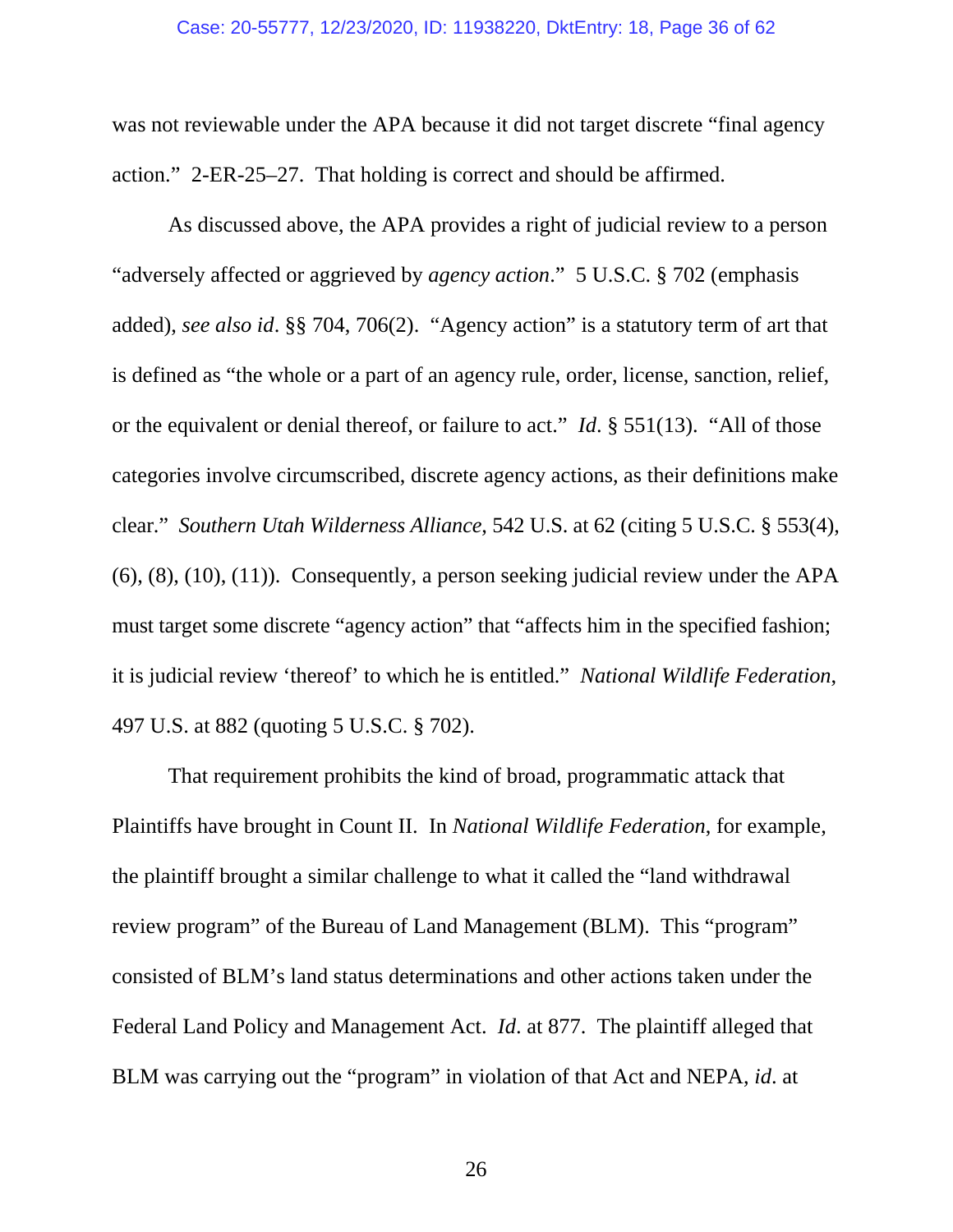was not reviewable under the APA because it did not target discrete "final agency action." 2-ER-25–27. That holding is correct and should be affirmed.

As discussed above, the APA provides a right of judicial review to a person "adversely affected or aggrieved by *agency action*." 5 U.S.C. § 702 (emphasis added), *see also id*. §§ 704, 706(2). "Agency action" is a statutory term of art that is defined as "the whole or a part of an agency rule, order, license, sanction, relief, or the equivalent or denial thereof, or failure to act." *Id*. § 551(13). "All of those categories involve circumscribed, discrete agency actions, as their definitions make clear." *Southern Utah Wilderness Alliance*, 542 U.S. at 62 (citing 5 U.S.C. § 553(4), (6), (8), (10), (11)). Consequently, a person seeking judicial review under the APA must target some discrete "agency action" that "affects him in the specified fashion; it is judicial review 'thereof' to which he is entitled." *National Wildlife Federation*, 497 U.S. at 882 (quoting 5 U.S.C. § 702).

That requirement prohibits the kind of broad, programmatic attack that Plaintiffs have brought in Count II. In *National Wildlife Federation*, for example, the plaintiff brought a similar challenge to what it called the "land withdrawal review program" of the Bureau of Land Management (BLM). This "program" consisted of BLM's land status determinations and other actions taken under the Federal Land Policy and Management Act. *Id*. at 877. The plaintiff alleged that BLM was carrying out the "program" in violation of that Act and NEPA, *id*. at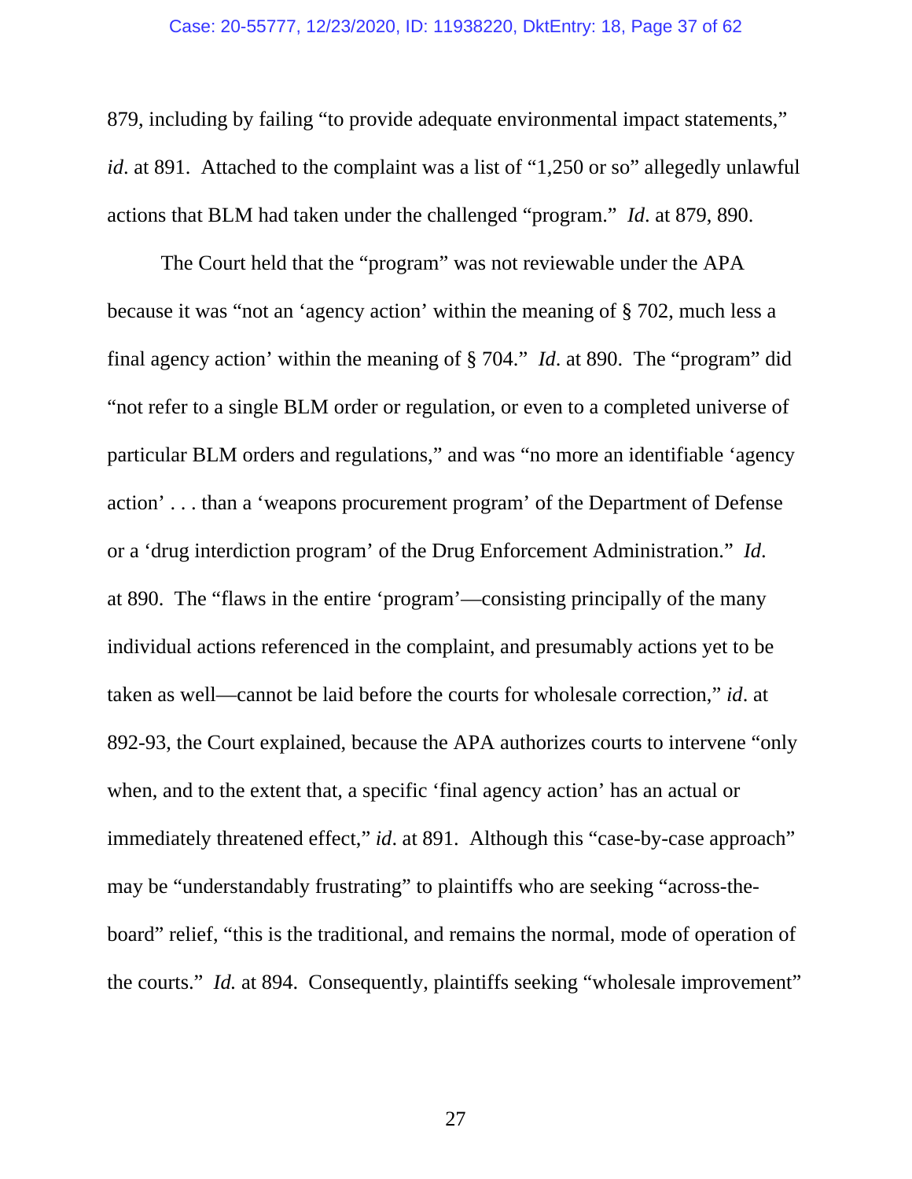879, including by failing "to provide adequate environmental impact statements," *id*. at 891. Attached to the complaint was a list of "1,250 or so" allegedly unlawful actions that BLM had taken under the challenged "program." *Id*. at 879, 890.

The Court held that the "program" was not reviewable under the APA because it was "not an 'agency action' within the meaning of § 702, much less a final agency action' within the meaning of § 704." *Id*. at 890. The "program" did "not refer to a single BLM order or regulation, or even to a completed universe of particular BLM orders and regulations," and was "no more an identifiable 'agency action' . . . than a 'weapons procurement program' of the Department of Defense or a 'drug interdiction program' of the Drug Enforcement Administration." *Id.* at 890. The "flaws in the entire 'program'—consisting principally of the many individual actions referenced in the complaint, and presumably actions yet to be taken as well—cannot be laid before the courts for wholesale correction," *id*. at 892-93, the Court explained, because the APA authorizes courts to intervene "only when, and to the extent that, a specific 'final agency action' has an actual or immediately threatened effect," *id*. at 891. Although this "case-by-case approach" may be "understandably frustrating" to plaintiffs who are seeking "across-the-board" relief, "this is the traditional, and remains the normal, mode of operation of the courts." *Id.* at 894. Consequently, plaintiffs seeking "wholesale improvement"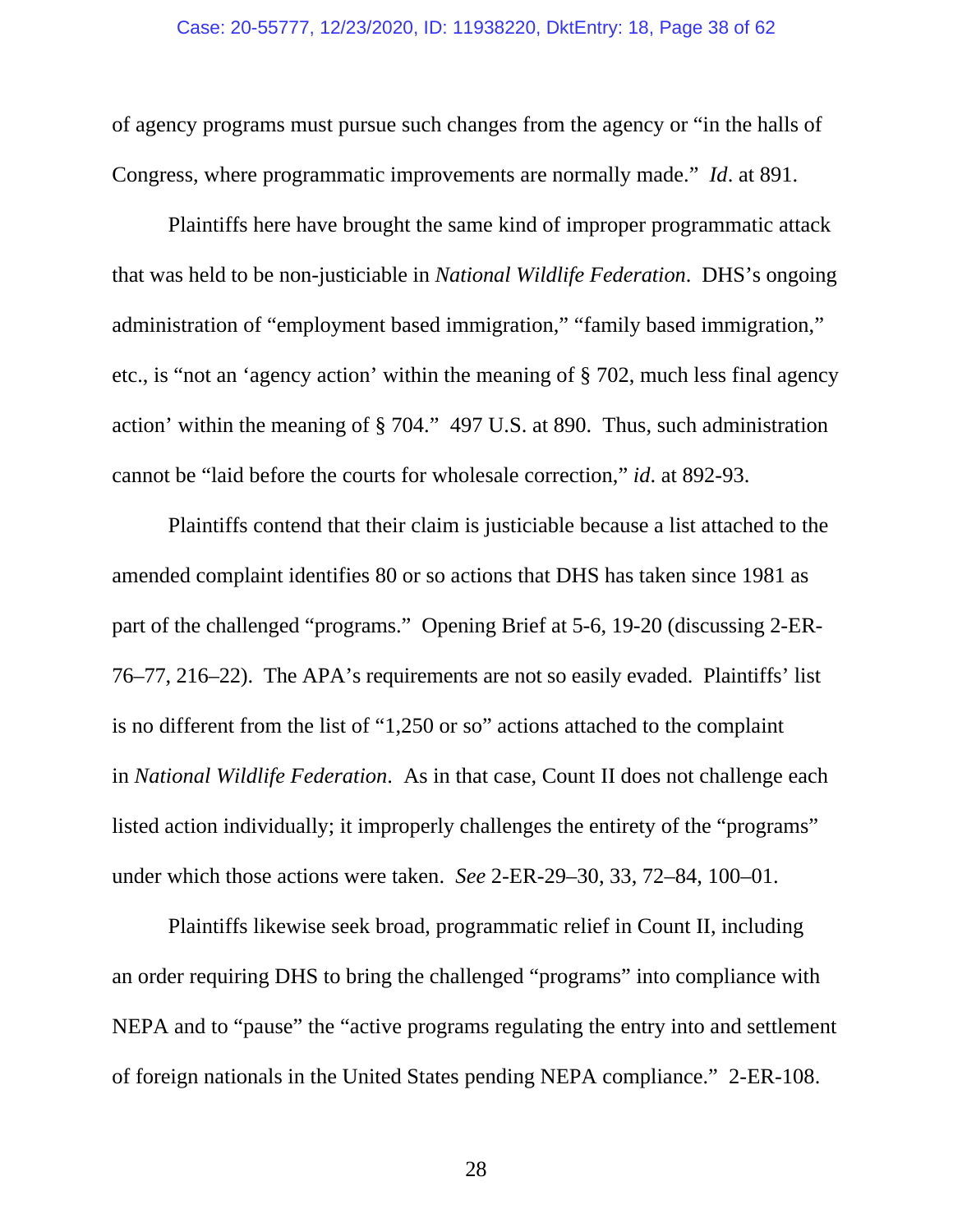of agency programs must pursue such changes from the agency or "in the halls of Congress, where programmatic improvements are normally made." *Id*. at 891.

Plaintiffs here have brought the same kind of improper programmatic attack that was held to be non-justiciable in *National Wildlife Federation*. DHS's ongoing administration of "employment based immigration," "family based immigration," etc., is "not an 'agency action' within the meaning of § 702, much less final agency action' within the meaning of § 704." 497 U.S. at 890. Thus, such administration cannot be "laid before the courts for wholesale correction," *id*. at 892-93.

Plaintiffs contend that their claim is justiciable because a list attached to the amended complaint identifies 80 or so actions that DHS has taken since 1981 as part of the challenged "programs." Opening Brief at 5-6, 19-20 (discussing 2-ER-76–77, 216–22). The APA's requirements are not so easily evaded. Plaintiffs' list is no different from the list of "1,250 or so" actions attached to the complaint in *National Wildlife Federation*. As in that case, Count II does not challenge each listed action individually; it improperly challenges the entirety of the "programs" under which those actions were taken. *See* 2-ER-29–30, 33, 72–84, 100–01.

Plaintiffs likewise seek broad, programmatic relief in Count II, including an order requiring DHS to bring the challenged "programs" into compliance with NEPA and to "pause" the "active programs regulating the entry into and settlement of foreign nationals in the United States pending NEPA compliance." 2-ER-108.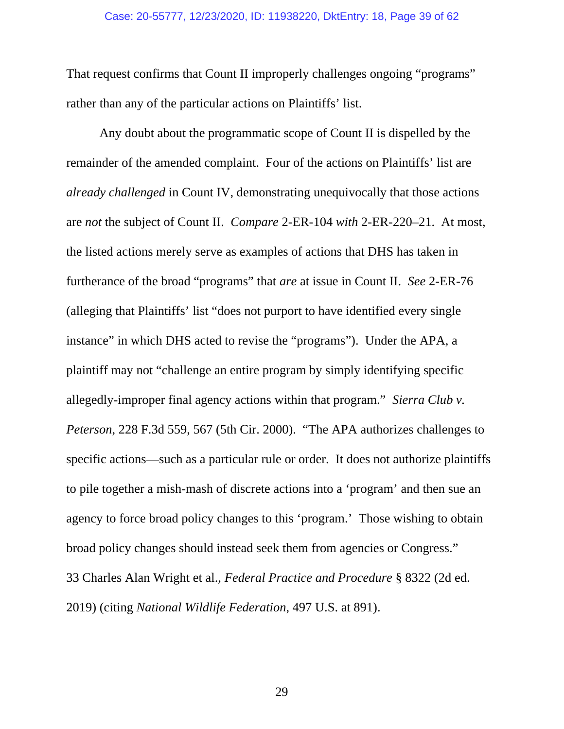That request confirms that Count II improperly challenges ongoing "programs" rather than any of the particular actions on Plaintiffs' list.

Any doubt about the programmatic scope of Count II is dispelled by the remainder of the amended complaint. Four of the actions on Plaintiffs' list are *already challenged* in Count IV, demonstrating unequivocally that those actions are *not* the subject of Count II. *Compare* 2-ER-104 *with* 2-ER-220–21. At most, the listed actions merely serve as examples of actions that DHS has taken in furtherance of the broad "programs" that *are* at issue in Count II. *See* 2-ER-76 (alleging that Plaintiffs' list "does not purport to have identified every single instance" in which DHS acted to revise the "programs"). Under the APA, a plaintiff may not "challenge an entire program by simply identifying specific allegedly-improper final agency actions within that program." *Sierra Club v. Peterson*, 228 F.3d 559, 567 (5th Cir. 2000). "The APA authorizes challenges to specific actions—such as a particular rule or order. It does not authorize plaintiffs to pile together a mish-mash of discrete actions into a 'program' and then sue an agency to force broad policy changes to this 'program.' Those wishing to obtain broad policy changes should instead seek them from agencies or Congress." 33 Charles Alan Wright et al., *Federal Practice and Procedure* § 8322 (2d ed. 2019) (citing *National Wildlife Federation*, 497 U.S. at 891).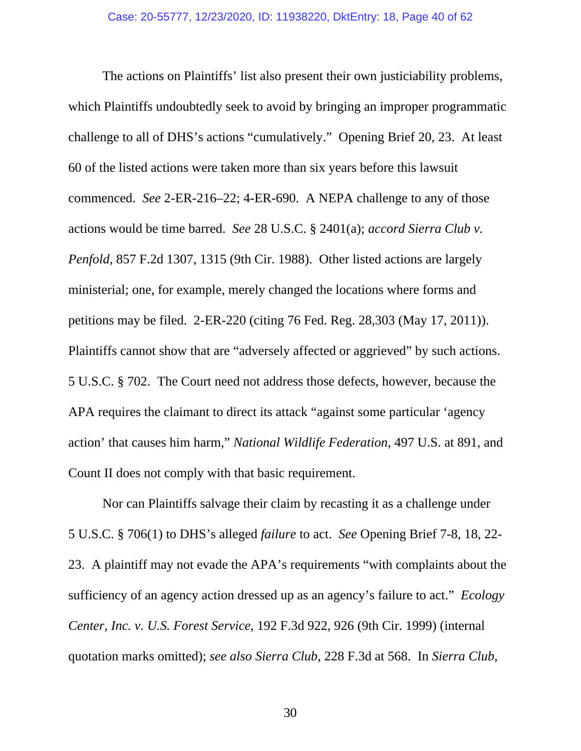The actions on Plaintiffs' list also present their own justiciability problems, which Plaintiffs undoubtedly seek to avoid by bringing an improper programmatic challenge to all of DHS's actions "cumulatively." Opening Brief 20, 23. At least 60 of the listed actions were taken more than six years before this lawsuit commenced. *See* 2-ER-216–22; 4-ER-690. A NEPA challenge to any of those actions would be time barred. *See* 28 U.S.C. § 2401(a); *accord Sierra Club v. Penfold*, 857 F.2d 1307, 1315 (9th Cir. 1988). Other listed actions are largely ministerial; one, for example, merely changed the locations where forms and petitions may be filed. 2-ER-220 (citing 76 Fed. Reg. 28,303 (May 17, 2011)). Plaintiffs cannot show that are "adversely affected or aggrieved" by such actions. 5 U.S.C. § 702. The Court need not address those defects, however, because the APA requires the claimant to direct its attack "against some particular 'agency action' that causes him harm," *National Wildlife Federation*, 497 U.S. at 891, and Count II does not comply with that basic requirement.

Nor can Plaintiffs salvage their claim by recasting it as a challenge under 5 U.S.C. § 706(1) to DHS's alleged *failure* to act. *See* Opening Brief 7-8, 18, 22-23. A plaintiff may not evade the APA's requirements "with complaints about the sufficiency of an agency action dressed up as an agency's failure to act." *Ecology Center, Inc. v. U.S. Forest Service*, 192 F.3d 922, 926 (9th Cir. 1999) (internal quotation marks omitted); *see also Sierra Club*, 228 F.3d at 568. In *Sierra Club*,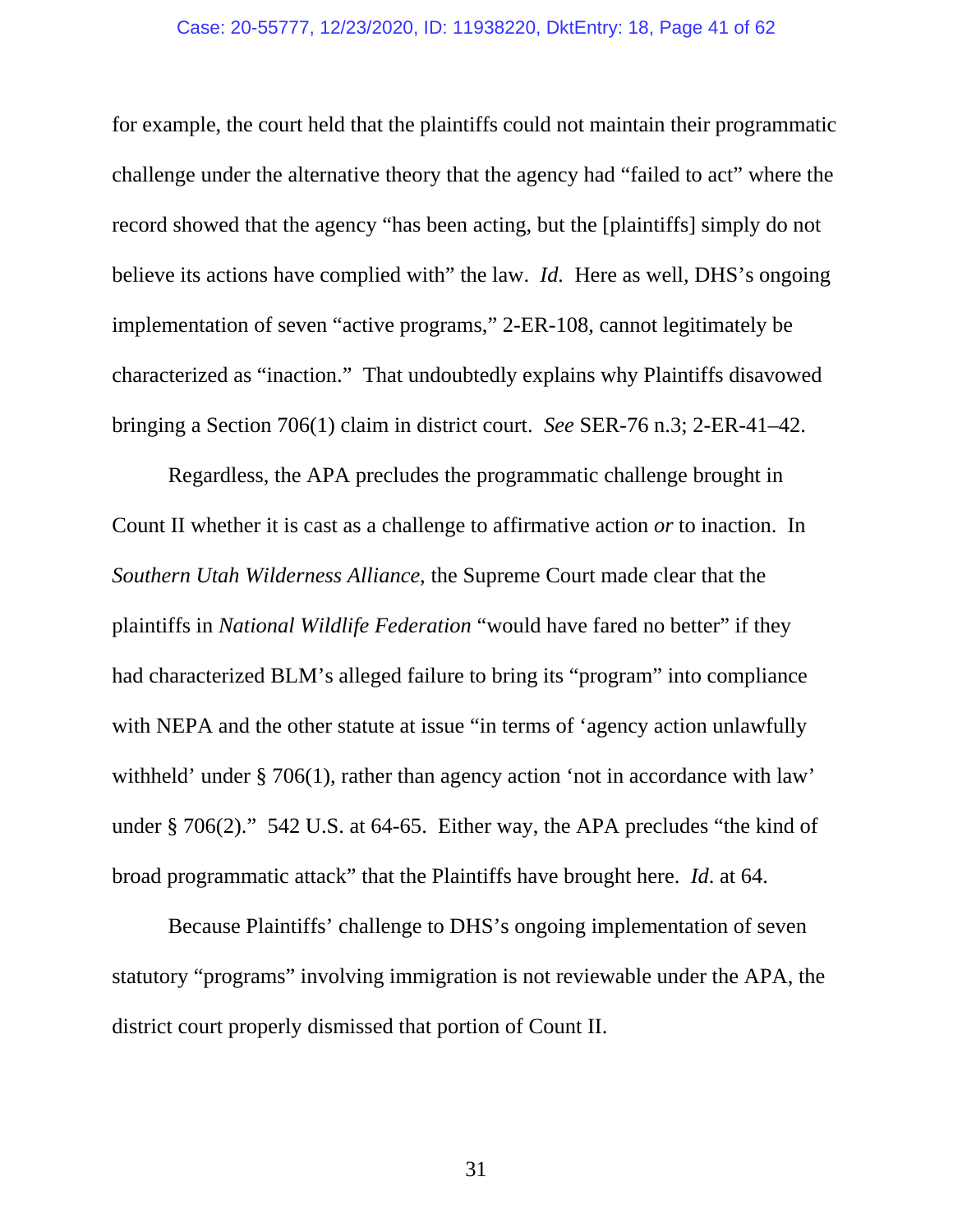for example, the court held that the plaintiffs could not maintain their programmatic challenge under the alternative theory that the agency had "failed to act" where the record showed that the agency "has been acting, but the [plaintiffs] simply do not believe its actions have complied with" the law. *Id.* Here as well, DHS's ongoing implementation of seven "active programs," 2-ER-108, cannot legitimately be characterized as "inaction." That undoubtedly explains why Plaintiffs disavowed bringing a Section 706(1) claim in district court. *See* SER-76 n.3; 2-ER-41–42.

Regardless, the APA precludes the programmatic challenge brought in Count II whether it is cast as a challenge to affirmative action *or* to inaction. In *Southern Utah Wilderness Alliance*, the Supreme Court made clear that the plaintiffs in *National Wildlife Federation* "would have fared no better" if they had characterized BLM's alleged failure to bring its "program" into compliance with NEPA and the other statute at issue "in terms of 'agency action unlawfully withheld' under § 706(1), rather than agency action 'not in accordance with law' under § 706(2)." 542 U.S. at 64-65. Either way, the APA precludes "the kind of broad programmatic attack" that the Plaintiffs have brought here. *Id*. at 64.

Because Plaintiffs' challenge to DHS's ongoing implementation of seven statutory "programs" involving immigration is not reviewable under the APA, the district court properly dismissed that portion of Count II.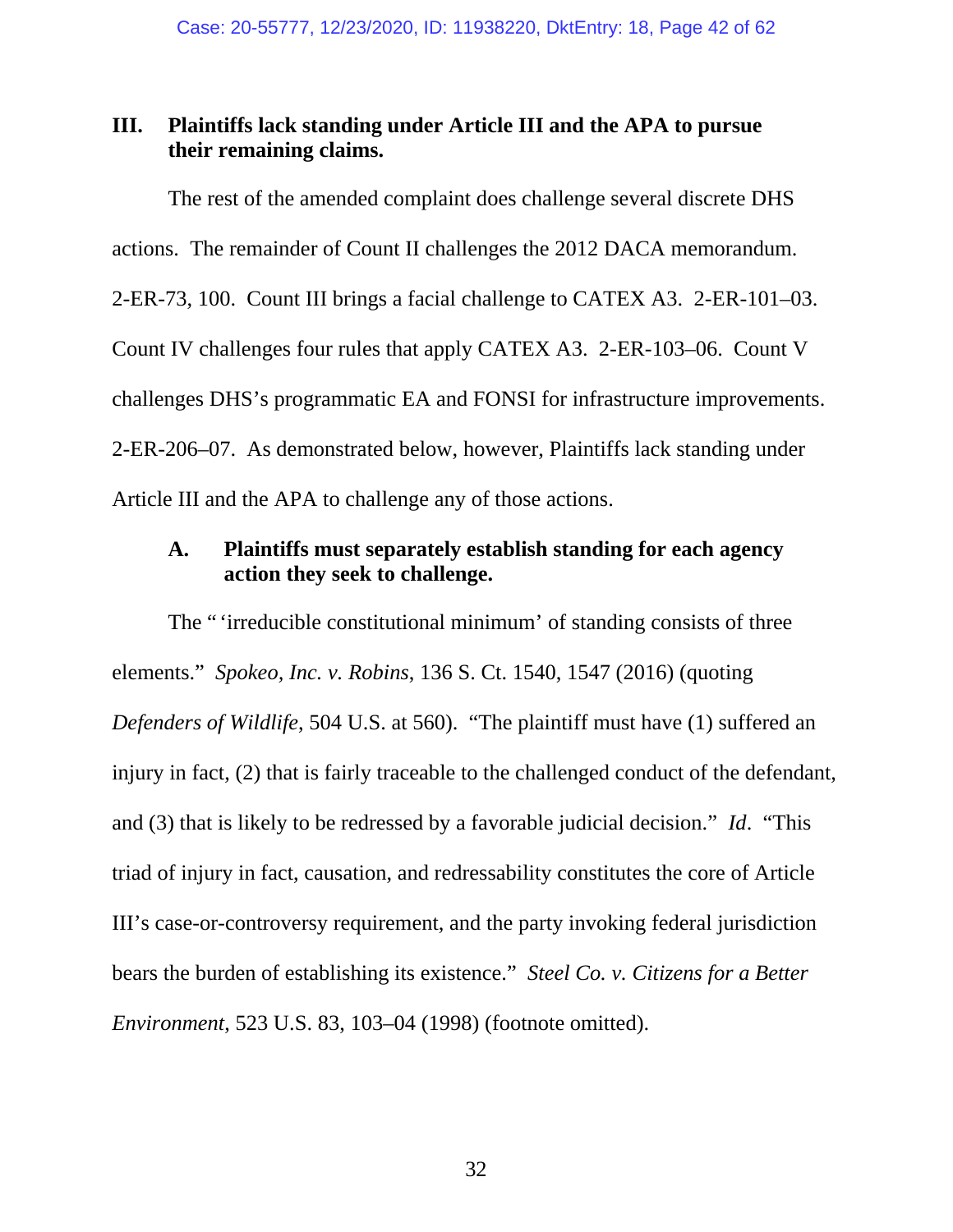## III. Plaintiffs lack standing under Article III and the APA to pursue their remaining claims.

The rest of the amended complaint does challenge several discrete DHS actions. The remainder of Count II challenges the 2012 DACA memorandum. 2-ER-73, 100. Count III brings a facial challenge to CATEX A3. 2-ER-101–03. Count IV challenges four rules that apply CATEX A3. 2-ER-103–06. Count V challenges DHS's programmatic EA and FONSI for infrastructure improvements. 2-ER-206–07. As demonstrated below, however, Plaintiffs lack standing under Article III and the APA to challenge any of those actions.

### A. Plaintiffs must separately establish standing for each agency action they seek to challenge.

The " 'irreducible constitutional minimum' of standing consists of three elements." *Spokeo, Inc. v. Robins*, 136 S. Ct. 1540, 1547 (2016) (quoting *Defenders of Wildlife*, 504 U.S. at 560). "The plaintiff must have (1) suffered an injury in fact, (2) that is fairly traceable to the challenged conduct of the defendant, and (3) that is likely to be redressed by a favorable judicial decision." *Id*. "This triad of injury in fact, causation, and redressability constitutes the core of Article III's case-or-controversy requirement, and the party invoking federal jurisdiction bears the burden of establishing its existence." *Steel Co. v. Citizens for a Better Environment*, 523 U.S. 83, 103–04 (1998) (footnote omitted).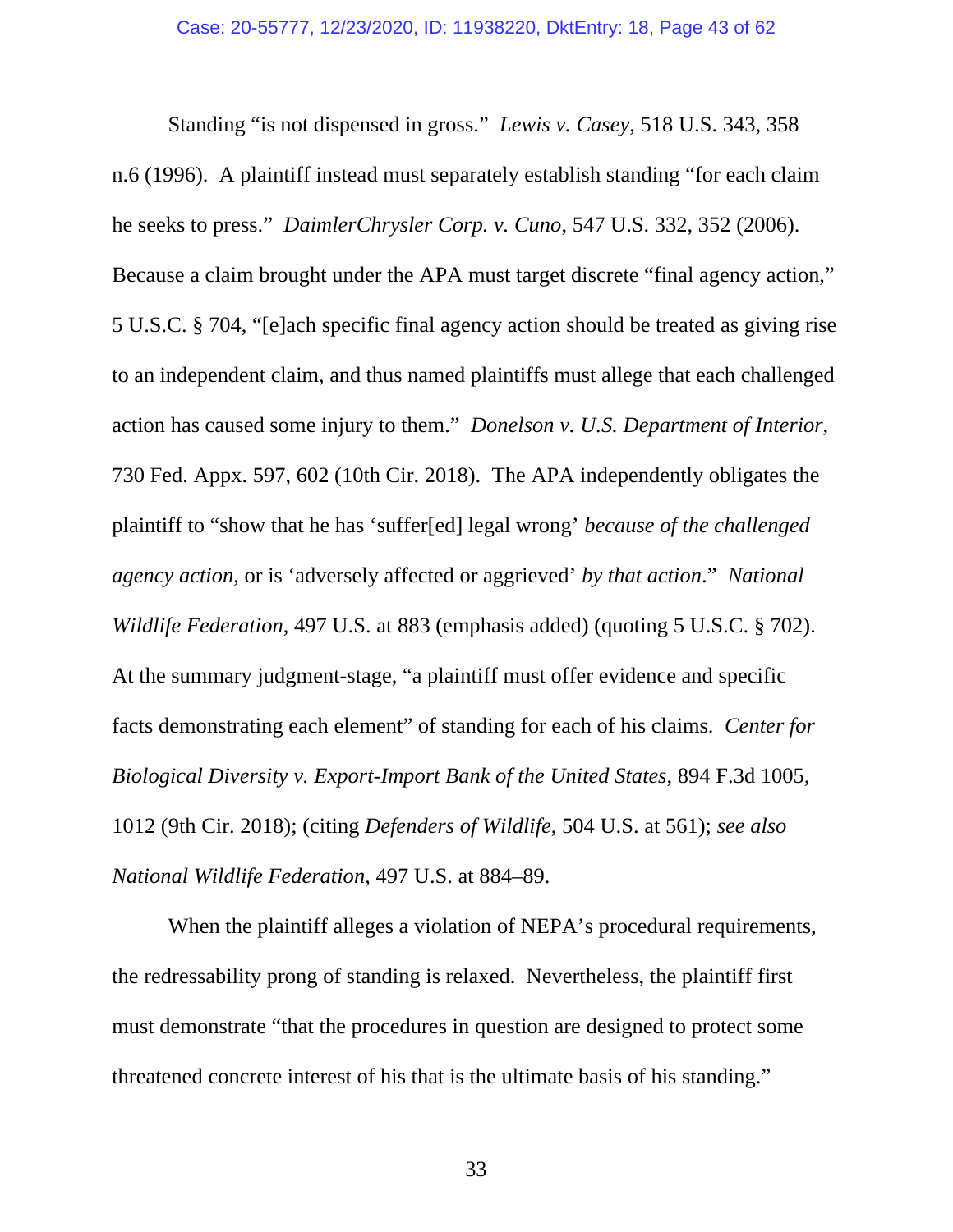Standing "is not dispensed in gross." *Lewis v. Casey*, 518 U.S. 343, 358 n.6 (1996). A plaintiff instead must separately establish standing "for each claim he seeks to press." *DaimlerChrysler Corp. v. Cuno*, 547 U.S. 332, 352 (2006). Because a claim brought under the APA must target discrete "final agency action," 5 U.S.C. § 704, "[e]ach specific final agency action should be treated as giving rise to an independent claim, and thus named plaintiffs must allege that each challenged action has caused some injury to them." *Donelson v. U.S. Department of Interior*, 730 Fed. Appx. 597, 602 (10th Cir. 2018). The APA independently obligates the plaintiff to "show that he has 'suffer[ed] legal wrong' *because of the challenged agency action*, or is 'adversely affected or aggrieved' *by that action*." *National Wildlife Federation*, 497 U.S. at 883 (emphasis added) (quoting 5 U.S.C. § 702). At the summary judgment-stage, "a plaintiff must offer evidence and specific facts demonstrating each element" of standing for each of his claims. *Center for Biological Diversity v. Export-Import Bank of the United States*, 894 F.3d 1005, 1012 (9th Cir. 2018); (citing *Defenders of Wildlife*, 504 U.S. at 561); *see also National Wildlife Federation*, 497 U.S. at 884–89.

When the plaintiff alleges a violation of NEPA's procedural requirements, the redressability prong of standing is relaxed. Nevertheless, the plaintiff first must demonstrate "that the procedures in question are designed to protect some threatened concrete interest of his that is the ultimate basis of his standing."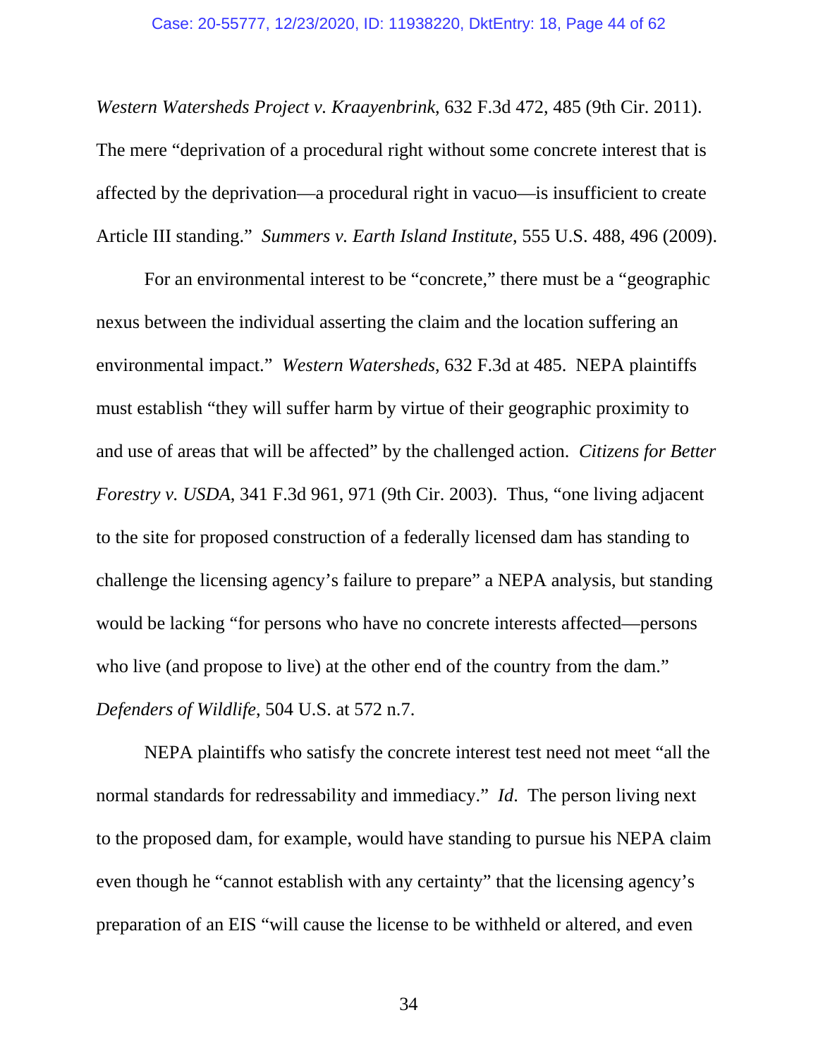*Western Watersheds Project v. Kraayenbrink*, 632 F.3d 472, 485 (9th Cir. 2011). The mere "deprivation of a procedural right without some concrete interest that is affected by the deprivation—a procedural right in vacuo—is insufficient to create Article III standing." *Summers v. Earth Island Institute*, 555 U.S. 488, 496 (2009).

For an environmental interest to be "concrete," there must be a "geographic nexus between the individual asserting the claim and the location suffering an environmental impact." *Western Watersheds*, 632 F.3d at 485. NEPA plaintiffs must establish "they will suffer harm by virtue of their geographic proximity to and use of areas that will be affected" by the challenged action. *Citizens for Better Forestry v. USDA*, 341 F.3d 961, 971 (9th Cir. 2003). Thus, "one living adjacent to the site for proposed construction of a federally licensed dam has standing to challenge the licensing agency's failure to prepare" a NEPA analysis, but standing would be lacking "for persons who have no concrete interests affected—persons who live (and propose to live) at the other end of the country from the dam." *Defenders of Wildlife*, 504 U.S. at 572 n.7.

NEPA plaintiffs who satisfy the concrete interest test need not meet "all the normal standards for redressability and immediacy." *Id*. The person living next to the proposed dam, for example, would have standing to pursue his NEPA claim even though he "cannot establish with any certainty" that the licensing agency's preparation of an EIS "will cause the license to be withheld or altered, and even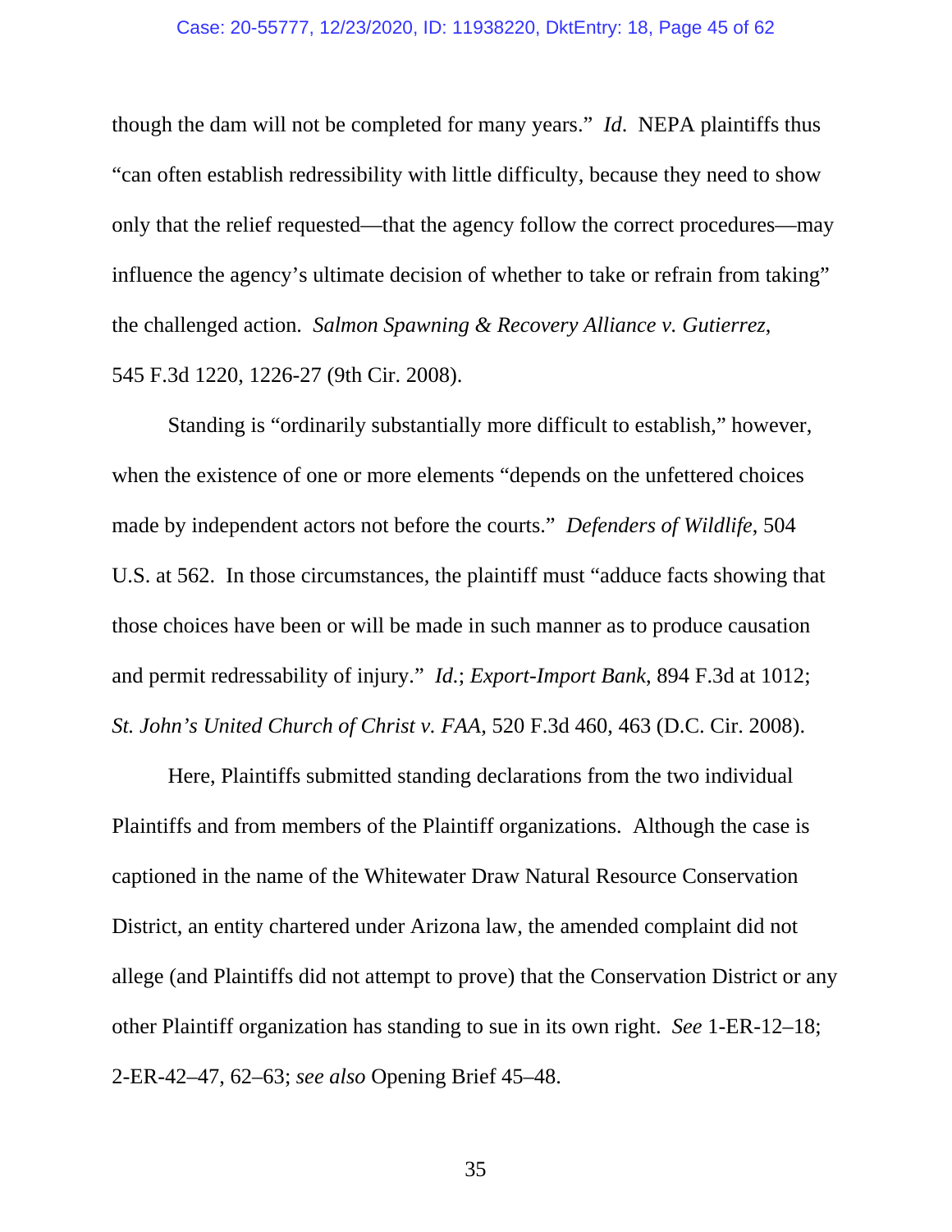though the dam will not be completed for many years." *Id*. NEPA plaintiffs thus "can often establish redressibility with little difficulty, because they need to show only that the relief requested—that the agency follow the correct procedures—may influence the agency's ultimate decision of whether to take or refrain from taking" the challenged action. *Salmon Spawning & Recovery Alliance v. Gutierrez*, 545 F.3d 1220, 1226-27 (9th Cir. 2008).

Standing is "ordinarily substantially more difficult to establish," however, when the existence of one or more elements "depends on the unfettered choices made by independent actors not before the courts." *Defenders of Wildlife*, 504 U.S. at 562. In those circumstances, the plaintiff must "adduce facts showing that those choices have been or will be made in such manner as to produce causation and permit redressability of injury." *Id.*; *Export-Import Bank*, 894 F.3d at 1012; *St. John's United Church of Christ v. FAA*, 520 F.3d 460, 463 (D.C. Cir. 2008).

Here, Plaintiffs submitted standing declarations from the two individual Plaintiffs and from members of the Plaintiff organizations. Although the case is captioned in the name of the Whitewater Draw Natural Resource Conservation District, an entity chartered under Arizona law, the amended complaint did not allege (and Plaintiffs did not attempt to prove) that the Conservation District or any other Plaintiff organization has standing to sue in its own right. *See* 1-ER-12–18; 2-ER-42–47, 62–63; *see also* Opening Brief 45–48.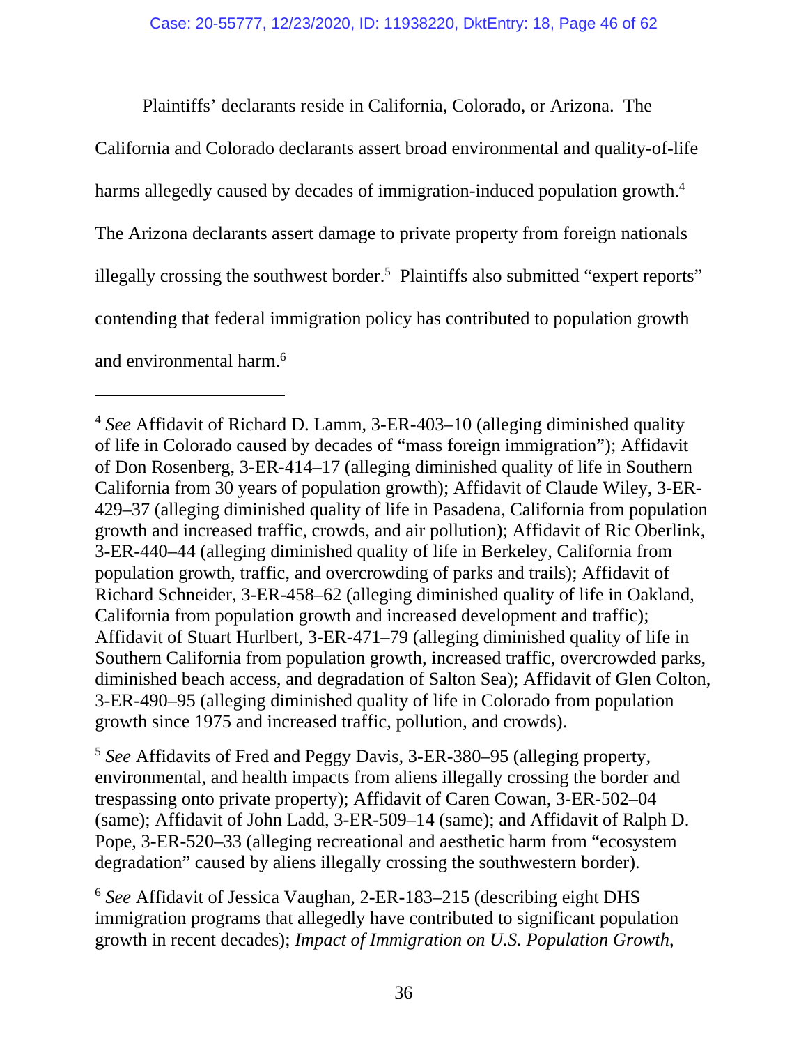Plaintiffs' declarants reside in California, Colorado, or Arizona. The California and Colorado declarants assert broad environmental and quality-of-life harms allegedly caused by decades of immigration-induced population growth.[4] The Arizona declarants assert damage to private property from foreign nationals illegally crossing the southwest border.[5] Plaintiffs also submitted "expert reports" contending that federal immigration policy has contributed to population growth and environmental harm.[6]

---

[4] *See* Affidavit of Richard D. Lamm, 3-ER-403–10 (alleging diminished quality of life in Colorado caused by decades of "mass foreign immigration"); Affidavit of Don Rosenberg, 3-ER-414–17 (alleging diminished quality of life in Southern California from 30 years of population growth); Affidavit of Claude Wiley, 3-ER-429–37 (alleging diminished quality of life in Pasadena, California from population growth and increased traffic, crowds, and air pollution); Affidavit of Ric Oberlink, 3-ER-440–44 (alleging diminished quality of life in Berkeley, California from population growth, traffic, and overcrowding of parks and trails); Affidavit of Richard Schneider, 3-ER-458–62 (alleging diminished quality of life in Oakland, California from population growth and increased development and traffic); Affidavit of Stuart Hurlbert, 3-ER-471–79 (alleging diminished quality of life in Southern California from population growth, increased traffic, overcrowded parks, diminished beach access, and degradation of Salton Sea); Affidavit of Glen Colton, 3-ER-490–95 (alleging diminished quality of life in Colorado from population growth since 1975 and increased traffic, pollution, and crowds).

[5] *See* Affidavits of Fred and Peggy Davis, 3-ER-380–95 (alleging property, environmental, and health impacts from aliens illegally crossing the border and trespassing onto private property); Affidavit of Caren Cowan, 3-ER-502–04 (same); Affidavit of John Ladd, 3-ER-509–14 (same); and Affidavit of Ralph D. Pope, 3-ER-520–33 (alleging recreational and aesthetic harm from "ecosystem degradation" caused by aliens illegally crossing the southwestern border).

[6] *See* Affidavit of Jessica Vaughan, 2-ER-183–215 (describing eight DHS immigration programs that allegedly have contributed to significant population growth in recent decades); *Impact of Immigration on U.S. Population Growth*,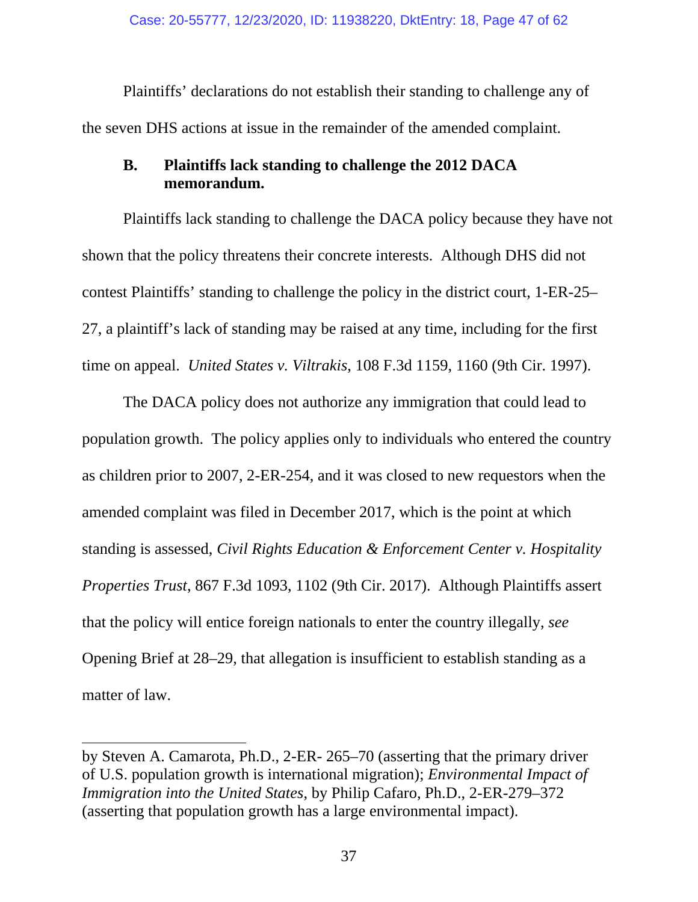Plaintiffs' declarations do not establish their standing to challenge any of the seven DHS actions at issue in the remainder of the amended complaint.

### B. Plaintiffs lack standing to challenge the 2012 DACA memorandum.

Plaintiffs lack standing to challenge the DACA policy because they have not shown that the policy threatens their concrete interests. Although DHS did not contest Plaintiffs' standing to challenge the policy in the district court, 1-ER-25–27, a plaintiff's lack of standing may be raised at any time, including for the first time on appeal. *United States v. Viltrakis*, 108 F.3d 1159, 1160 (9th Cir. 1997).

The DACA policy does not authorize any immigration that could lead to population growth. The policy applies only to individuals who entered the country as children prior to 2007, 2-ER-254, and it was closed to new requestors when the amended complaint was filed in December 2017, which is the point at which standing is assessed, *Civil Rights Education & Enforcement Center v. Hospitality Properties Trust*, 867 F.3d 1093, 1102 (9th Cir. 2017). Although Plaintiffs assert that the policy will entice foreign nationals to enter the country illegally, *see* Opening Brief at 28–29, that allegation is insufficient to establish standing as a matter of law.

---

by Steven A. Camarota, Ph.D., 2-ER- 265–70 (asserting that the primary driver of U.S. population growth is international migration); *Environmental Impact of Immigration into the United States*, by Philip Cafaro, Ph.D., 2-ER-279–372 (asserting that population growth has a large environmental impact).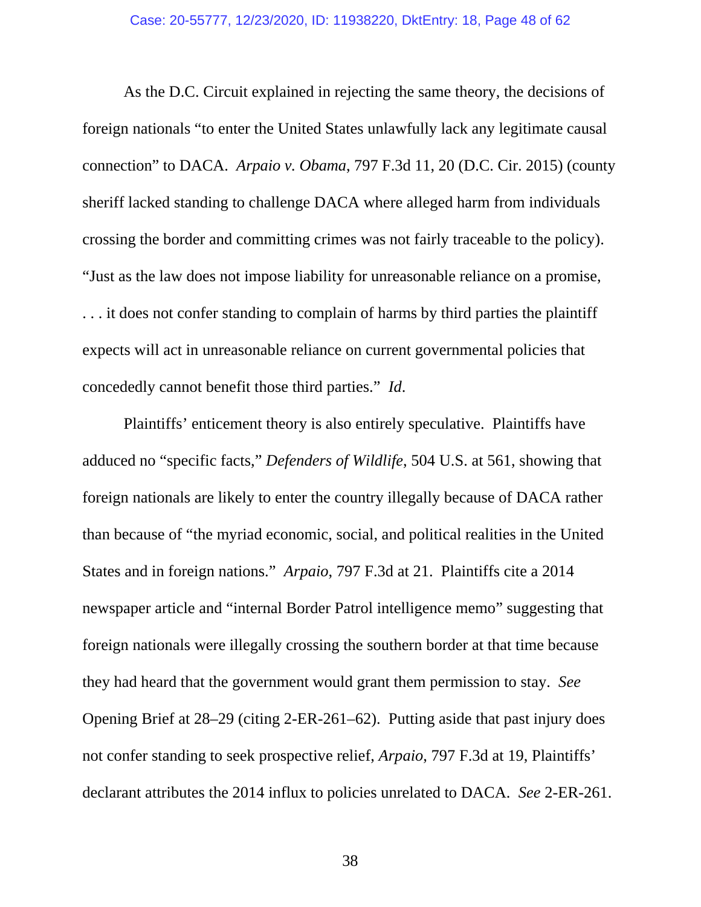As the D.C. Circuit explained in rejecting the same theory, the decisions of foreign nationals "to enter the United States unlawfully lack any legitimate causal connection" to DACA. *Arpaio v. Obama*, 797 F.3d 11, 20 (D.C. Cir. 2015) (county sheriff lacked standing to challenge DACA where alleged harm from individuals crossing the border and committing crimes was not fairly traceable to the policy). "Just as the law does not impose liability for unreasonable reliance on a promise, . . . it does not confer standing to complain of harms by third parties the plaintiff expects will act in unreasonable reliance on current governmental policies that concededly cannot benefit those third parties." *Id*.

Plaintiffs' enticement theory is also entirely speculative. Plaintiffs have adduced no "specific facts," *Defenders of Wildlife*, 504 U.S. at 561, showing that foreign nationals are likely to enter the country illegally because of DACA rather than because of "the myriad economic, social, and political realities in the United States and in foreign nations." *Arpaio*, 797 F.3d at 21. Plaintiffs cite a 2014 newspaper article and "internal Border Patrol intelligence memo" suggesting that foreign nationals were illegally crossing the southern border at that time because they had heard that the government would grant them permission to stay. *See* Opening Brief at 28–29 (citing 2-ER-261–62). Putting aside that past injury does not confer standing to seek prospective relief, *Arpaio*, 797 F.3d at 19, Plaintiffs' declarant attributes the 2014 influx to policies unrelated to DACA. *See* 2-ER-261.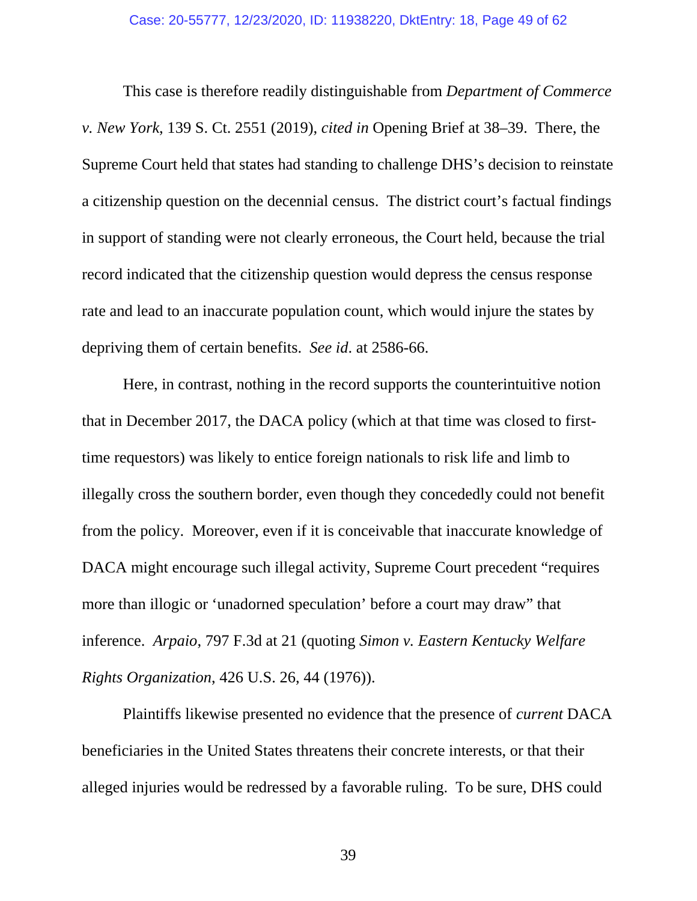This case is therefore readily distinguishable from *Department of Commerce v. New York*, 139 S. Ct. 2551 (2019), *cited in* Opening Brief at 38–39. There, the Supreme Court held that states had standing to challenge DHS's decision to reinstate a citizenship question on the decennial census. The district court's factual findings in support of standing were not clearly erroneous, the Court held, because the trial record indicated that the citizenship question would depress the census response rate and lead to an inaccurate population count, which would injure the states by depriving them of certain benefits. *See id*. at 2586-66.

Here, in contrast, nothing in the record supports the counterintuitive notion that in December 2017, the DACA policy (which at that time was closed to first-time requestors) was likely to entice foreign nationals to risk life and limb to illegally cross the southern border, even though they concededly could not benefit from the policy. Moreover, even if it is conceivable that inaccurate knowledge of DACA might encourage such illegal activity, Supreme Court precedent "requires more than illogic or 'unadorned speculation' before a court may draw" that inference. *Arpaio*, 797 F.3d at 21 (quoting *Simon v. Eastern Kentucky Welfare Rights Organization*, 426 U.S. 26, 44 (1976)).

Plaintiffs likewise presented no evidence that the presence of *current* DACA beneficiaries in the United States threatens their concrete interests, or that their alleged injuries would be redressed by a favorable ruling. To be sure, DHS could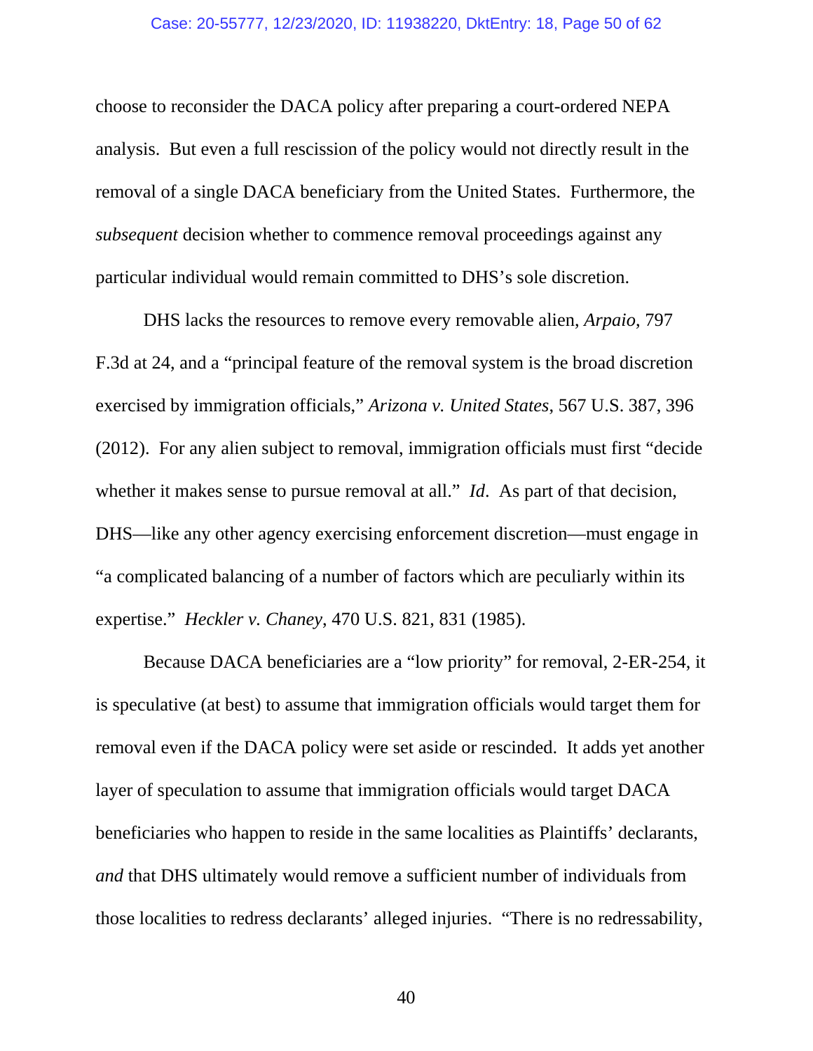choose to reconsider the DACA policy after preparing a court-ordered NEPA analysis. But even a full rescission of the policy would not directly result in the removal of a single DACA beneficiary from the United States. Furthermore, the *subsequent* decision whether to commence removal proceedings against any particular individual would remain committed to DHS's sole discretion.

DHS lacks the resources to remove every removable alien, *Arpaio*, 797 F.3d at 24, and a "principal feature of the removal system is the broad discretion exercised by immigration officials," *Arizona v. United States*, 567 U.S. 387, 396 (2012). For any alien subject to removal, immigration officials must first "decide whether it makes sense to pursue removal at all." *Id*. As part of that decision, DHS—like any other agency exercising enforcement discretion—must engage in "a complicated balancing of a number of factors which are peculiarly within its expertise." *Heckler v. Chaney*, 470 U.S. 821, 831 (1985).

Because DACA beneficiaries are a "low priority" for removal, 2-ER-254, it is speculative (at best) to assume that immigration officials would target them for removal even if the DACA policy were set aside or rescinded. It adds yet another layer of speculation to assume that immigration officials would target DACA beneficiaries who happen to reside in the same localities as Plaintiffs' declarants, *and* that DHS ultimately would remove a sufficient number of individuals from those localities to redress declarants' alleged injuries. "There is no redressability,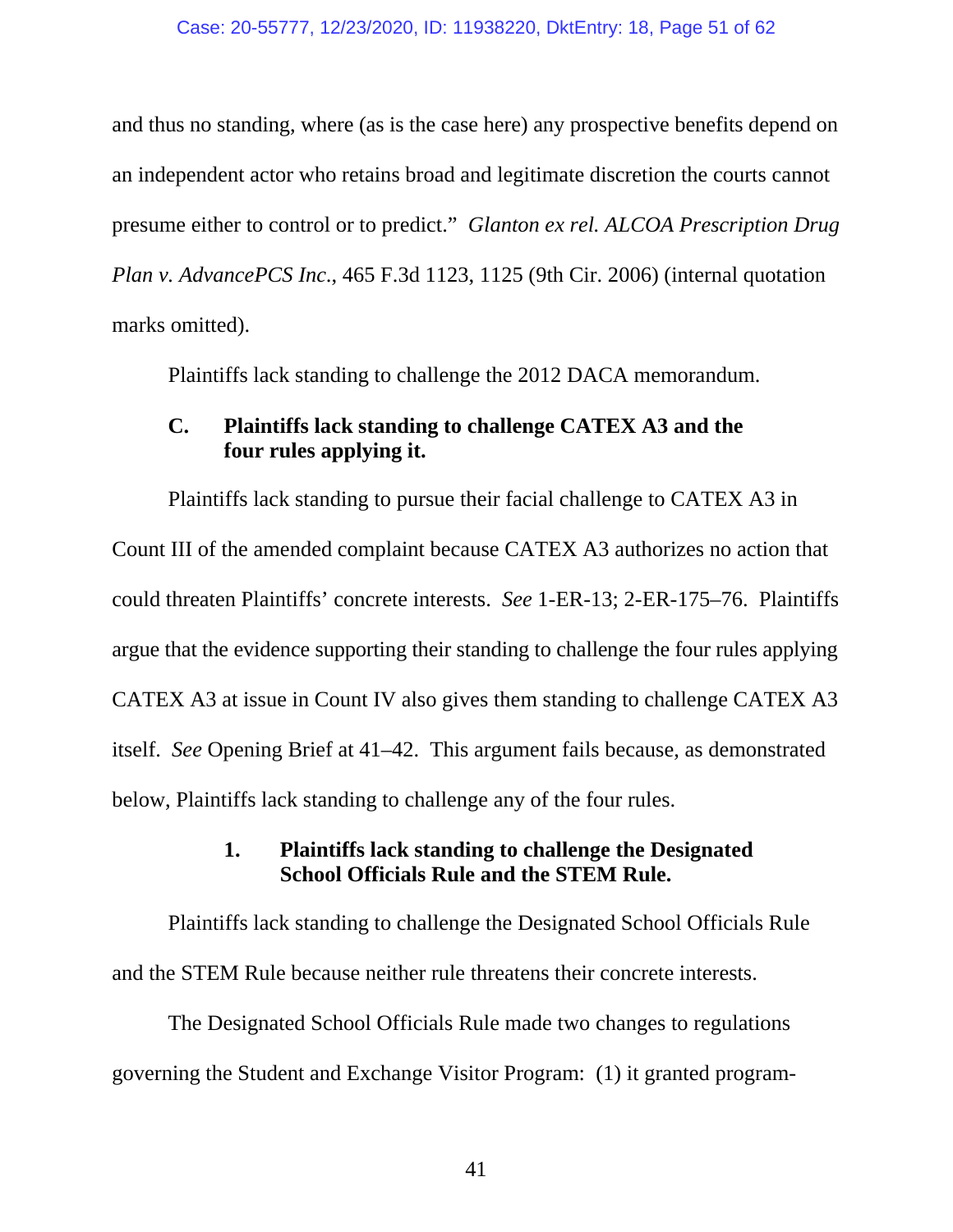and thus no standing, where (as is the case here) any prospective benefits depend on an independent actor who retains broad and legitimate discretion the courts cannot presume either to control or to predict." *Glanton ex rel. ALCOA Prescription Drug Plan v. AdvancePCS Inc.*, 465 F.3d 1123, 1125 (9th Cir. 2006) (internal quotation marks omitted).

Plaintiffs lack standing to challenge the 2012 DACA memorandum.

### C. Plaintiffs lack standing to challenge CATEX A3 and the four rules applying it.

Plaintiffs lack standing to pursue their facial challenge to CATEX A3 in Count III of the amended complaint because CATEX A3 authorizes no action that could threaten Plaintiffs' concrete interests. *See* 1-ER-13; 2-ER-175–76. Plaintiffs argue that the evidence supporting their standing to challenge the four rules applying CATEX A3 at issue in Count IV also gives them standing to challenge CATEX A3 itself. *See* Opening Brief at 41–42. This argument fails because, as demonstrated below, Plaintiffs lack standing to challenge any of the four rules.

#### 1. Plaintiffs lack standing to challenge the Designated School Officials Rule and the STEM Rule.

Plaintiffs lack standing to challenge the Designated School Officials Rule and the STEM Rule because neither rule threatens their concrete interests.

The Designated School Officials Rule made two changes to regulations governing the Student and Exchange Visitor Program: (1) it granted program-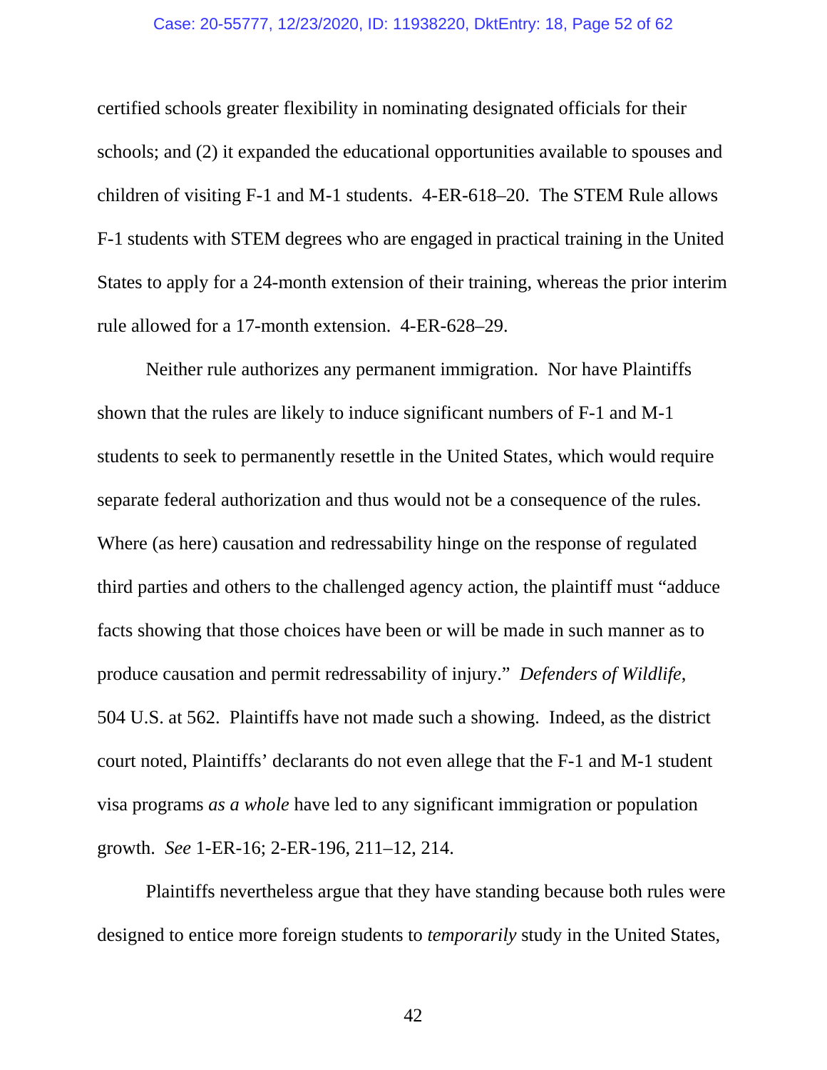certified schools greater flexibility in nominating designated officials for their schools; and (2) it expanded the educational opportunities available to spouses and children of visiting F-1 and M-1 students. 4-ER-618–20. The STEM Rule allows F-1 students with STEM degrees who are engaged in practical training in the United States to apply for a 24-month extension of their training, whereas the prior interim rule allowed for a 17-month extension. 4-ER-628–29.

Neither rule authorizes any permanent immigration. Nor have Plaintiffs shown that the rules are likely to induce significant numbers of F-1 and M-1 students to seek to permanently resettle in the United States, which would require separate federal authorization and thus would not be a consequence of the rules. Where (as here) causation and redressability hinge on the response of regulated third parties and others to the challenged agency action, the plaintiff must "adduce facts showing that those choices have been or will be made in such manner as to produce causation and permit redressability of injury." *Defenders of Wildlife*, 504 U.S. at 562. Plaintiffs have not made such a showing. Indeed, as the district court noted, Plaintiffs' declarants do not even allege that the F-1 and M-1 student visa programs *as a whole* have led to any significant immigration or population growth. *See* 1-ER-16; 2-ER-196, 211–12, 214.

Plaintiffs nevertheless argue that they have standing because both rules were designed to entice more foreign students to *temporarily* study in the United States,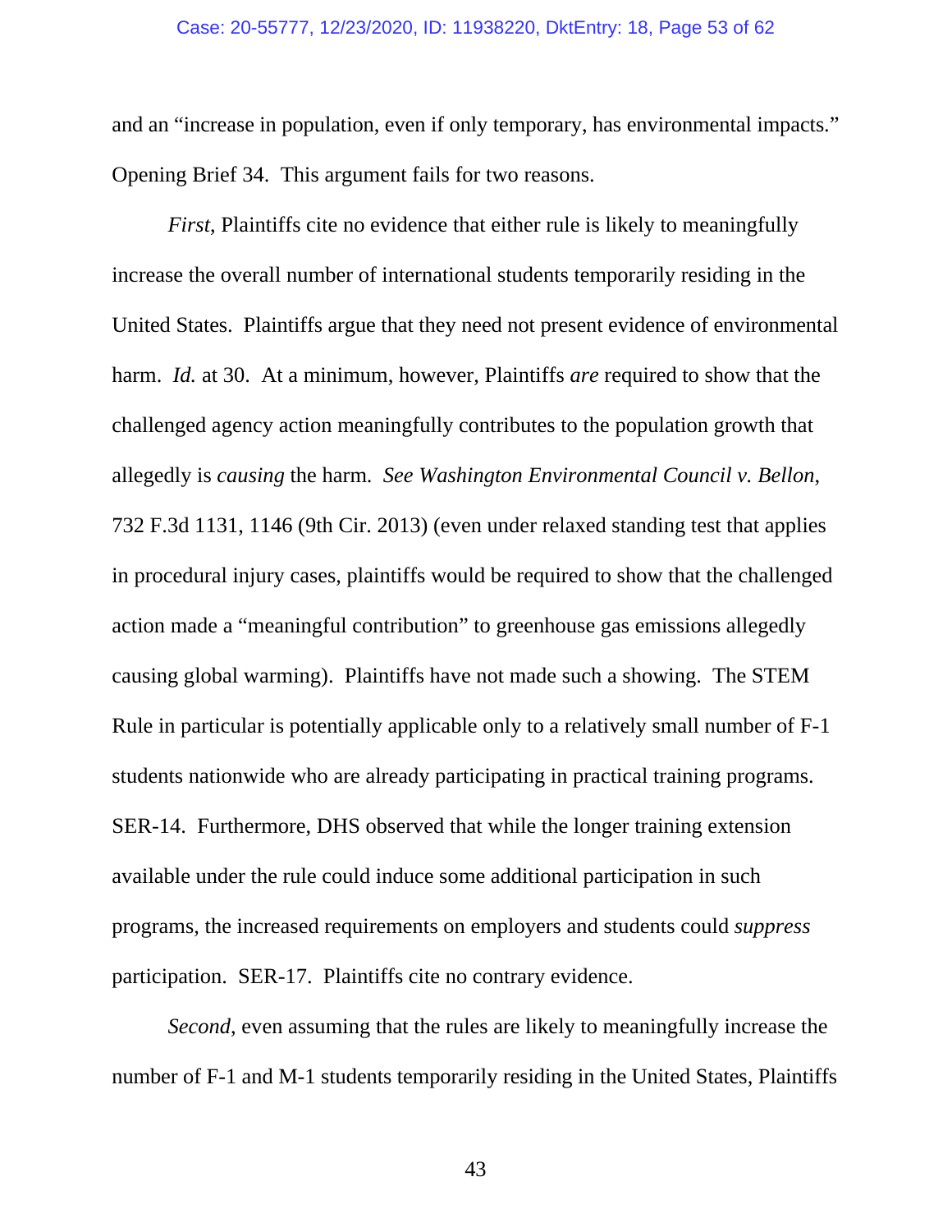and an "increase in population, even if only temporary, has environmental impacts." Opening Brief 34. This argument fails for two reasons.

*First*, Plaintiffs cite no evidence that either rule is likely to meaningfully increase the overall number of international students temporarily residing in the United States. Plaintiffs argue that they need not present evidence of environmental harm. *Id.* at 30. At a minimum, however, Plaintiffs *are* required to show that the challenged agency action meaningfully contributes to the population growth that allegedly is *causing* the harm. *See Washington Environmental Council v. Bellon*, 732 F.3d 1131, 1146 (9th Cir. 2013) (even under relaxed standing test that applies in procedural injury cases, plaintiffs would be required to show that the challenged action made a "meaningful contribution" to greenhouse gas emissions allegedly causing global warming). Plaintiffs have not made such a showing. The STEM Rule in particular is potentially applicable only to a relatively small number of F-1 students nationwide who are already participating in practical training programs. SER-14. Furthermore, DHS observed that while the longer training extension available under the rule could induce some additional participation in such programs, the increased requirements on employers and students could *suppress* participation. SER-17. Plaintiffs cite no contrary evidence.

*Second*, even assuming that the rules are likely to meaningfully increase the number of F-1 and M-1 students temporarily residing in the United States, Plaintiffs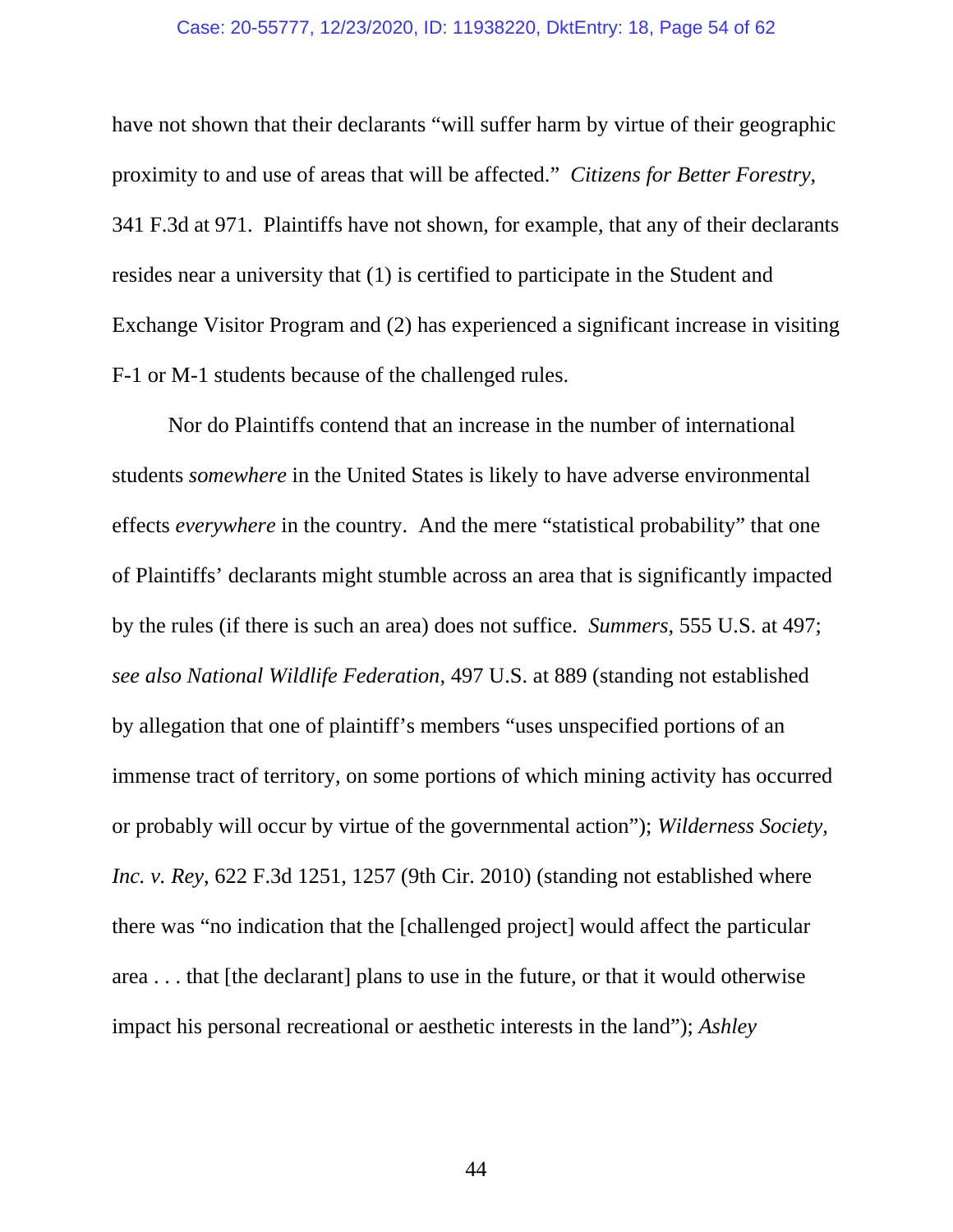have not shown that their declarants "will suffer harm by virtue of their geographic proximity to and use of areas that will be affected." *Citizens for Better Forestry*, 341 F.3d at 971. Plaintiffs have not shown, for example, that any of their declarants resides near a university that (1) is certified to participate in the Student and Exchange Visitor Program and (2) has experienced a significant increase in visiting F-1 or M-1 students because of the challenged rules.

Nor do Plaintiffs contend that an increase in the number of international students *somewhere* in the United States is likely to have adverse environmental effects *everywhere* in the country. And the mere "statistical probability" that one of Plaintiffs' declarants might stumble across an area that is significantly impacted by the rules (if there is such an area) does not suffice. *Summers*, 555 U.S. at 497; *see also National Wildlife Federation*, 497 U.S. at 889 (standing not established by allegation that one of plaintiff's members "uses unspecified portions of an immense tract of territory, on some portions of which mining activity has occurred or probably will occur by virtue of the governmental action"); *Wilderness Society, Inc. v. Rey*, 622 F.3d 1251, 1257 (9th Cir. 2010) (standing not established where there was "no indication that the [challenged project] would affect the particular area . . . that [the declarant] plans to use in the future, or that it would otherwise impact his personal recreational or aesthetic interests in the land"); *Ashley*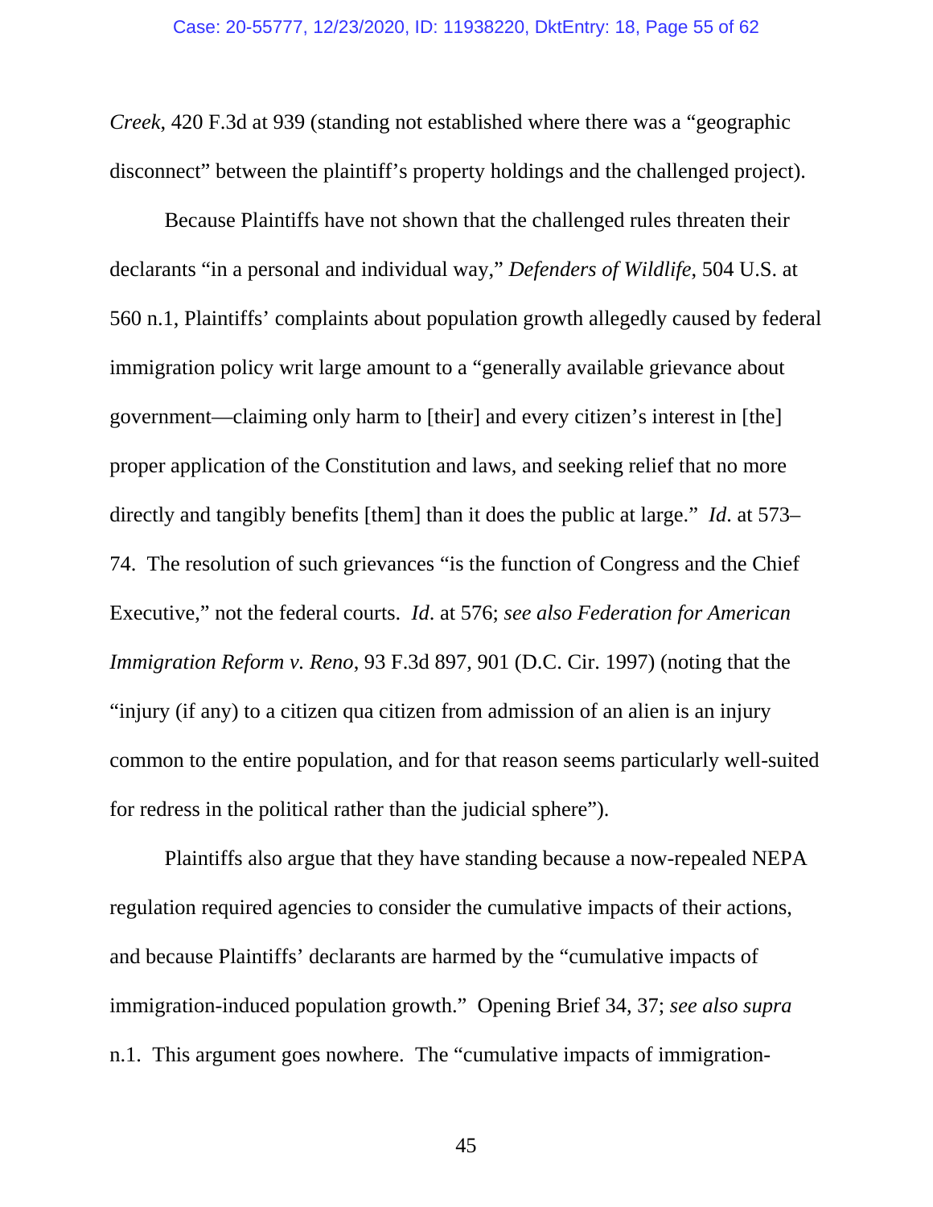*Creek*, 420 F.3d at 939 (standing not established where there was a "geographic disconnect" between the plaintiff's property holdings and the challenged project).

Because Plaintiffs have not shown that the challenged rules threaten their declarants "in a personal and individual way," *Defenders of Wildlife*, 504 U.S. at 560 n.1, Plaintiffs' complaints about population growth allegedly caused by federal immigration policy writ large amount to a "generally available grievance about government—claiming only harm to [their] and every citizen's interest in [the] proper application of the Constitution and laws, and seeking relief that no more directly and tangibly benefits [them] than it does the public at large." *Id*. at 573–74. The resolution of such grievances "is the function of Congress and the Chief Executive," not the federal courts. *Id*. at 576; *see also Federation for American Immigration Reform v. Reno*, 93 F.3d 897, 901 (D.C. Cir. 1997) (noting that the "injury (if any) to a citizen qua citizen from admission of an alien is an injury common to the entire population, and for that reason seems particularly well-suited for redress in the political rather than the judicial sphere").

Plaintiffs also argue that they have standing because a now-repealed NEPA regulation required agencies to consider the cumulative impacts of their actions, and because Plaintiffs' declarants are harmed by the "cumulative impacts of immigration-induced population growth." Opening Brief 34, 37; *see also supra* n.1. This argument goes nowhere. The "cumulative impacts of immigration-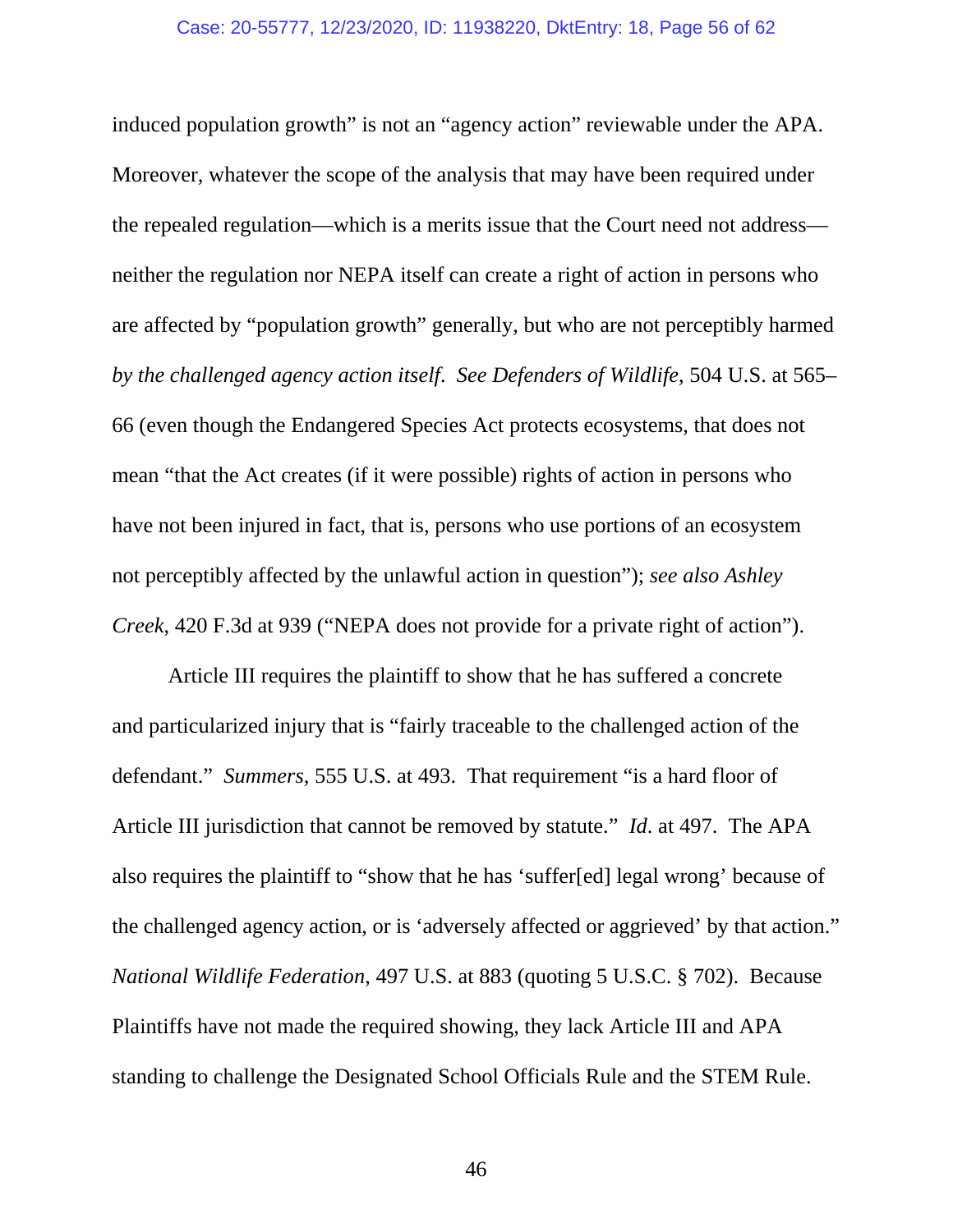induced population growth" is not an "agency action" reviewable under the APA. Moreover, whatever the scope of the analysis that may have been required under the repealed regulation—which is a merits issue that the Court need not address—neither the regulation nor NEPA itself can create a right of action in persons who are affected by "population growth" generally, but who are not perceptibly harmed *by the challenged agency action itself*. *See Defenders of Wildlife*, 504 U.S. at 565–66 (even though the Endangered Species Act protects ecosystems, that does not mean "that the Act creates (if it were possible) rights of action in persons who have not been injured in fact, that is, persons who use portions of an ecosystem not perceptibly affected by the unlawful action in question"); *see also Ashley Creek*, 420 F.3d at 939 ("NEPA does not provide for a private right of action").

Article III requires the plaintiff to show that he has suffered a concrete and particularized injury that is "fairly traceable to the challenged action of the defendant." *Summers*, 555 U.S. at 493. That requirement "is a hard floor of Article III jurisdiction that cannot be removed by statute." *Id*. at 497. The APA also requires the plaintiff to "show that he has 'suffer[ed] legal wrong' because of the challenged agency action, or is 'adversely affected or aggrieved' by that action." *National Wildlife Federation*, 497 U.S. at 883 (quoting 5 U.S.C. § 702). Because Plaintiffs have not made the required showing, they lack Article III and APA standing to challenge the Designated School Officials Rule and the STEM Rule.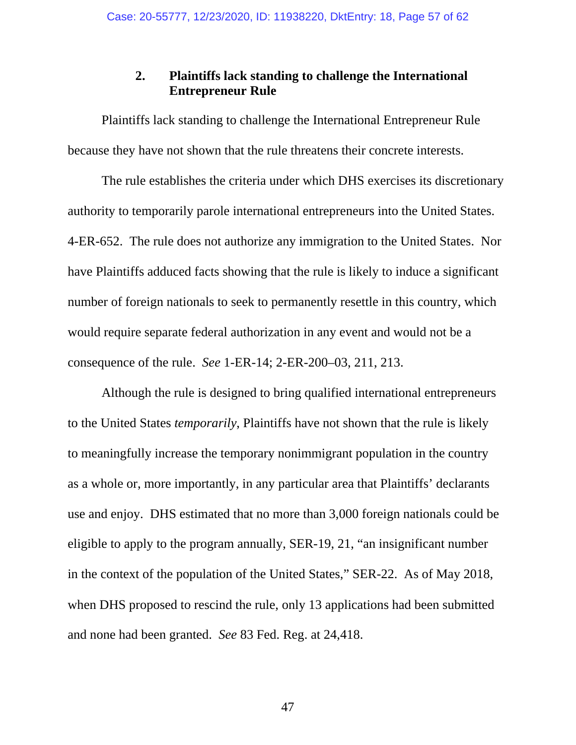### 2. Plaintiffs lack standing to challenge the International Entrepreneur Rule

Plaintiffs lack standing to challenge the International Entrepreneur Rule because they have not shown that the rule threatens their concrete interests.

The rule establishes the criteria under which DHS exercises its discretionary authority to temporarily parole international entrepreneurs into the United States. 4-ER-652. The rule does not authorize any immigration to the United States. Nor have Plaintiffs adduced facts showing that the rule is likely to induce a significant number of foreign nationals to seek to permanently resettle in this country, which would require separate federal authorization in any event and would not be a consequence of the rule. *See* 1-ER-14; 2-ER-200–03, 211, 213.

Although the rule is designed to bring qualified international entrepreneurs to the United States *temporarily*, Plaintiffs have not shown that the rule is likely to meaningfully increase the temporary nonimmigrant population in the country as a whole or, more importantly, in any particular area that Plaintiffs' declarants use and enjoy. DHS estimated that no more than 3,000 foreign nationals could be eligible to apply to the program annually, SER-19, 21, "an insignificant number in the context of the population of the United States," SER-22. As of May 2018, when DHS proposed to rescind the rule, only 13 applications had been submitted and none had been granted. *See* 83 Fed. Reg. at 24,418.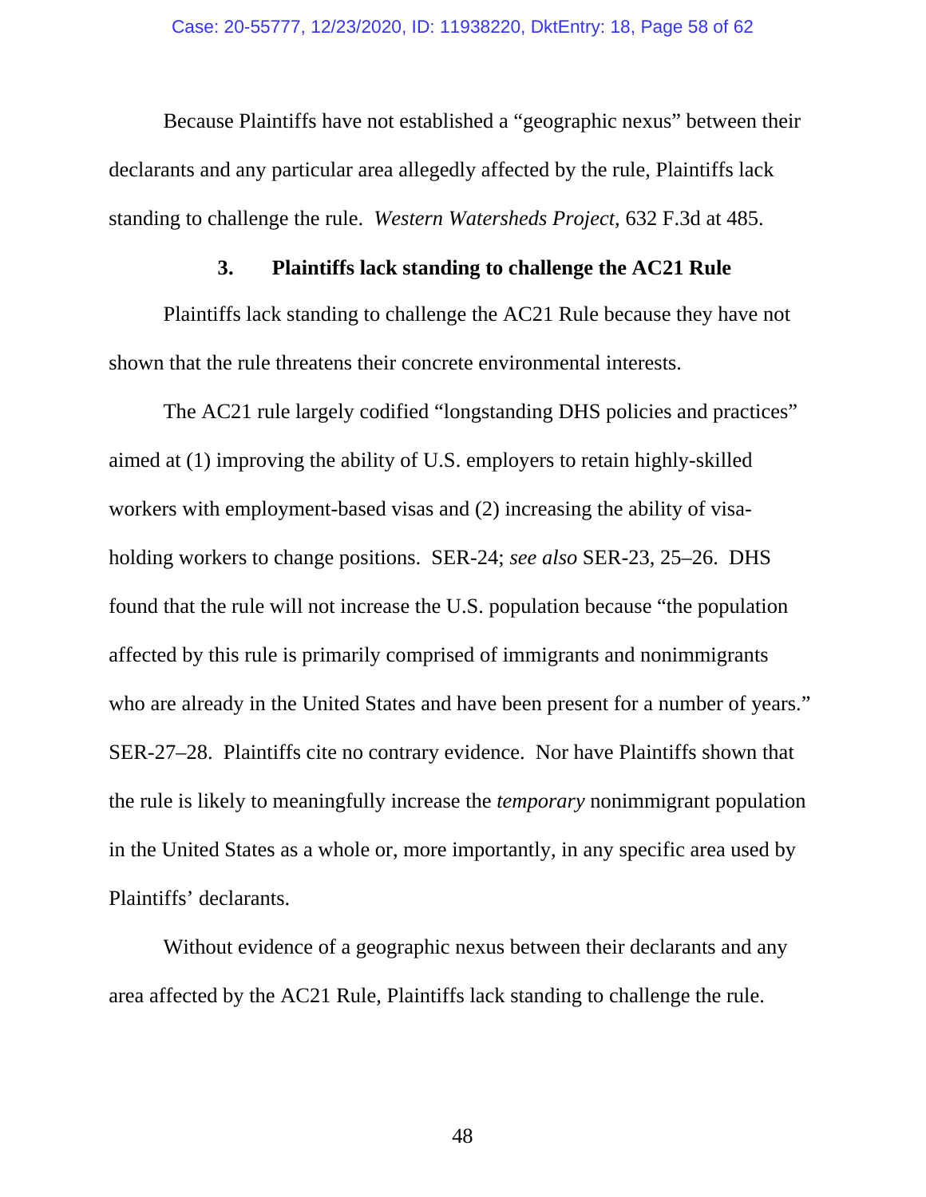Because Plaintiffs have not established a "geographic nexus" between their declarants and any particular area allegedly affected by the rule, Plaintiffs lack standing to challenge the rule. *Western Watersheds Project*, 632 F.3d at 485.

### 3. Plaintiffs lack standing to challenge the AC21 Rule

Plaintiffs lack standing to challenge the AC21 Rule because they have not shown that the rule threatens their concrete environmental interests.

The AC21 rule largely codified "longstanding DHS policies and practices" aimed at (1) improving the ability of U.S. employers to retain highly-skilled workers with employment-based visas and (2) increasing the ability of visa-holding workers to change positions. SER-24; *see also* SER-23, 25–26. DHS found that the rule will not increase the U.S. population because "the population affected by this rule is primarily comprised of immigrants and nonimmigrants who are already in the United States and have been present for a number of years." SER-27–28. Plaintiffs cite no contrary evidence. Nor have Plaintiffs shown that the rule is likely to meaningfully increase the *temporary* nonimmigrant population in the United States as a whole or, more importantly, in any specific area used by Plaintiffs' declarants.

Without evidence of a geographic nexus between their declarants and any area affected by the AC21 Rule, Plaintiffs lack standing to challenge the rule.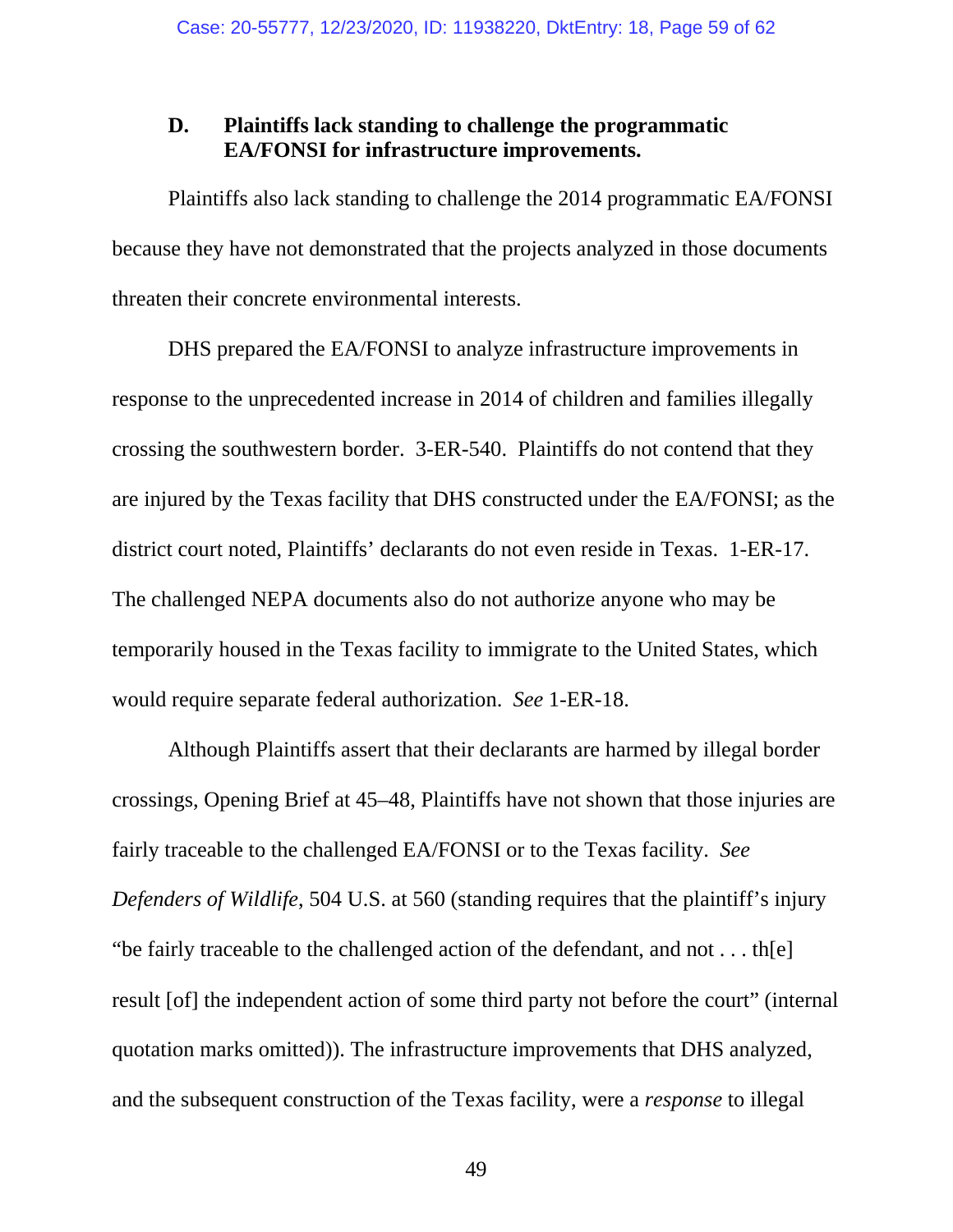### D. Plaintiffs lack standing to challenge the programmatic EA/FONSI for infrastructure improvements.

Plaintiffs also lack standing to challenge the 2014 programmatic EA/FONSI because they have not demonstrated that the projects analyzed in those documents threaten their concrete environmental interests.

DHS prepared the EA/FONSI to analyze infrastructure improvements in response to the unprecedented increase in 2014 of children and families illegally crossing the southwestern border. 3-ER-540. Plaintiffs do not contend that they are injured by the Texas facility that DHS constructed under the EA/FONSI; as the district court noted, Plaintiffs' declarants do not even reside in Texas. 1-ER-17. The challenged NEPA documents also do not authorize anyone who may be temporarily housed in the Texas facility to immigrate to the United States, which would require separate federal authorization. *See* 1-ER-18.

Although Plaintiffs assert that their declarants are harmed by illegal border crossings, Opening Brief at 45–48, Plaintiffs have not shown that those injuries are fairly traceable to the challenged EA/FONSI or to the Texas facility. *See Defenders of Wildlife*, 504 U.S. at 560 (standing requires that the plaintiff's injury "be fairly traceable to the challenged action of the defendant, and not . . . th[e] result [of] the independent action of some third party not before the court" (internal quotation marks omitted)). The infrastructure improvements that DHS analyzed, and the subsequent construction of the Texas facility, were a *response* to illegal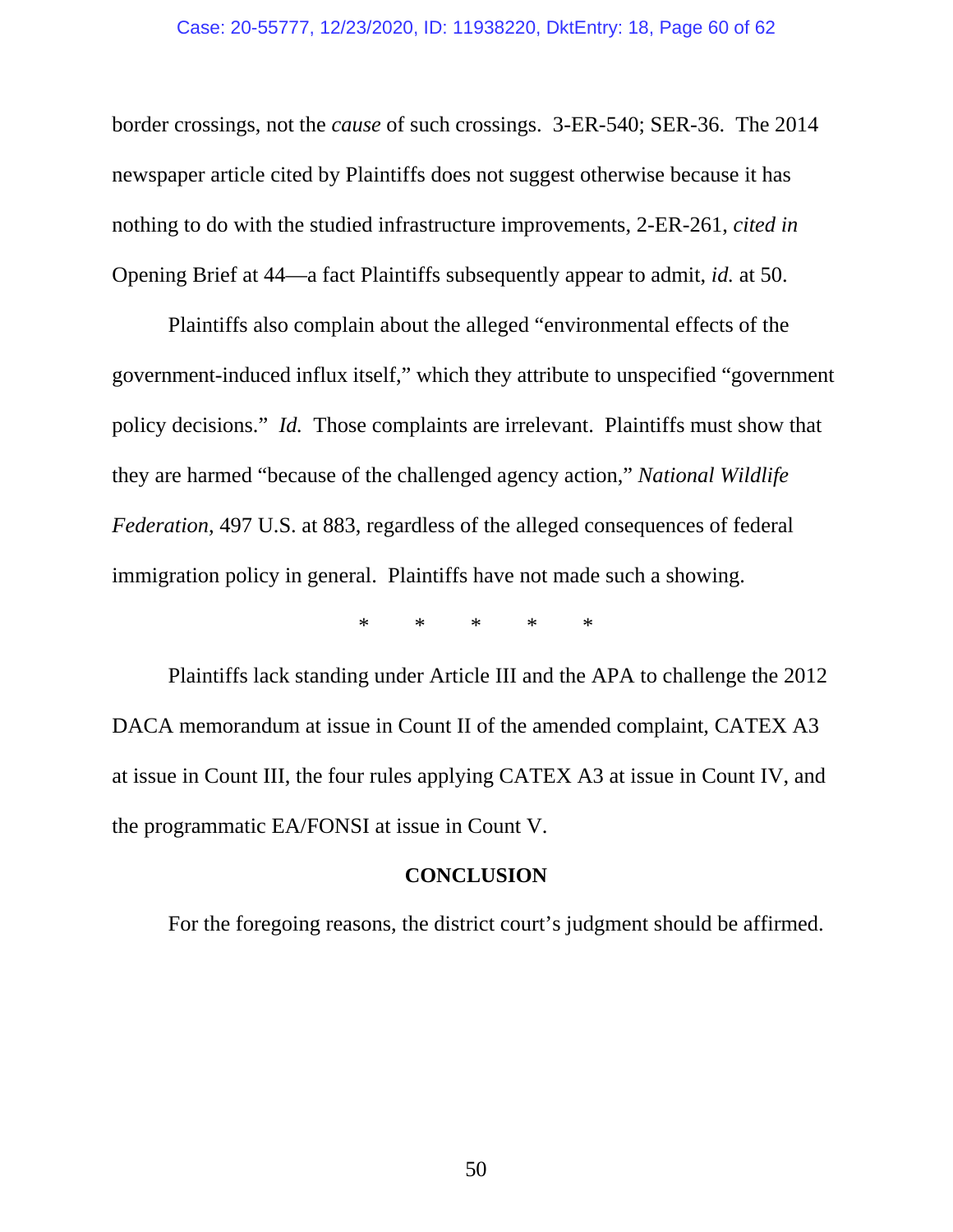border crossings, not the *cause* of such crossings. 3-ER-540; SER-36. The 2014 newspaper article cited by Plaintiffs does not suggest otherwise because it has nothing to do with the studied infrastructure improvements, 2-ER-261, *cited in* Opening Brief at 44—a fact Plaintiffs subsequently appear to admit, *id.* at 50.

Plaintiffs also complain about the alleged "environmental effects of the government-induced influx itself," which they attribute to unspecified "government policy decisions." *Id.* Those complaints are irrelevant. Plaintiffs must show that they are harmed "because of the challenged agency action," *National Wildlife Federation*, 497 U.S. at 883, regardless of the alleged consequences of federal immigration policy in general. Plaintiffs have not made such a showing.

\* \* \* \* \*

Plaintiffs lack standing under Article III and the APA to challenge the 2012 DACA memorandum at issue in Count II of the amended complaint, CATEX A3 at issue in Count III, the four rules applying CATEX A3 at issue in Count IV, and the programmatic EA/FONSI at issue in Count V.

## CONCLUSION

For the foregoing reasons, the district court's judgment should be affirmed.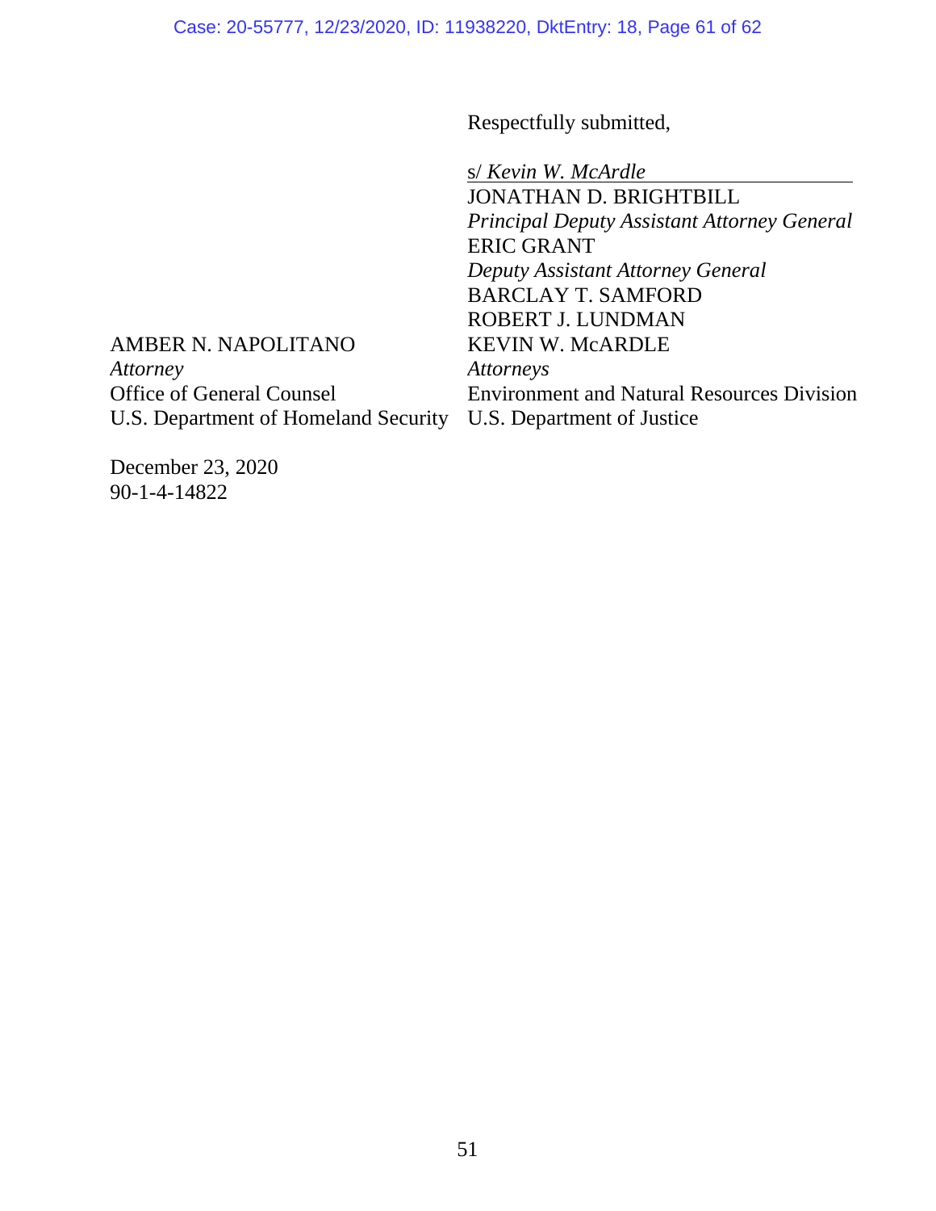Respectfully submitted,

s/ *Kevin W. McArdle*
JONATHAN D. BRIGHTBILL
*Principal Deputy Assistant Attorney General*
ERIC GRANT
*Deputy Assistant Attorney General*
BARCLAY T. SAMFORD
ROBERT J. LUNDMAN
KEVIN W. McARDLE
*Attorneys*
Environment and Natural Resources Division
U.S. Department of Justice

AMBER N. NAPOLITANO
*Attorney*
Office of General Counsel
U.S. Department of Homeland Security

December 23, 2020
90-1-4-14822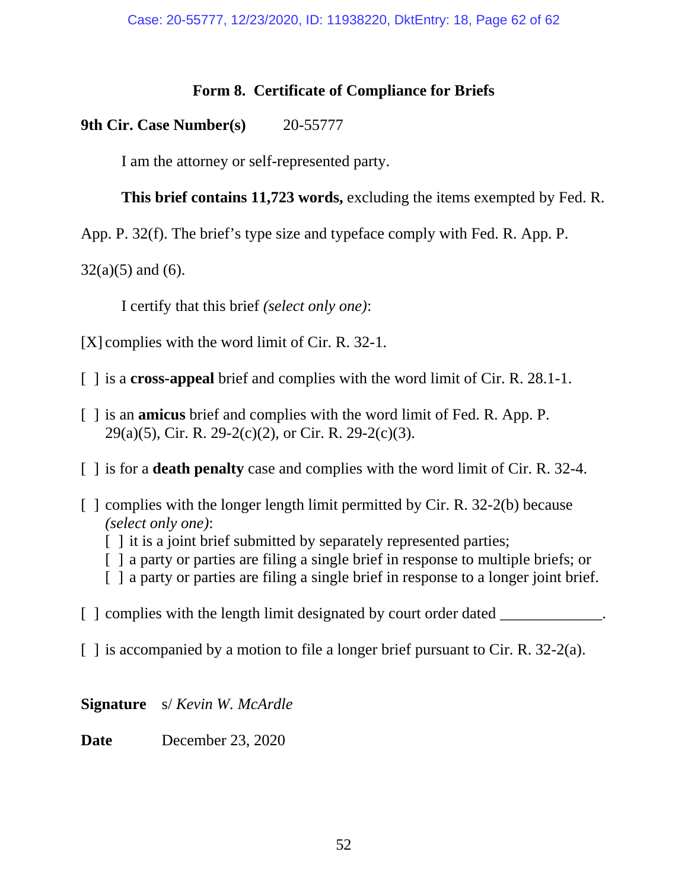## Form 8. Certificate of Compliance for Briefs

**9th Cir. Case Number(s)** 20-55777

I am the attorney or self-represented party.

**This brief contains 11,723 words,** excluding the items exempted by Fed. R. App. P. 32(f). The brief's type size and typeface comply with Fed. R. App. P. 32(a)(5) and (6).

I certify that this brief *(select only one)*:

[X] complies with the word limit of Cir. R. 32-1.

[ ] is a **cross-appeal** brief and complies with the word limit of Cir. R. 28.1-1.

[ ] is an **amicus** brief and complies with the word limit of Fed. R. App. P. 29(a)(5), Cir. R. 29-2(c)(2), or Cir. R. 29-2(c)(3).

[ ] is for a **death penalty** case and complies with the word limit of Cir. R. 32-4.

[ ] complies with the longer length limit permitted by Cir. R. 32-2(b) because *(select only one)*:
- [ ] it is a joint brief submitted by separately represented parties;
- [ ] a party or parties are filing a single brief in response to multiple briefs; or
- [ ] a party or parties are filing a single brief in response to a longer joint brief.

[ ] complies with the length limit designated by court order dated _____________.

[ ] is accompanied by a motion to file a longer brief pursuant to Cir. R. 32-2(a).

**Signature** s/ *Kevin W. McArdle*

**Date** December 23, 2020